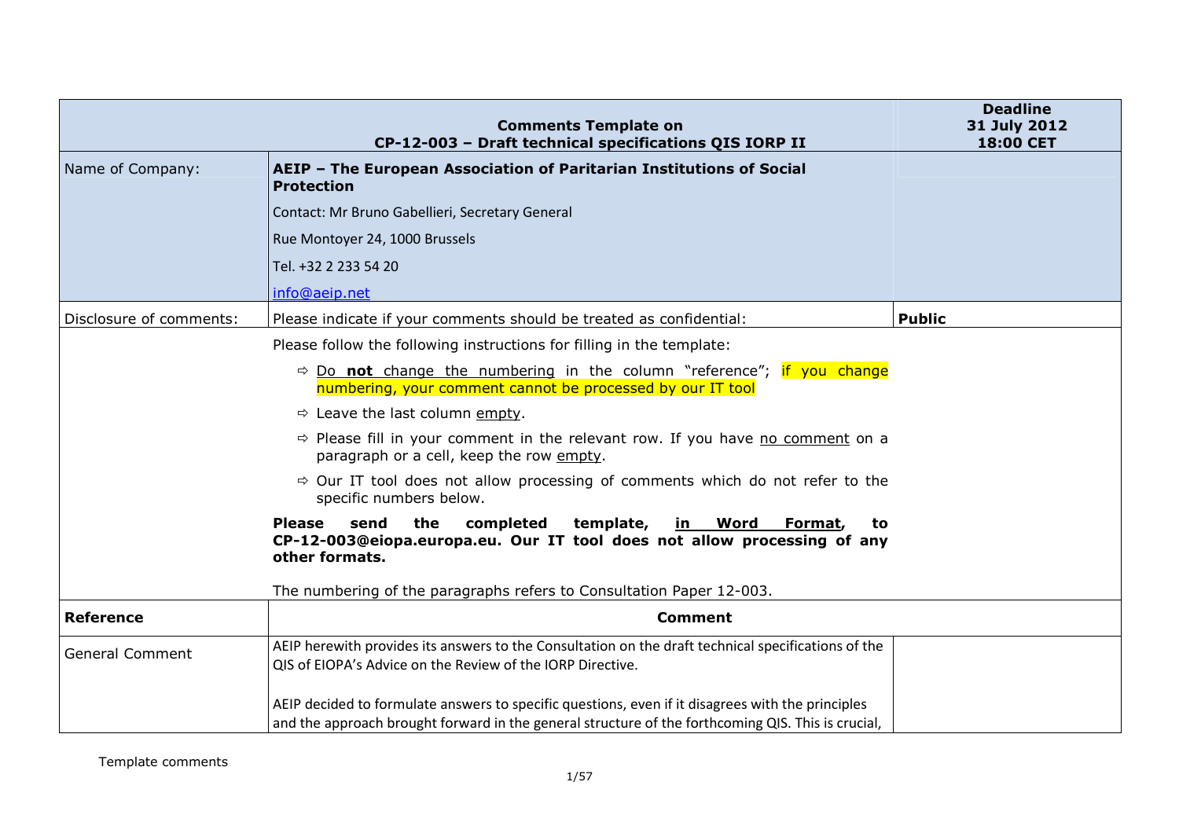| Comments Template on CP-12-003 – Draft technical specifications QIS IORP II | | Deadline 31 July 2012 18:00 CET |
|---|---|---|
| Name of Company: | **AEIP – The European Association of Paritarian Institutions of Social Protection**<br>Contact: Mr Bruno Gabellieri, Secretary General<br>Rue Montoyer 24, 1000 Brussels<br>Tel. +32 2 233 54 20<br>info@aeip.net | |
| Disclosure of comments: | Please indicate if your comments should be treated as confidential: | **Public** |
| | Please follow the following instructions for filling in the template:<br>⇨ Do **not** change the numbering in the column "reference"; if you change numbering, your comment cannot be processed by our IT tool<br>⇨ Leave the last column empty.<br>⇨ Please fill in your comment in the relevant row. If you have no comment on a paragraph or a cell, keep the row empty.<br>⇨ Our IT tool does not allow processing of comments which do not refer to the specific numbers below.<br>**Please send the completed template, in Word Format, to CP-12-003@eiopa.europa.eu. Our IT tool does not allow processing of any other formats.**<br>The numbering of the paragraphs refers to Consultation Paper 12-003. | |
| **Reference** | **Comment** | |
| General Comment | AEIP herewith provides its answers to the Consultation on the draft technical specifications of the QIS of EIOPA's Advice on the Review of the IORP Directive.<br><br>AEIP decided to formulate answers to specific questions, even if it disagrees with the principles and the approach brought forward in the general structure of the forthcoming QIS. This is crucial, | |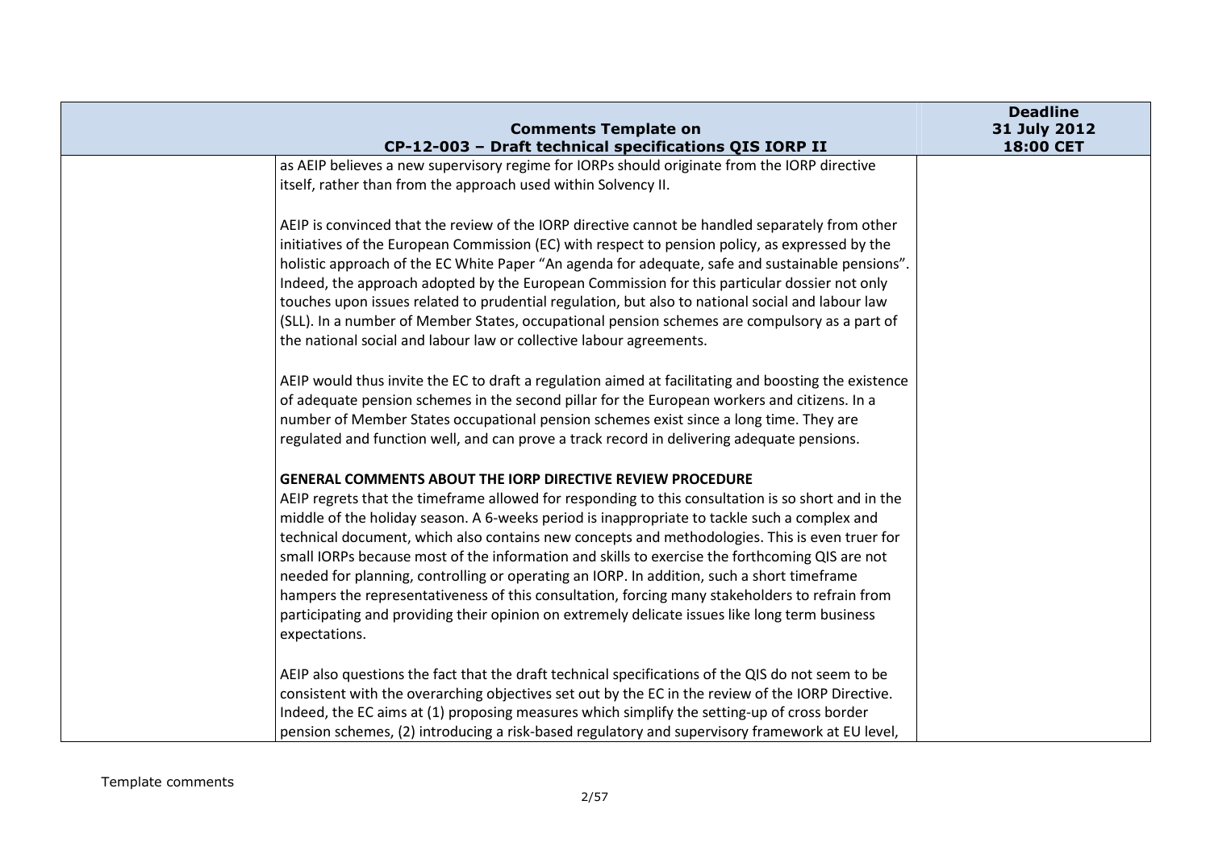as AEIP believes a new supervisory regime for IORPs should originate from the IORP directive itself, rather than from the approach used within Solvency II.

AEIP is convinced that the review of the IORP directive cannot be handled separately from other initiatives of the European Commission (EC) with respect to pension policy, as expressed by the holistic approach of the EC White Paper "An agenda for adequate, safe and sustainable pensions". Indeed, the approach adopted by the European Commission for this particular dossier not only touches upon issues related to prudential regulation, but also to national social and labour law (SLL). In a number of Member States, occupational pension schemes are compulsory as a part of the national social and labour law or collective labour agreements.

AEIP would thus invite the EC to draft a regulation aimed at facilitating and boosting the existence of adequate pension schemes in the second pillar for the European workers and citizens. In a number of Member States occupational pension schemes exist since a long time. They are regulated and function well, and can prove a track record in delivering adequate pensions.

**GENERAL COMMENTS ABOUT THE IORP DIRECTIVE REVIEW PROCEDURE**

AEIP regrets that the timeframe allowed for responding to this consultation is so short and in the middle of the holiday season. A 6-weeks period is inappropriate to tackle such a complex and technical document, which also contains new concepts and methodologies. This is even truer for small IORPs because most of the information and skills to exercise the forthcoming QIS are not needed for planning, controlling or operating an IORP. In addition, such a short timeframe hampers the representativeness of this consultation, forcing many stakeholders to refrain from participating and providing their opinion on extremely delicate issues like long term business expectations.

AEIP also questions the fact that the draft technical specifications of the QIS do not seem to be consistent with the overarching objectives set out by the EC in the review of the IORP Directive. Indeed, the EC aims at (1) proposing measures which simplify the setting-up of cross border pension schemes, (2) introducing a risk-based regulatory and supervisory framework at EU level,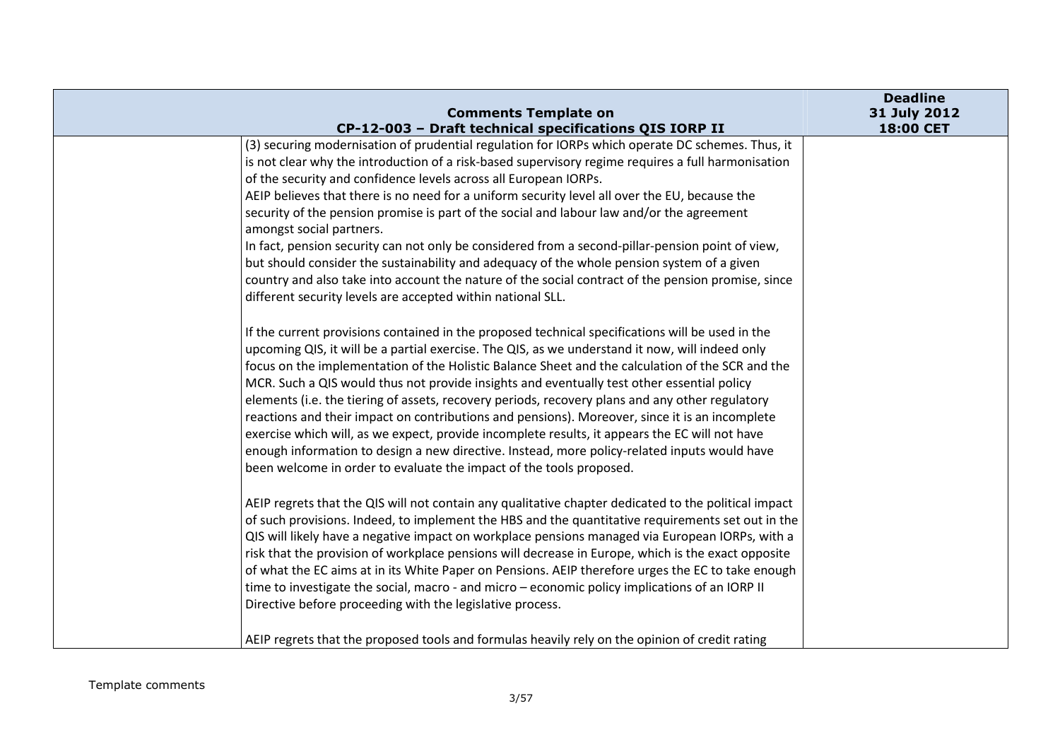| | Comments Template on CP-12-003 – Draft technical specifications QIS IORP II | Deadline 31 July 2012 18:00 CET |
|---|---|---|
| | (3) securing modernisation of prudential regulation for IORPs which operate DC schemes. Thus, it is not clear why the introduction of a risk-based supervisory regime requires a full harmonisation of the security and confidence levels across all European IORPs.<br>AEIP believes that there is no need for a uniform security level all over the EU, because the security of the pension promise is part of the social and labour law and/or the agreement amongst social partners.<br>In fact, pension security can not only be considered from a second-pillar-pension point of view, but should consider the sustainability and adequacy of the whole pension system of a given country and also take into account the nature of the social contract of the pension promise, since different security levels are accepted within national SLL.<br><br>If the current provisions contained in the proposed technical specifications will be used in the upcoming QIS, it will be a partial exercise. The QIS, as we understand it now, will indeed only focus on the implementation of the Holistic Balance Sheet and the calculation of the SCR and the MCR. Such a QIS would thus not provide insights and eventually test other essential policy elements (i.e. the tiering of assets, recovery periods, recovery plans and any other regulatory reactions and their impact on contributions and pensions). Moreover, since it is an incomplete exercise which will, as we expect, provide incomplete results, it appears the EC will not have enough information to design a new directive. Instead, more policy-related inputs would have been welcome in order to evaluate the impact of the tools proposed.<br><br>AEIP regrets that the QIS will not contain any qualitative chapter dedicated to the political impact of such provisions. Indeed, to implement the HBS and the quantitative requirements set out in the QIS will likely have a negative impact on workplace pensions managed via European IORPs, with a risk that the provision of workplace pensions will decrease in Europe, which is the exact opposite of what the EC aims at in its White Paper on Pensions. AEIP therefore urges the EC to take enough time to investigate the social, macro - and micro – economic policy implications of an IORP II Directive before proceeding with the legislative process.<br><br>AEIP regrets that the proposed tools and formulas heavily rely on the opinion of credit rating | |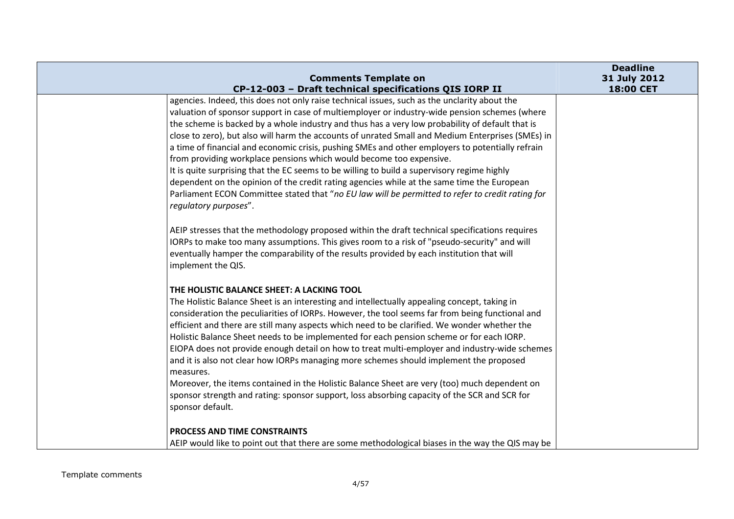agencies. Indeed, this does not only raise technical issues, such as the unclarity about the valuation of sponsor support in case of multiemployer or industry-wide pension schemes (where the scheme is backed by a whole industry and thus has a very low probability of default that is close to zero), but also will harm the accounts of unrated Small and Medium Enterprises (SMEs) in a time of financial and economic crisis, pushing SMEs and other employers to potentially refrain from providing workplace pensions which would become too expensive.

It is quite surprising that the EC seems to be willing to build a supervisory regime highly dependent on the opinion of the credit rating agencies while at the same time the European Parliament ECON Committee stated that "*no EU law will be permitted to refer to credit rating for regulatory purposes*".

AEIP stresses that the methodology proposed within the draft technical specifications requires IORPs to make too many assumptions. This gives room to a risk of "pseudo-security" and will eventually hamper the comparability of the results provided by each institution that will implement the QIS.

**THE HOLISTIC BALANCE SHEET: A LACKING TOOL**

The Holistic Balance Sheet is an interesting and intellectually appealing concept, taking in consideration the peculiarities of IORPs. However, the tool seems far from being functional and efficient and there are still many aspects which need to be clarified. We wonder whether the Holistic Balance Sheet needs to be implemented for each pension scheme or for each IORP. EIOPA does not provide enough detail on how to treat multi-employer and industry-wide schemes and it is also not clear how IORPs managing more schemes should implement the proposed measures.

Moreover, the items contained in the Holistic Balance Sheet are very (too) much dependent on sponsor strength and rating: sponsor support, loss absorbing capacity of the SCR and SCR for sponsor default.

**PROCESS AND TIME CONSTRAINTS**

AEIP would like to point out that there are some methodological biases in the way the QIS may be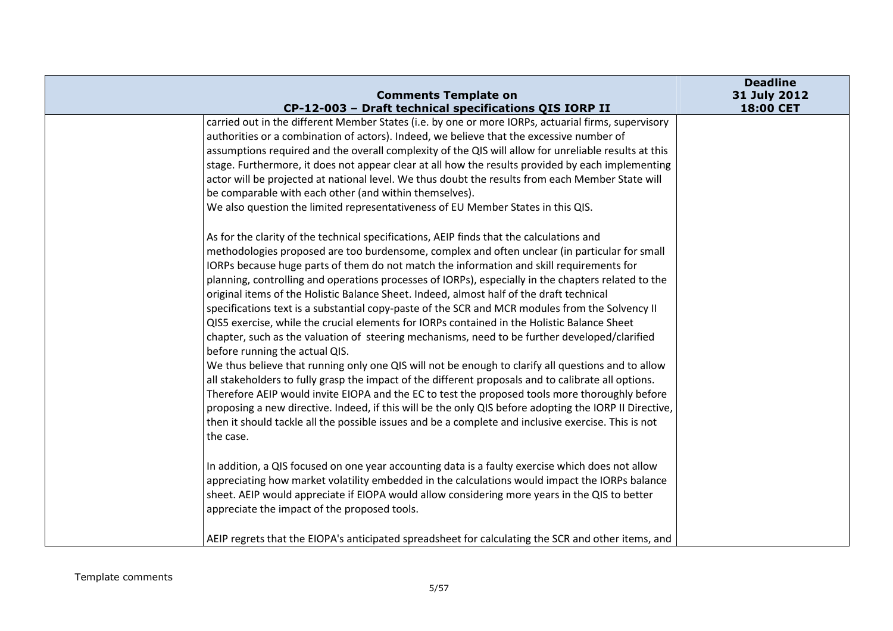| | | |
|---|---|---|
| | carried out in the different Member States (i.e. by one or more IORPs, actuarial firms, supervisory authorities or a combination of actors). Indeed, we believe that the excessive number of assumptions required and the overall complexity of the QIS will allow for unreliable results at this stage. Furthermore, it does not appear clear at all how the results provided by each implementing actor will be projected at national level. We thus doubt the results from each Member State will be comparable with each other (and within themselves).<br>We also question the limited representativeness of EU Member States in this QIS.<br><br>As for the clarity of the technical specifications, AEIP finds that the calculations and methodologies proposed are too burdensome, complex and often unclear (in particular for small IORPs because huge parts of them do not match the information and skill requirements for planning, controlling and operations processes of IORPs), especially in the chapters related to the original items of the Holistic Balance Sheet. Indeed, almost half of the draft technical specifications text is a substantial copy-paste of the SCR and MCR modules from the Solvency II QIS5 exercise, while the crucial elements for IORPs contained in the Holistic Balance Sheet chapter, such as the valuation of steering mechanisms, need to be further developed/clarified before running the actual QIS.<br>We thus believe that running only one QIS will not be enough to clarify all questions and to allow all stakeholders to fully grasp the impact of the different proposals and to calibrate all options. Therefore AEIP would invite EIOPA and the EC to test the proposed tools more thoroughly before proposing a new directive. Indeed, if this will be the only QIS before adopting the IORP II Directive, then it should tackle all the possible issues and be a complete and inclusive exercise. This is not the case.<br><br>In addition, a QIS focused on one year accounting data is a faulty exercise which does not allow appreciating how market volatility embedded in the calculations would impact the IORPs balance sheet. AEIP would appreciate if EIOPA would allow considering more years in the QIS to better appreciate the impact of the proposed tools.<br><br>AEIP regrets that the EIOPA's anticipated spreadsheet for calculating the SCR and other items, and | |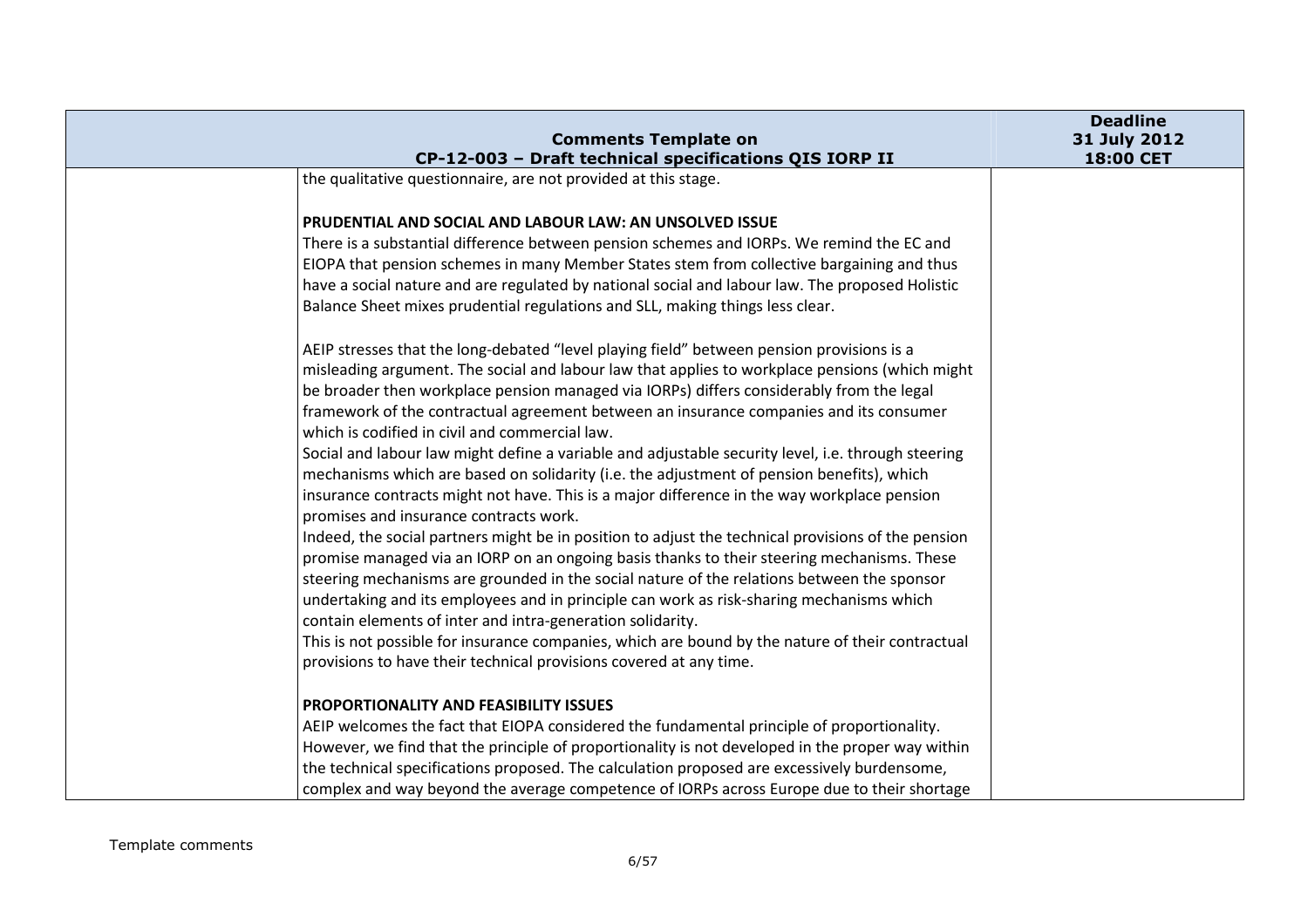| Comments Template on CP-12-003 – Draft technical specifications QIS IORP II | | Deadline 31 July 2012 18:00 CET |
|---|---|---|
| | the qualitative questionnaire, are not provided at this stage.<br><br>**PRUDENTIAL AND SOCIAL AND LABOUR LAW: AN UNSOLVED ISSUE**<br>There is a substantial difference between pension schemes and IORPs. We remind the EC and EIOPA that pension schemes in many Member States stem from collective bargaining and thus have a social nature and are regulated by national social and labour law. The proposed Holistic Balance Sheet mixes prudential regulations and SLL, making things less clear.<br><br>AEIP stresses that the long-debated "level playing field" between pension provisions is a misleading argument. The social and labour law that applies to workplace pensions (which might be broader then workplace pension managed via IORPs) differs considerably from the legal framework of the contractual agreement between an insurance companies and its consumer which is codified in civil and commercial law.<br>Social and labour law might define a variable and adjustable security level, i.e. through steering mechanisms which are based on solidarity (i.e. the adjustment of pension benefits), which insurance contracts might not have. This is a major difference in the way workplace pension promises and insurance contracts work.<br>Indeed, the social partners might be in position to adjust the technical provisions of the pension promise managed via an IORP on an ongoing basis thanks to their steering mechanisms. These steering mechanisms are grounded in the social nature of the relations between the sponsor undertaking and its employees and in principle can work as risk-sharing mechanisms which contain elements of inter and intra-generation solidarity.<br>This is not possible for insurance companies, which are bound by the nature of their contractual provisions to have their technical provisions covered at any time.<br><br>**PROPORTIONALITY AND FEASIBILITY ISSUES**<br>AEIP welcomes the fact that EIOPA considered the fundamental principle of proportionality. However, we find that the principle of proportionality is not developed in the proper way within the technical specifications proposed. The calculation proposed are excessively burdensome, complex and way beyond the average competence of IORPs across Europe due to their shortage | |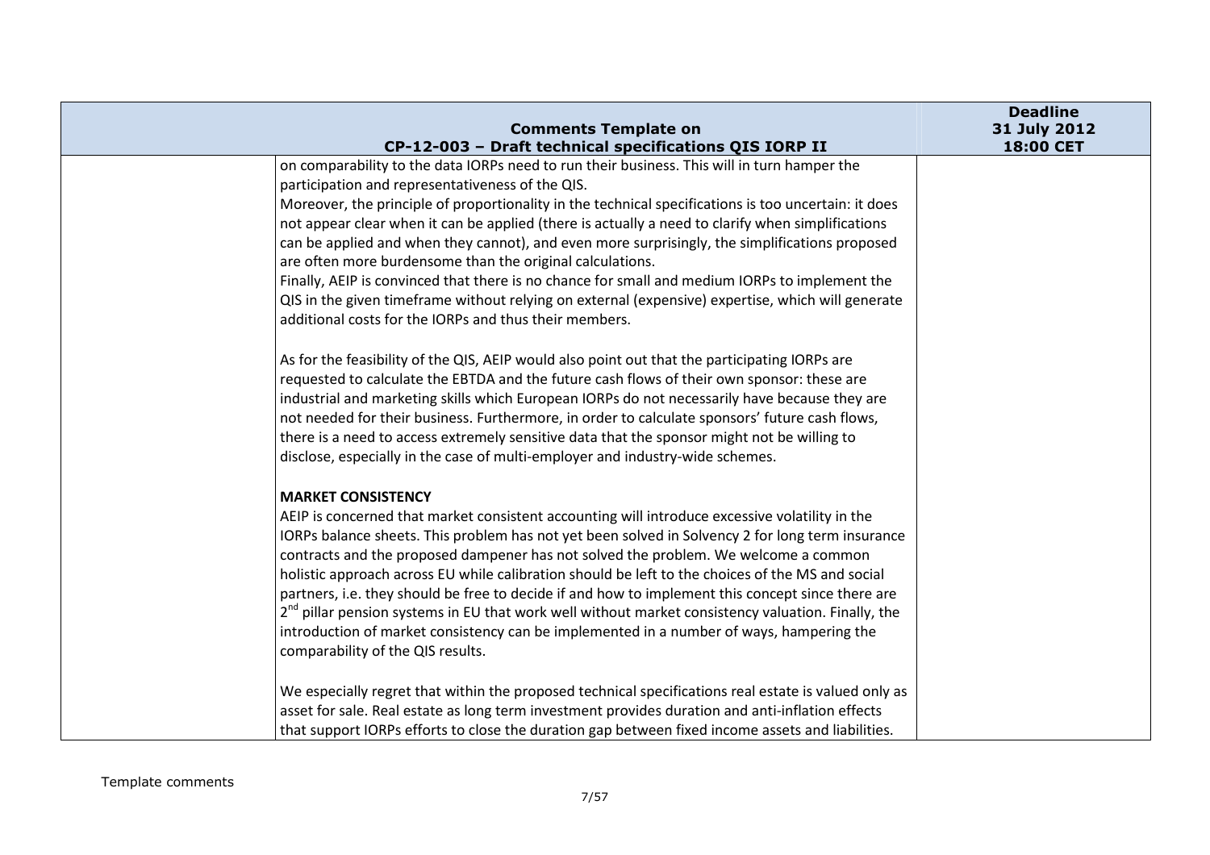| Comments Template on CP-12-003 – Draft technical specifications QIS IORP II | | Deadline 31 July 2012 18:00 CET |
|---|---|---|
| | on comparability to the data IORPs need to run their business. This will in turn hamper the participation and representativeness of the QIS.<br>Moreover, the principle of proportionality in the technical specifications is too uncertain: it does not appear clear when it can be applied (there is actually a need to clarify when simplifications can be applied and when they cannot), and even more surprisingly, the simplifications proposed are often more burdensome than the original calculations.<br>Finally, AEIP is convinced that there is no chance for small and medium IORPs to implement the QIS in the given timeframe without relying on external (expensive) expertise, which will generate additional costs for the IORPs and thus their members.<br><br>As for the feasibility of the QIS, AEIP would also point out that the participating IORPs are requested to calculate the EBTDA and the future cash flows of their own sponsor: these are industrial and marketing skills which European IORPs do not necessarily have because they are not needed for their business. Furthermore, in order to calculate sponsors' future cash flows, there is a need to access extremely sensitive data that the sponsor might not be willing to disclose, especially in the case of multi-employer and industry-wide schemes.<br><br>**MARKET CONSISTENCY**<br>AEIP is concerned that market consistent accounting will introduce excessive volatility in the IORPs balance sheets. This problem has not yet been solved in Solvency 2 for long term insurance contracts and the proposed dampener has not solved the problem. We welcome a common holistic approach across EU while calibration should be left to the choices of the MS and social partners, i.e. they should be free to decide if and how to implement this concept since there are 2nd pillar pension systems in EU that work well without market consistency valuation. Finally, the introduction of market consistency can be implemented in a number of ways, hampering the comparability of the QIS results.<br><br>We especially regret that within the proposed technical specifications real estate is valued only as asset for sale. Real estate as long term investment provides duration and anti-inflation effects that support IORPs efforts to close the duration gap between fixed income assets and liabilities. | |

Template comments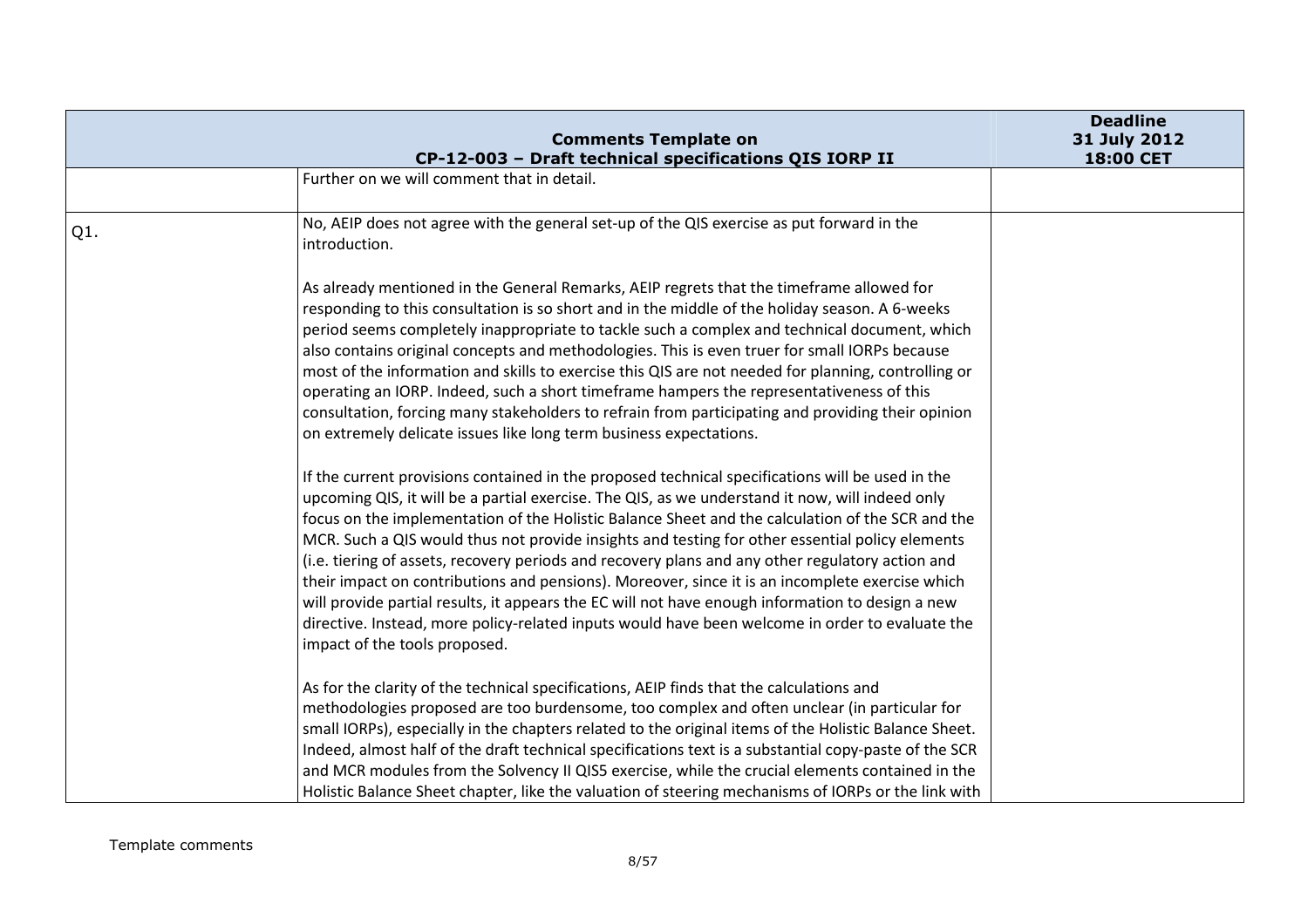| Comments Template on CP-12-003 – Draft technical specifications QIS IORP II | | Deadline 31 July 2012 18:00 CET |
|---|---|---|
| | Further on we will comment that in detail. | |
| Q1. | No, AEIP does not agree with the general set-up of the QIS exercise as put forward in the introduction.<br><br>As already mentioned in the General Remarks, AEIP regrets that the timeframe allowed for responding to this consultation is so short and in the middle of the holiday season. A 6-weeks period seems completely inappropriate to tackle such a complex and technical document, which also contains original concepts and methodologies. This is even truer for small IORPs because most of the information and skills to exercise this QIS are not needed for planning, controlling or operating an IORP. Indeed, such a short timeframe hampers the representativeness of this consultation, forcing many stakeholders to refrain from participating and providing their opinion on extremely delicate issues like long term business expectations.<br><br>If the current provisions contained in the proposed technical specifications will be used in the upcoming QIS, it will be a partial exercise. The QIS, as we understand it now, will indeed only focus on the implementation of the Holistic Balance Sheet and the calculation of the SCR and the MCR. Such a QIS would thus not provide insights and testing for other essential policy elements (i.e. tiering of assets, recovery periods and recovery plans and any other regulatory action and their impact on contributions and pensions). Moreover, since it is an incomplete exercise which will provide partial results, it appears the EC will not have enough information to design a new directive. Instead, more policy-related inputs would have been welcome in order to evaluate the impact of the tools proposed.<br><br>As for the clarity of the technical specifications, AEIP finds that the calculations and methodologies proposed are too burdensome, too complex and often unclear (in particular for small IORPs), especially in the chapters related to the original items of the Holistic Balance Sheet. Indeed, almost half of the draft technical specifications text is a substantial copy-paste of the SCR and MCR modules from the Solvency II QIS5 exercise, while the crucial elements contained in the Holistic Balance Sheet chapter, like the valuation of steering mechanisms of IORPs or the link with | |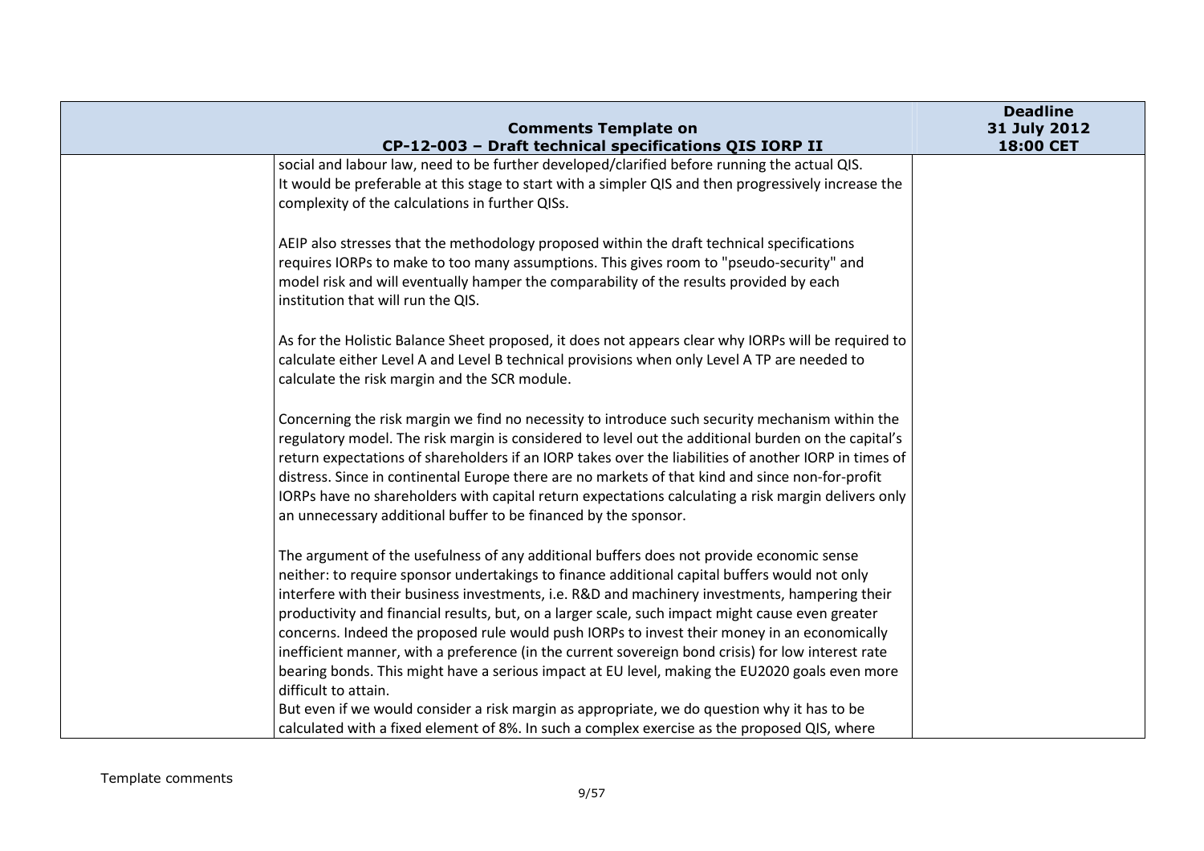| | | |
|---|---|---|
| | social and labour law, need to be further developed/clarified before running the actual QIS. It would be preferable at this stage to start with a simpler QIS and then progressively increase the complexity of the calculations in further QISs.<br><br>AEIP also stresses that the methodology proposed within the draft technical specifications requires IORPs to make to too many assumptions. This gives room to "pseudo-security" and model risk and will eventually hamper the comparability of the results provided by each institution that will run the QIS.<br><br>As for the Holistic Balance Sheet proposed, it does not appears clear why IORPs will be required to calculate either Level A and Level B technical provisions when only Level A TP are needed to calculate the risk margin and the SCR module.<br><br>Concerning the risk margin we find no necessity to introduce such security mechanism within the regulatory model. The risk margin is considered to level out the additional burden on the capital's return expectations of shareholders if an IORP takes over the liabilities of another IORP in times of distress. Since in continental Europe there are no markets of that kind and since non-for-profit IORPs have no shareholders with capital return expectations calculating a risk margin delivers only an unnecessary additional buffer to be financed by the sponsor.<br><br>The argument of the usefulness of any additional buffers does not provide economic sense neither: to require sponsor undertakings to finance additional capital buffers would not only interfere with their business investments, i.e. R&D and machinery investments, hampering their productivity and financial results, but, on a larger scale, such impact might cause even greater concerns. Indeed the proposed rule would push IORPs to invest their money in an economically inefficient manner, with a preference (in the current sovereign bond crisis) for low interest rate bearing bonds. This might have a serious impact at EU level, making the EU2020 goals even more difficult to attain.<br>But even if we would consider a risk margin as appropriate, we do question why it has to be calculated with a fixed element of 8%. In such a complex exercise as the proposed QIS, where | |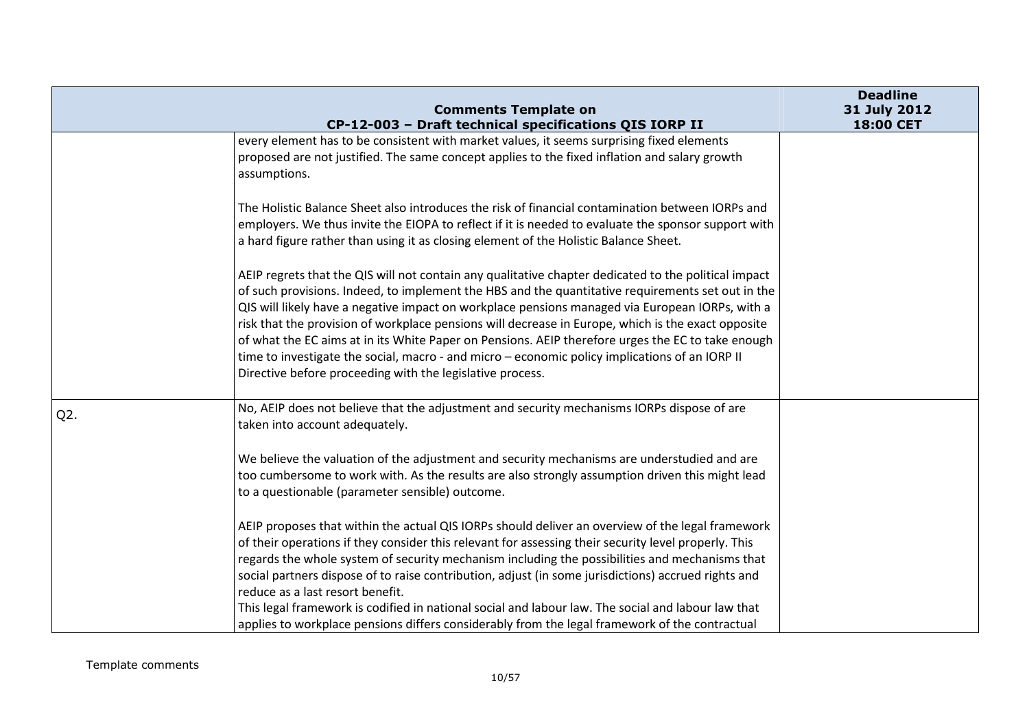| | Comments Template on CP-12-003 – Draft technical specifications QIS IORP II | Deadline 31 July 2012 18:00 CET |
|---|---|---|
| | every element has to be consistent with market values, it seems surprising fixed elements proposed are not justified. The same concept applies to the fixed inflation and salary growth assumptions.<br><br>The Holistic Balance Sheet also introduces the risk of financial contamination between IORPs and employers. We thus invite the EIOPA to reflect if it is needed to evaluate the sponsor support with a hard figure rather than using it as closing element of the Holistic Balance Sheet.<br><br>AEIP regrets that the QIS will not contain any qualitative chapter dedicated to the political impact of such provisions. Indeed, to implement the HBS and the quantitative requirements set out in the QIS will likely have a negative impact on workplace pensions managed via European IORPs, with a risk that the provision of workplace pensions will decrease in Europe, which is the exact opposite of what the EC aims at in its White Paper on Pensions. AEIP therefore urges the EC to take enough time to investigate the social, macro - and micro – economic policy implications of an IORP II Directive before proceeding with the legislative process. | |
| Q2. | No, AEIP does not believe that the adjustment and security mechanisms IORPs dispose of are taken into account adequately.<br><br>We believe the valuation of the adjustment and security mechanisms are understudied and are too cumbersome to work with. As the results are also strongly assumption driven this might lead to a questionable (parameter sensible) outcome.<br><br>AEIP proposes that within the actual QIS IORPs should deliver an overview of the legal framework of their operations if they consider this relevant for assessing their security level properly. This regards the whole system of security mechanism including the possibilities and mechanisms that social partners dispose of to raise contribution, adjust (in some jurisdictions) accrued rights and reduce as a last resort benefit.<br>This legal framework is codified in national social and labour law. The social and labour law that applies to workplace pensions differs considerably from the legal framework of the contractual | |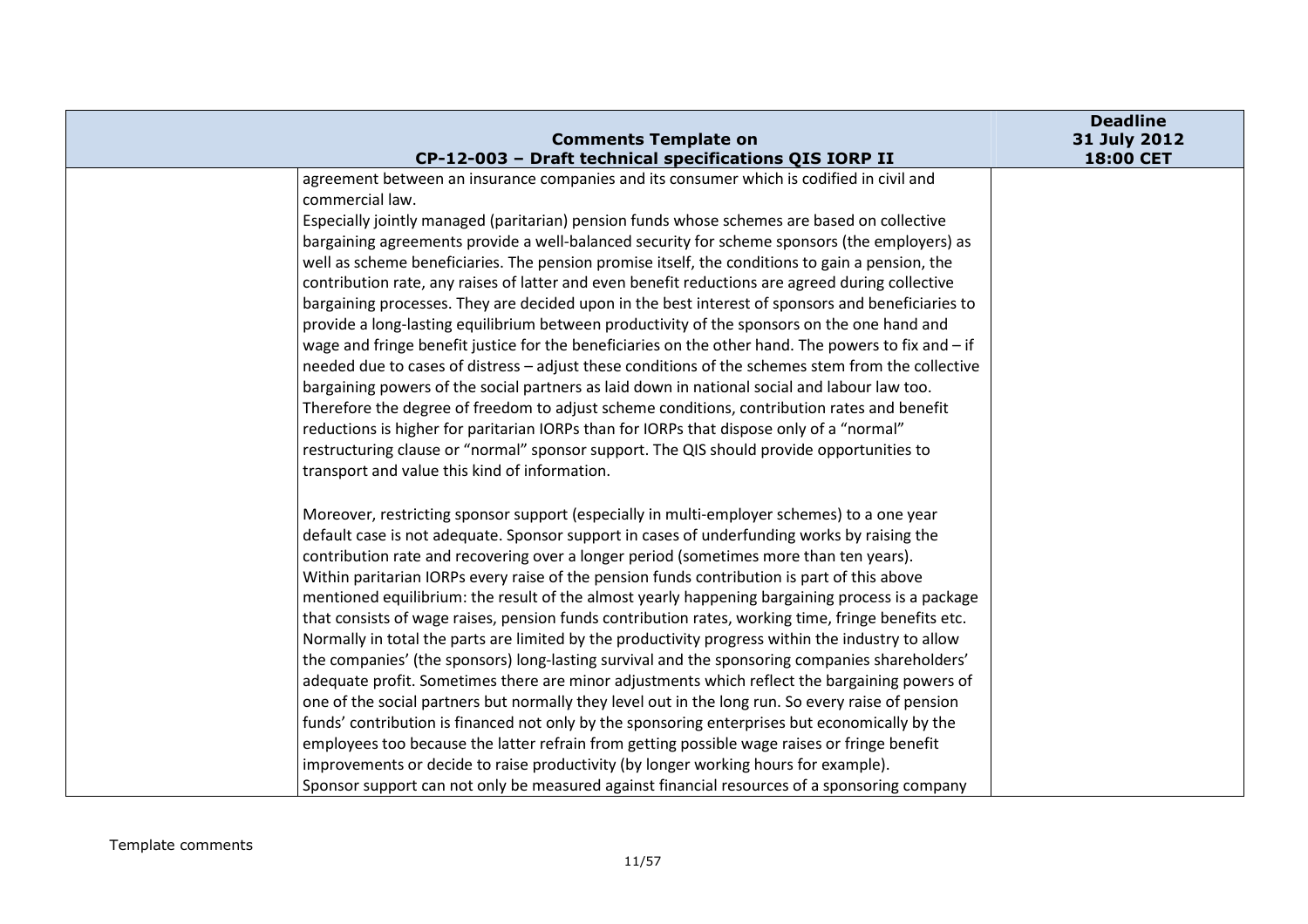| | | |
|---|---|---|
| | agreement between an insurance companies and its consumer which is codified in civil and commercial law.<br>Especially jointly managed (paritarian) pension funds whose schemes are based on collective bargaining agreements provide a well-balanced security for scheme sponsors (the employers) as well as scheme beneficiaries. The pension promise itself, the conditions to gain a pension, the contribution rate, any raises of latter and even benefit reductions are agreed during collective bargaining processes. They are decided upon in the best interest of sponsors and beneficiaries to provide a long-lasting equilibrium between productivity of the sponsors on the one hand and wage and fringe benefit justice for the beneficiaries on the other hand. The powers to fix and – if needed due to cases of distress – adjust these conditions of the schemes stem from the collective bargaining powers of the social partners as laid down in national social and labour law too. Therefore the degree of freedom to adjust scheme conditions, contribution rates and benefit reductions is higher for paritarian IORPs than for IORPs that dispose only of a "normal" restructuring clause or "normal" sponsor support. The QIS should provide opportunities to transport and value this kind of information.<br><br>Moreover, restricting sponsor support (especially in multi-employer schemes) to a one year default case is not adequate. Sponsor support in cases of underfunding works by raising the contribution rate and recovering over a longer period (sometimes more than ten years). Within paritarian IORPs every raise of the pension funds contribution is part of this above mentioned equilibrium: the result of the almost yearly happening bargaining process is a package that consists of wage raises, pension funds contribution rates, working time, fringe benefits etc. Normally in total the parts are limited by the productivity progress within the industry to allow the companies' (the sponsors) long-lasting survival and the sponsoring companies shareholders' adequate profit. Sometimes there are minor adjustments which reflect the bargaining powers of one of the social partners but normally they level out in the long run. So every raise of pension funds' contribution is financed not only by the sponsoring enterprises but economically by the employees too because the latter refrain from getting possible wage raises or fringe benefit improvements or decide to raise productivity (by longer working hours for example).<br>Sponsor support can not only be measured against financial resources of a sponsoring company | |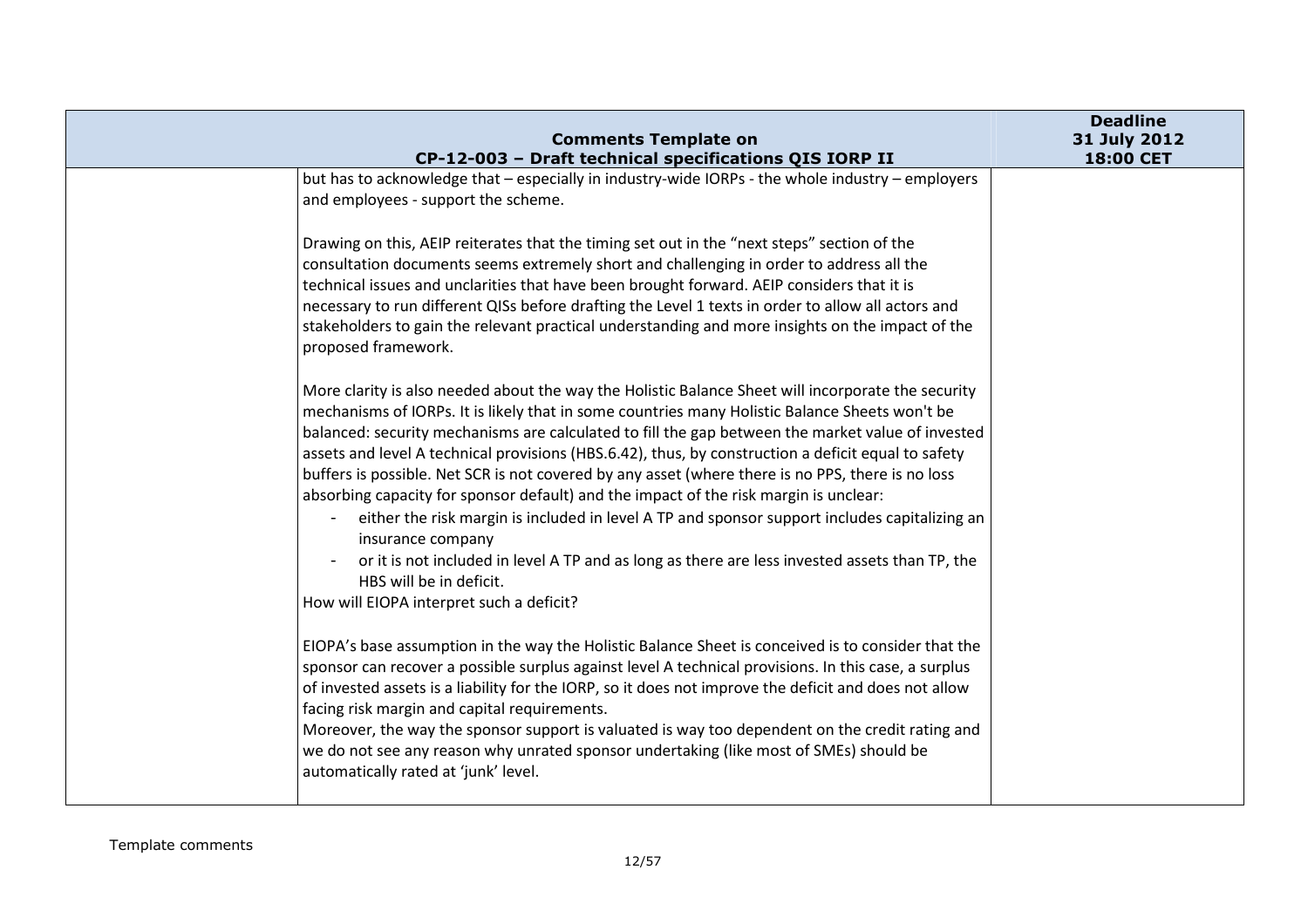| Comments Template on CP-12-003 – Draft technical specifications QIS IORP II | | Deadline 31 July 2012 18:00 CET |
|---|---|---|
| | but has to acknowledge that – especially in industry-wide IORPs - the whole industry – employers and employees - support the scheme.<br><br>Drawing on this, AEIP reiterates that the timing set out in the "next steps" section of the consultation documents seems extremely short and challenging in order to address all the technical issues and unclarities that have been brought forward. AEIP considers that it is necessary to run different QISs before drafting the Level 1 texts in order to allow all actors and stakeholders to gain the relevant practical understanding and more insights on the impact of the proposed framework.<br><br>More clarity is also needed about the way the Holistic Balance Sheet will incorporate the security mechanisms of IORPs. It is likely that in some countries many Holistic Balance Sheets won't be balanced: security mechanisms are calculated to fill the gap between the market value of invested assets and level A technical provisions (HBS.6.42), thus, by construction a deficit equal to safety buffers is possible. Net SCR is not covered by any asset (where there is no PPS, there is no loss absorbing capacity for sponsor default) and the impact of the risk margin is unclear:<br>- either the risk margin is included in level A TP and sponsor support includes capitalizing an insurance company<br>- or it is not included in level A TP and as long as there are less invested assets than TP, the HBS will be in deficit.<br>How will EIOPA interpret such a deficit?<br><br>EIOPA's base assumption in the way the Holistic Balance Sheet is conceived is to consider that the sponsor can recover a possible surplus against level A technical provisions. In this case, a surplus of invested assets is a liability for the IORP, so it does not improve the deficit and does not allow facing risk margin and capital requirements.<br>Moreover, the way the sponsor support is valuated is way too dependent on the credit rating and we do not see any reason why unrated sponsor undertaking (like most of SMEs) should be automatically rated at 'junk' level. | |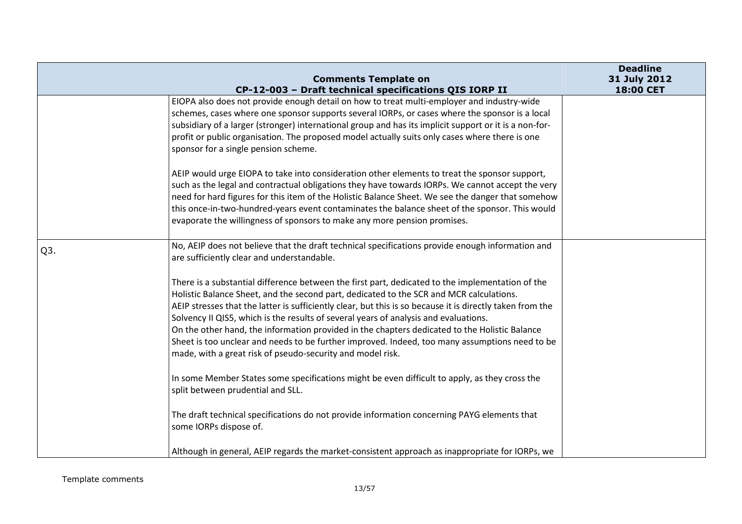| Comments Template on CP-12-003 – Draft technical specifications QIS IORP II | | Deadline 31 July 2012 18:00 CET |
|---|---|---|
| | EIOPA also does not provide enough detail on how to treat multi-employer and industry-wide schemes, cases where one sponsor supports several IORPs, or cases where the sponsor is a local subsidiary of a larger (stronger) international group and has its implicit support or it is a non-for-profit or public organisation. The proposed model actually suits only cases where there is one sponsor for a single pension scheme.<br><br>AEIP would urge EIOPA to take into consideration other elements to treat the sponsor support, such as the legal and contractual obligations they have towards IORPs. We cannot accept the very need for hard figures for this item of the Holistic Balance Sheet. We see the danger that somehow this once-in-two-hundred-years event contaminates the balance sheet of the sponsor. This would evaporate the willingness of sponsors to make any more pension promises. | |
| Q3. | No, AEIP does not believe that the draft technical specifications provide enough information and are sufficiently clear and understandable.<br><br>There is a substantial difference between the first part, dedicated to the implementation of the Holistic Balance Sheet, and the second part, dedicated to the SCR and MCR calculations. AEIP stresses that the latter is sufficiently clear, but this is so because it is directly taken from the Solvency II QIS5, which is the results of several years of analysis and evaluations. On the other hand, the information provided in the chapters dedicated to the Holistic Balance Sheet is too unclear and needs to be further improved. Indeed, too many assumptions need to be made, with a great risk of pseudo-security and model risk.<br><br>In some Member States some specifications might be even difficult to apply, as they cross the split between prudential and SLL.<br><br>The draft technical specifications do not provide information concerning PAYG elements that some IORPs dispose of.<br><br>Although in general, AEIP regards the market-consistent approach as inappropriate for IORPs, we | |

Template comments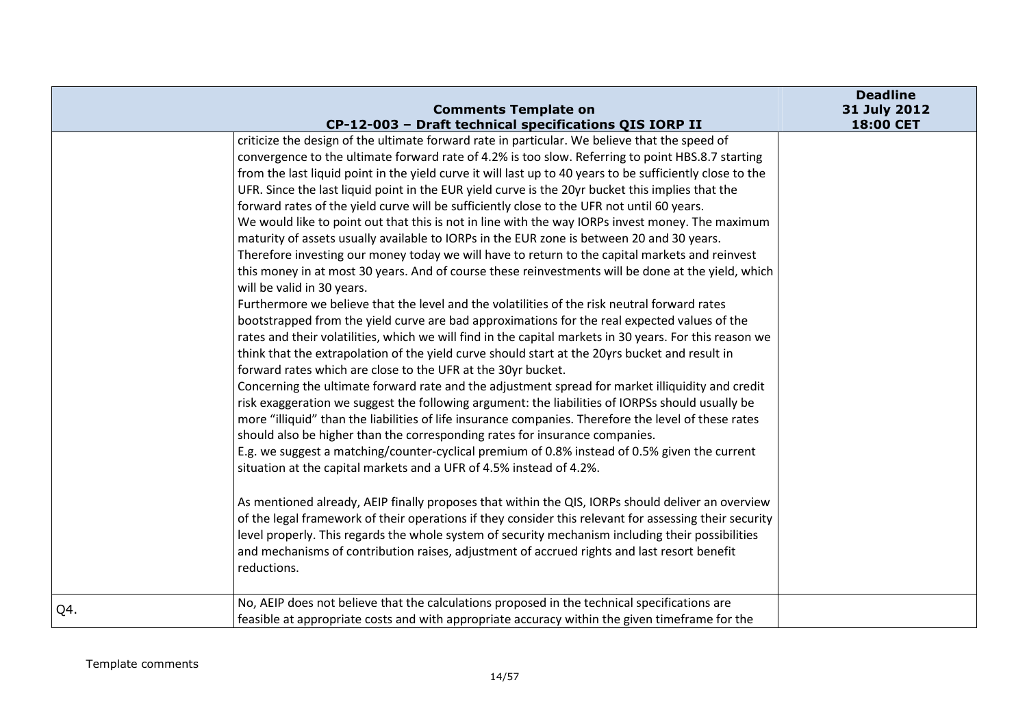| Comments Template on CP-12-003 – Draft technical specifications QIS IORP II | | Deadline 31 July 2012 18:00 CET |
|---|---|---|
| | criticize the design of the ultimate forward rate in particular. We believe that the speed of convergence to the ultimate forward rate of 4.2% is too slow. Referring to point HBS.8.7 starting from the last liquid point in the yield curve it will last up to 40 years to be sufficiently close to the UFR. Since the last liquid point in the EUR yield curve is the 20yr bucket this implies that the forward rates of the yield curve will be sufficiently close to the UFR not until 60 years.<br>We would like to point out that this is not in line with the way IORPs invest money. The maximum maturity of assets usually available to IORPs in the EUR zone is between 20 and 30 years. Therefore investing our money today we will have to return to the capital markets and reinvest this money in at most 30 years. And of course these reinvestments will be done at the yield, which will be valid in 30 years.<br>Furthermore we believe that the level and the volatilities of the risk neutral forward rates bootstrapped from the yield curve are bad approximations for the real expected values of the rates and their volatilities, which we will find in the capital markets in 30 years. For this reason we think that the extrapolation of the yield curve should start at the 20yrs bucket and result in forward rates which are close to the UFR at the 30yr bucket.<br>Concerning the ultimate forward rate and the adjustment spread for market illiquidity and credit risk exaggeration we suggest the following argument: the liabilities of IORPSs should usually be more "illiquid" than the liabilities of life insurance companies. Therefore the level of these rates should also be higher than the corresponding rates for insurance companies.<br>E.g. we suggest a matching/counter-cyclical premium of 0.8% instead of 0.5% given the current situation at the capital markets and a UFR of 4.5% instead of 4.2%.<br><br>As mentioned already, AEIP finally proposes that within the QIS, IORPs should deliver an overview of the legal framework of their operations if they consider this relevant for assessing their security level properly. This regards the whole system of security mechanism including their possibilities and mechanisms of contribution raises, adjustment of accrued rights and last resort benefit reductions. | |
| Q4. | No, AEIP does not believe that the calculations proposed in the technical specifications are feasible at appropriate costs and with appropriate accuracy within the given timeframe for the | |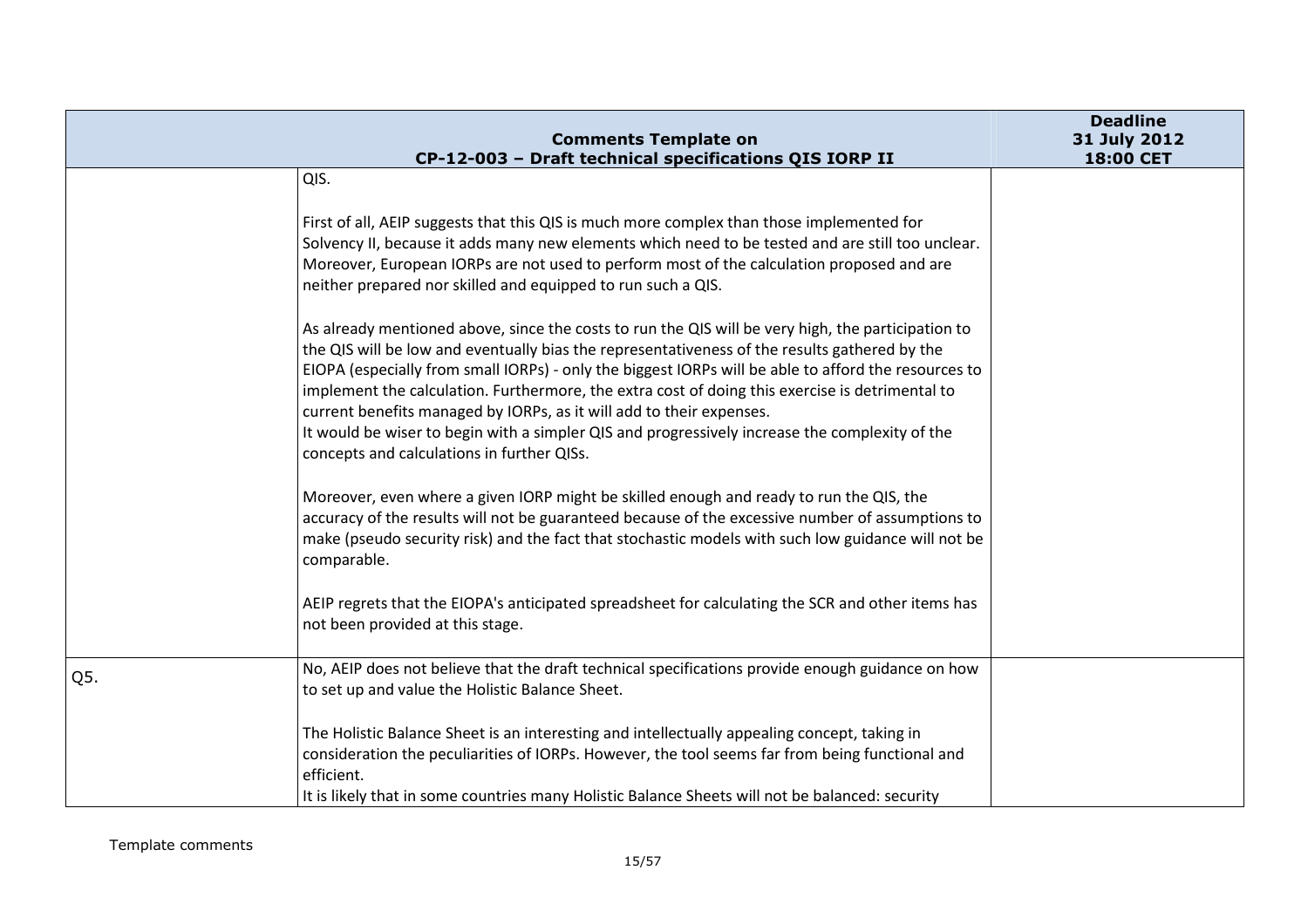| | | |
|---|---|---|
| | QIS.<br><br>First of all, AEIP suggests that this QIS is much more complex than those implemented for Solvency II, because it adds many new elements which need to be tested and are still too unclear. Moreover, European IORPs are not used to perform most of the calculation proposed and are neither prepared nor skilled and equipped to run such a QIS.<br><br>As already mentioned above, since the costs to run the QIS will be very high, the participation to the QIS will be low and eventually bias the representativeness of the results gathered by the EIOPA (especially from small IORPs) - only the biggest IORPs will be able to afford the resources to implement the calculation. Furthermore, the extra cost of doing this exercise is detrimental to current benefits managed by IORPs, as it will add to their expenses.<br>It would be wiser to begin with a simpler QIS and progressively increase the complexity of the concepts and calculations in further QISs.<br><br>Moreover, even where a given IORP might be skilled enough and ready to run the QIS, the accuracy of the results will not be guaranteed because of the excessive number of assumptions to make (pseudo security risk) and the fact that stochastic models with such low guidance will not be comparable.<br><br>AEIP regrets that the EIOPA's anticipated spreadsheet for calculating the SCR and other items has not been provided at this stage. | |
| Q5. | No, AEIP does not believe that the draft technical specifications provide enough guidance on how to set up and value the Holistic Balance Sheet.<br><br>The Holistic Balance Sheet is an interesting and intellectually appealing concept, taking in consideration the peculiarities of IORPs. However, the tool seems far from being functional and efficient.<br>It is likely that in some countries many Holistic Balance Sheets will not be balanced: security | |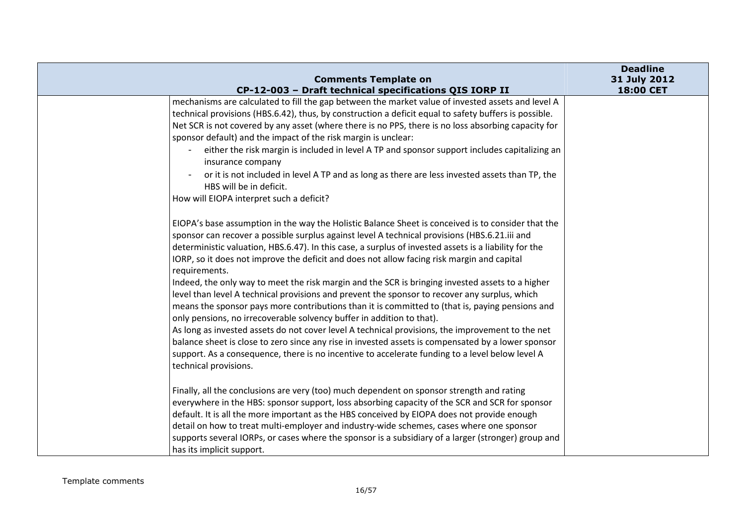| | Comments Template on CP-12-003 – Draft technical specifications QIS IORP II | Deadline 31 July 2012 18:00 CET |
|---|---|---|
| | mechanisms are calculated to fill the gap between the market value of invested assets and level A technical provisions (HBS.6.42), thus, by construction a deficit equal to safety buffers is possible. Net SCR is not covered by any asset (where there is no PPS, there is no loss absorbing capacity for sponsor default) and the impact of the risk margin is unclear:<br>- either the risk margin is included in level A TP and sponsor support includes capitalizing an insurance company<br>- or it is not included in level A TP and as long as there are less invested assets than TP, the HBS will be in deficit.<br>How will EIOPA interpret such a deficit?<br><br>EIOPA's base assumption in the way the Holistic Balance Sheet is conceived is to consider that the sponsor can recover a possible surplus against level A technical provisions (HBS.6.21.iii and deterministic valuation, HBS.6.47). In this case, a surplus of invested assets is a liability for the IORP, so it does not improve the deficit and does not allow facing risk margin and capital requirements.<br>Indeed, the only way to meet the risk margin and the SCR is bringing invested assets to a higher level than level A technical provisions and prevent the sponsor to recover any surplus, which means the sponsor pays more contributions than it is committed to (that is, paying pensions and only pensions, no irrecoverable solvency buffer in addition to that).<br>As long as invested assets do not cover level A technical provisions, the improvement to the net balance sheet is close to zero since any rise in invested assets is compensated by a lower sponsor support. As a consequence, there is no incentive to accelerate funding to a level below level A technical provisions.<br><br>Finally, all the conclusions are very (too) much dependent on sponsor strength and rating everywhere in the HBS: sponsor support, loss absorbing capacity of the SCR and SCR for sponsor default. It is all the more important as the HBS conceived by EIOPA does not provide enough detail on how to treat multi-employer and industry-wide schemes, cases where one sponsor supports several IORPs, or cases where the sponsor is a subsidiary of a larger (stronger) group and has its implicit support. | |

Template comments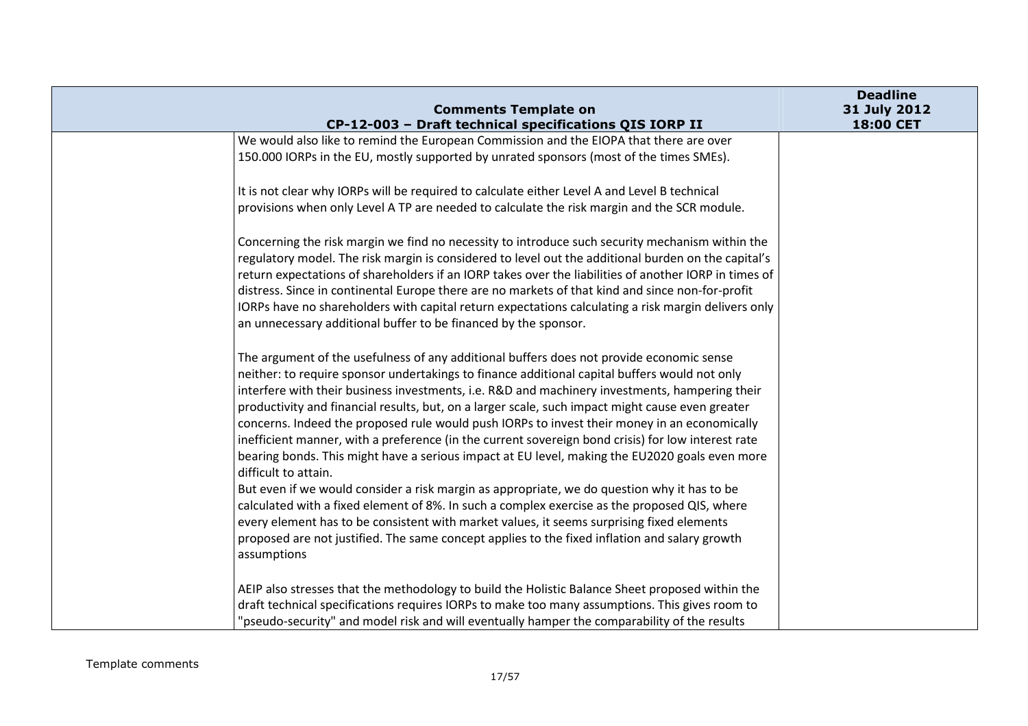| | Comments Template on CP-12-003 – Draft technical specifications QIS IORP II | Deadline 31 July 2012 18:00 CET |
|---|---|---|
| | We would also like to remind the European Commission and the EIOPA that there are over 150.000 IORPs in the EU, mostly supported by unrated sponsors (most of the times SMEs).<br><br>It is not clear why IORPs will be required to calculate either Level A and Level B technical provisions when only Level A TP are needed to calculate the risk margin and the SCR module.<br><br>Concerning the risk margin we find no necessity to introduce such security mechanism within the regulatory model. The risk margin is considered to level out the additional burden on the capital's return expectations of shareholders if an IORP takes over the liabilities of another IORP in times of distress. Since in continental Europe there are no markets of that kind and since non-for-profit IORPs have no shareholders with capital return expectations calculating a risk margin delivers only an unnecessary additional buffer to be financed by the sponsor.<br><br>The argument of the usefulness of any additional buffers does not provide economic sense neither: to require sponsor undertakings to finance additional capital buffers would not only interfere with their business investments, i.e. R&D and machinery investments, hampering their productivity and financial results, but, on a larger scale, such impact might cause even greater concerns. Indeed the proposed rule would push IORPs to invest their money in an economically inefficient manner, with a preference (in the current sovereign bond crisis) for low interest rate bearing bonds. This might have a serious impact at EU level, making the EU2020 goals even more difficult to attain.<br>But even if we would consider a risk margin as appropriate, we do question why it has to be calculated with a fixed element of 8%. In such a complex exercise as the proposed QIS, where every element has to be consistent with market values, it seems surprising fixed elements proposed are not justified. The same concept applies to the fixed inflation and salary growth assumptions<br><br>AEIP also stresses that the methodology to build the Holistic Balance Sheet proposed within the draft technical specifications requires IORPs to make too many assumptions. This gives room to "pseudo-security" and model risk and will eventually hamper the comparability of the results | |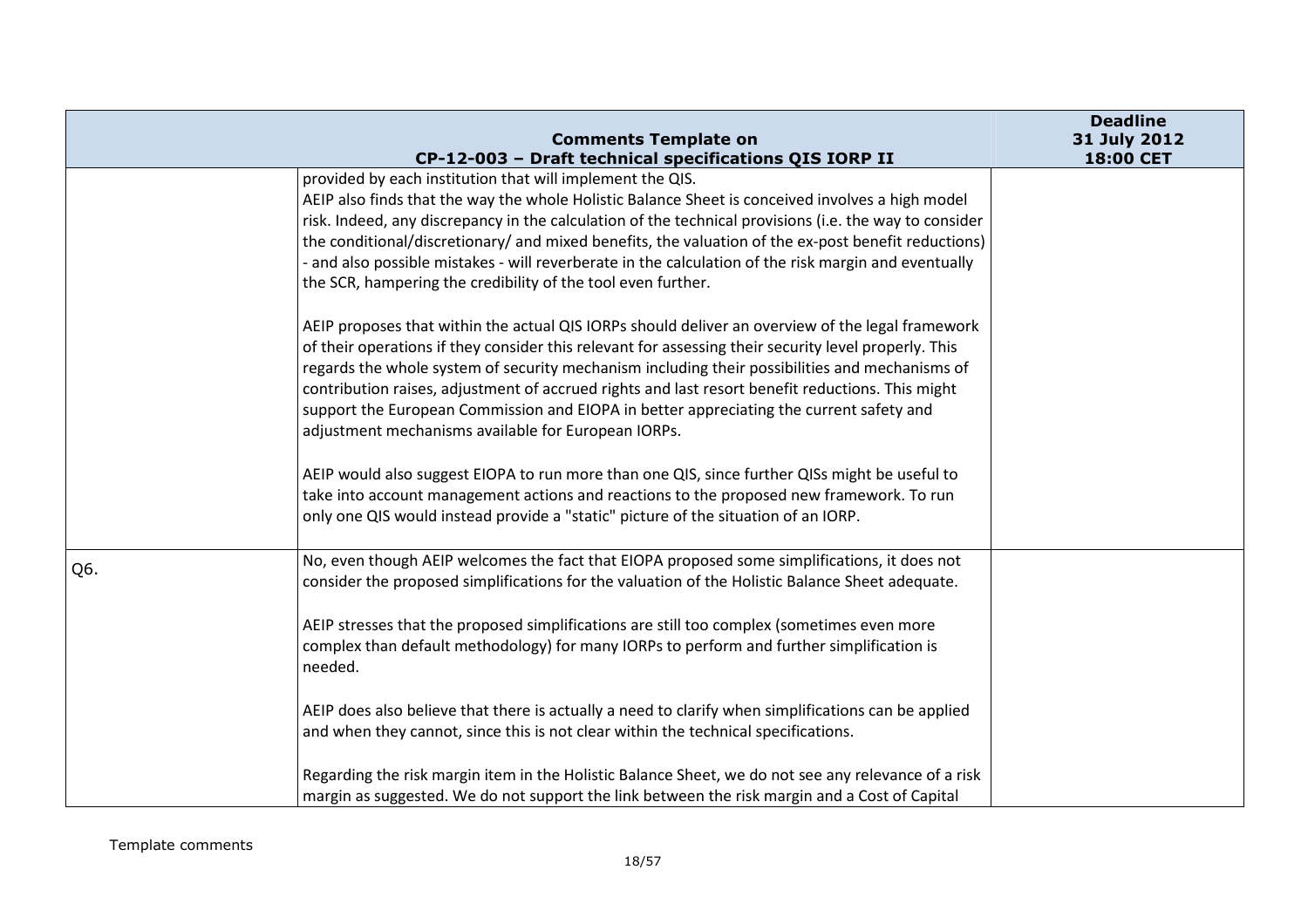| Comments Template on CP-12-003 – Draft technical specifications QIS IORP II | | Deadline 31 July 2012 18:00 CET |
|---|---|---|
| | provided by each institution that will implement the QIS.<br>AEIP also finds that the way the whole Holistic Balance Sheet is conceived involves a high model risk. Indeed, any discrepancy in the calculation of the technical provisions (i.e. the way to consider the conditional/discretionary/ and mixed benefits, the valuation of the ex-post benefit reductions) - and also possible mistakes - will reverberate in the calculation of the risk margin and eventually the SCR, hampering the credibility of the tool even further.<br><br>AEIP proposes that within the actual QIS IORPs should deliver an overview of the legal framework of their operations if they consider this relevant for assessing their security level properly. This regards the whole system of security mechanism including their possibilities and mechanisms of contribution raises, adjustment of accrued rights and last resort benefit reductions. This might support the European Commission and EIOPA in better appreciating the current safety and adjustment mechanisms available for European IORPs.<br><br>AEIP would also suggest EIOPA to run more than one QIS, since further QISs might be useful to take into account management actions and reactions to the proposed new framework. To run only one QIS would instead provide a "static" picture of the situation of an IORP. | |
| Q6. | No, even though AEIP welcomes the fact that EIOPA proposed some simplifications, it does not consider the proposed simplifications for the valuation of the Holistic Balance Sheet adequate.<br><br>AEIP stresses that the proposed simplifications are still too complex (sometimes even more complex than default methodology) for many IORPs to perform and further simplification is needed.<br><br>AEIP does also believe that there is actually a need to clarify when simplifications can be applied and when they cannot, since this is not clear within the technical specifications.<br><br>Regarding the risk margin item in the Holistic Balance Sheet, we do not see any relevance of a risk margin as suggested. We do not support the link between the risk margin and a Cost of Capital | |

Template comments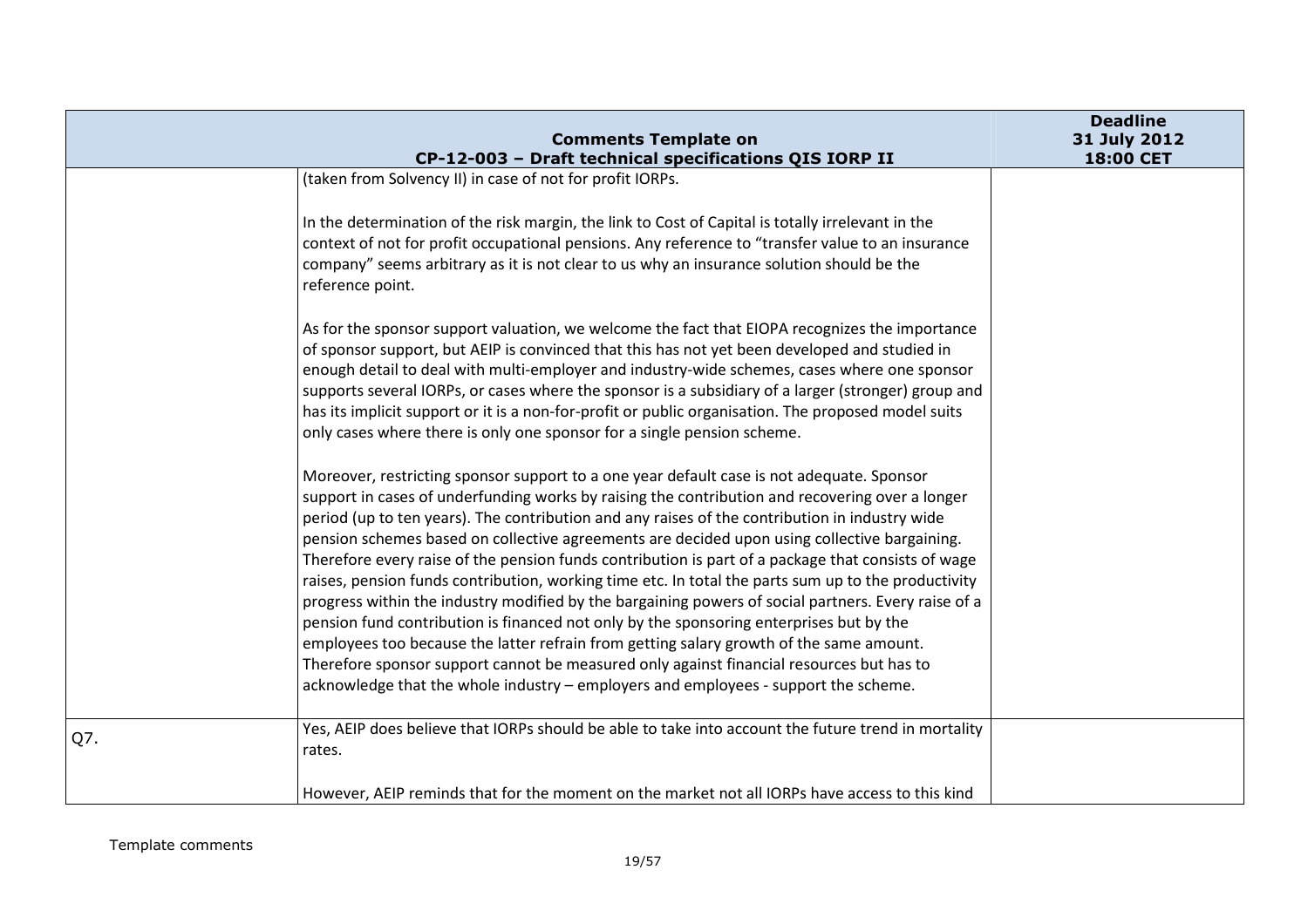| Comments Template on CP-12-003 – Draft technical specifications QIS IORP II | | Deadline 31 July 2012 18:00 CET |
|---|---|---|
| | (taken from Solvency II) in case of not for profit IORPs.<br><br>In the determination of the risk margin, the link to Cost of Capital is totally irrelevant in the context of not for profit occupational pensions. Any reference to "transfer value to an insurance company" seems arbitrary as it is not clear to us why an insurance solution should be the reference point.<br><br>As for the sponsor support valuation, we welcome the fact that EIOPA recognizes the importance of sponsor support, but AEIP is convinced that this has not yet been developed and studied in enough detail to deal with multi-employer and industry-wide schemes, cases where one sponsor supports several IORPs, or cases where the sponsor is a subsidiary of a larger (stronger) group and has its implicit support or it is a non-for-profit or public organisation. The proposed model suits only cases where there is only one sponsor for a single pension scheme.<br><br>Moreover, restricting sponsor support to a one year default case is not adequate. Sponsor support in cases of underfunding works by raising the contribution and recovering over a longer period (up to ten years). The contribution and any raises of the contribution in industry wide pension schemes based on collective agreements are decided upon using collective bargaining. Therefore every raise of the pension funds contribution is part of a package that consists of wage raises, pension funds contribution, working time etc. In total the parts sum up to the productivity progress within the industry modified by the bargaining powers of social partners. Every raise of a pension fund contribution is financed not only by the sponsoring enterprises but by the employees too because the latter refrain from getting salary growth of the same amount. Therefore sponsor support cannot be measured only against financial resources but has to acknowledge that the whole industry – employers and employees - support the scheme. | |
| Q7. | Yes, AEIP does believe that IORPs should be able to take into account the future trend in mortality rates.<br><br>However, AEIP reminds that for the moment on the market not all IORPs have access to this kind | |

Template comments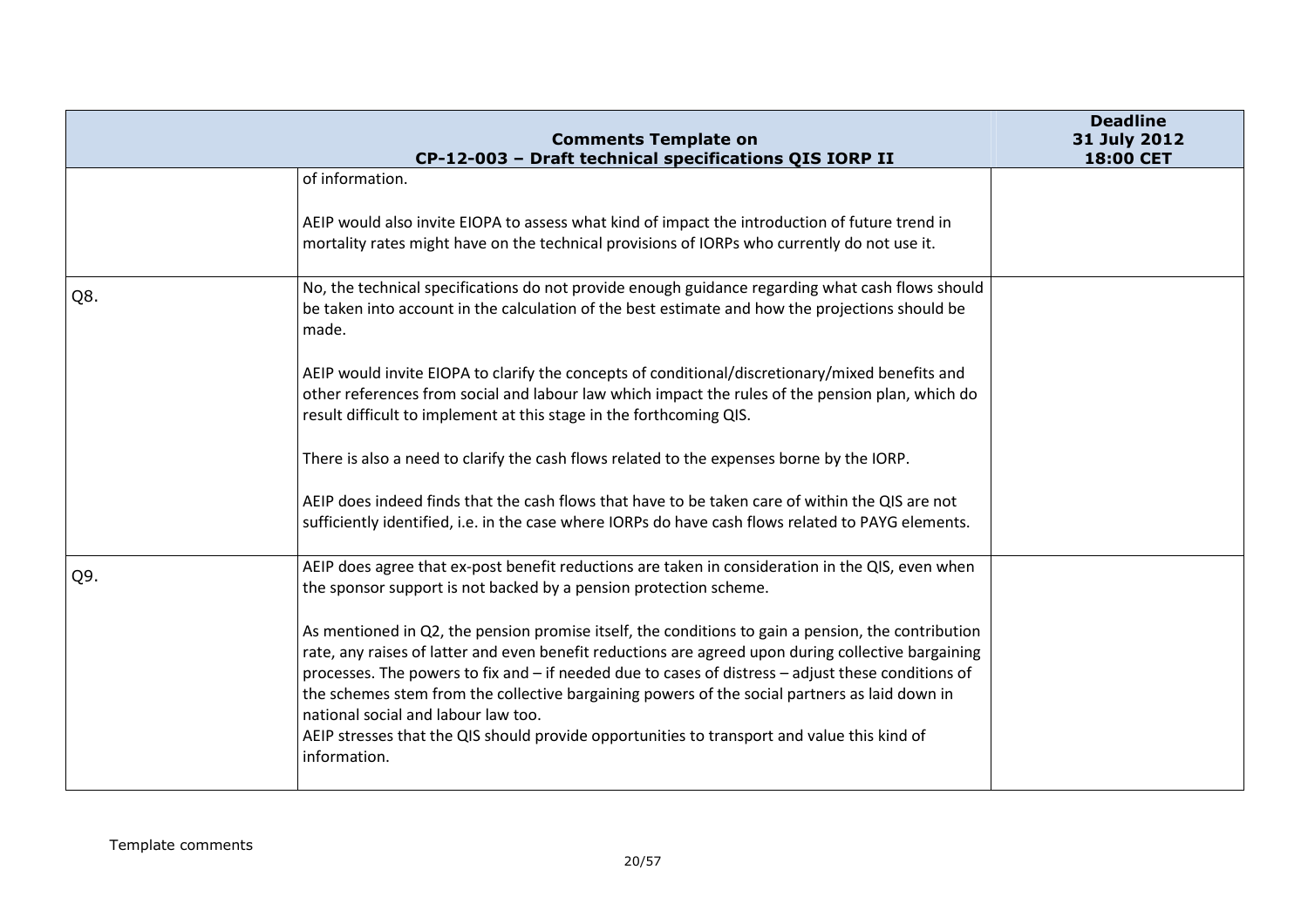| Comments Template on CP-12-003 – Draft technical specifications QIS IORP II | | Deadline 31 July 2012 18:00 CET |
|---|---|---|
| | of information.<br><br>AEIP would also invite EIOPA to assess what kind of impact the introduction of future trend in mortality rates might have on the technical provisions of IORPs who currently do not use it. | |
| Q8. | No, the technical specifications do not provide enough guidance regarding what cash flows should be taken into account in the calculation of the best estimate and how the projections should be made.<br><br>AEIP would invite EIOPA to clarify the concepts of conditional/discretionary/mixed benefits and other references from social and labour law which impact the rules of the pension plan, which do result difficult to implement at this stage in the forthcoming QIS.<br><br>There is also a need to clarify the cash flows related to the expenses borne by the IORP.<br><br>AEIP does indeed finds that the cash flows that have to be taken care of within the QIS are not sufficiently identified, i.e. in the case where IORPs do have cash flows related to PAYG elements. | |
| Q9. | AEIP does agree that ex-post benefit reductions are taken in consideration in the QIS, even when the sponsor support is not backed by a pension protection scheme.<br><br>As mentioned in Q2, the pension promise itself, the conditions to gain a pension, the contribution rate, any raises of latter and even benefit reductions are agreed upon during collective bargaining processes. The powers to fix and – if needed due to cases of distress – adjust these conditions of the schemes stem from the collective bargaining powers of the social partners as laid down in national social and labour law too.<br>AEIP stresses that the QIS should provide opportunities to transport and value this kind of information. | |

Template comments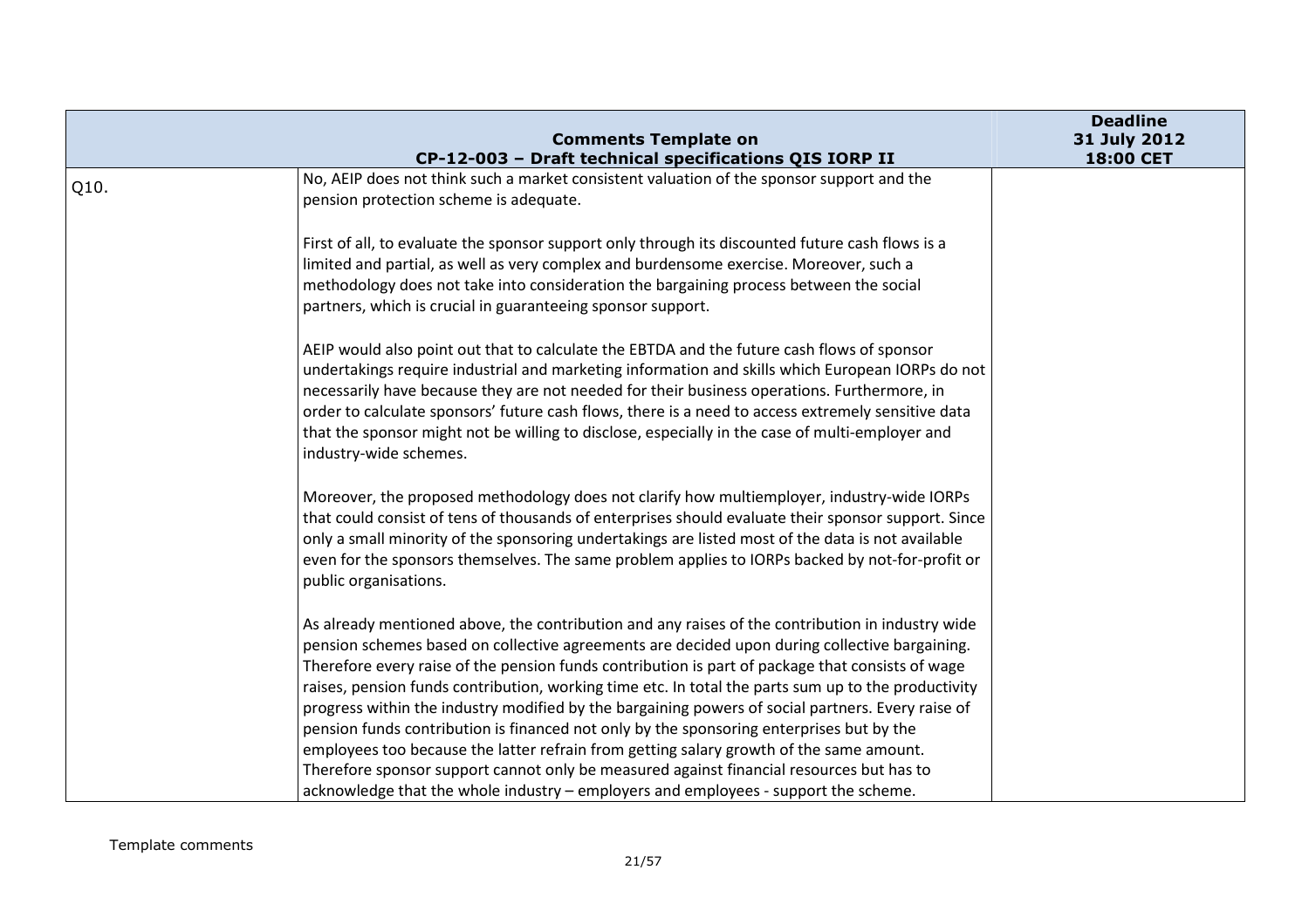| Comments Template on CP-12-003 – Draft technical specifications QIS IORP II | | Deadline 31 July 2012 18:00 CET |
|---|---|---|
| Q10. | No, AEIP does not think such a market consistent valuation of the sponsor support and the pension protection scheme is adequate.<br><br>First of all, to evaluate the sponsor support only through its discounted future cash flows is a limited and partial, as well as very complex and burdensome exercise. Moreover, such a methodology does not take into consideration the bargaining process between the social partners, which is crucial in guaranteeing sponsor support.<br><br>AEIP would also point out that to calculate the EBTDA and the future cash flows of sponsor undertakings require industrial and marketing information and skills which European IORPs do not necessarily have because they are not needed for their business operations. Furthermore, in order to calculate sponsors' future cash flows, there is a need to access extremely sensitive data that the sponsor might not be willing to disclose, especially in the case of multi-employer and industry-wide schemes.<br><br>Moreover, the proposed methodology does not clarify how multiemployer, industry-wide IORPs that could consist of tens of thousands of enterprises should evaluate their sponsor support. Since only a small minority of the sponsoring undertakings are listed most of the data is not available even for the sponsors themselves. The same problem applies to IORPs backed by not-for-profit or public organisations.<br><br>As already mentioned above, the contribution and any raises of the contribution in industry wide pension schemes based on collective agreements are decided upon during collective bargaining. Therefore every raise of the pension funds contribution is part of package that consists of wage raises, pension funds contribution, working time etc. In total the parts sum up to the productivity progress within the industry modified by the bargaining powers of social partners. Every raise of pension funds contribution is financed not only by the sponsoring enterprises but by the employees too because the latter refrain from getting salary growth of the same amount. Therefore sponsor support cannot only be measured against financial resources but has to acknowledge that the whole industry – employers and employees - support the scheme. | |

Template comments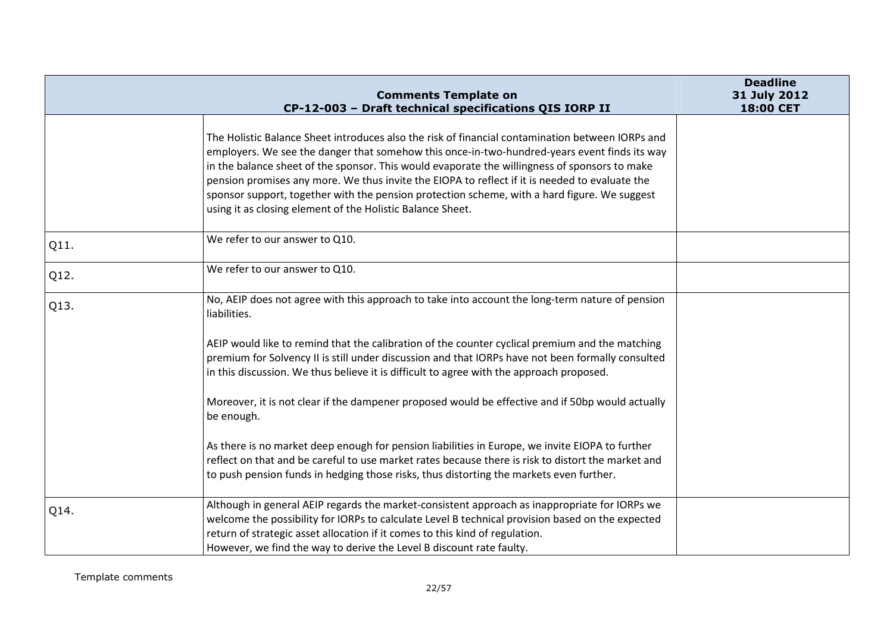| Comments Template on CP-12-003 – Draft technical specifications QIS IORP II | | Deadline 31 July 2012 18:00 CET |
|---|---|---|
| | The Holistic Balance Sheet introduces also the risk of financial contamination between IORPs and employers. We see the danger that somehow this once-in-two-hundred-years event finds its way in the balance sheet of the sponsor. This would evaporate the willingness of sponsors to make pension promises any more. We thus invite the EIOPA to reflect if it is needed to evaluate the sponsor support, together with the pension protection scheme, with a hard figure. We suggest using it as closing element of the Holistic Balance Sheet. | |
| Q11. | We refer to our answer to Q10. | |
| Q12. | We refer to our answer to Q10. | |
| Q13. | No, AEIP does not agree with this approach to take into account the long-term nature of pension liabilities.<br><br>AEIP would like to remind that the calibration of the counter cyclical premium and the matching premium for Solvency II is still under discussion and that IORPs have not been formally consulted in this discussion. We thus believe it is difficult to agree with the approach proposed.<br><br>Moreover, it is not clear if the dampener proposed would be effective and if 50bp would actually be enough.<br><br>As there is no market deep enough for pension liabilities in Europe, we invite EIOPA to further reflect on that and be careful to use market rates because there is risk to distort the market and to push pension funds in hedging those risks, thus distorting the markets even further. | |
| Q14. | Although in general AEIP regards the market-consistent approach as inappropriate for IORPs we welcome the possibility for IORPs to calculate Level B technical provision based on the expected return of strategic asset allocation if it comes to this kind of regulation.<br>However, we find the way to derive the Level B discount rate faulty. | |

Template comments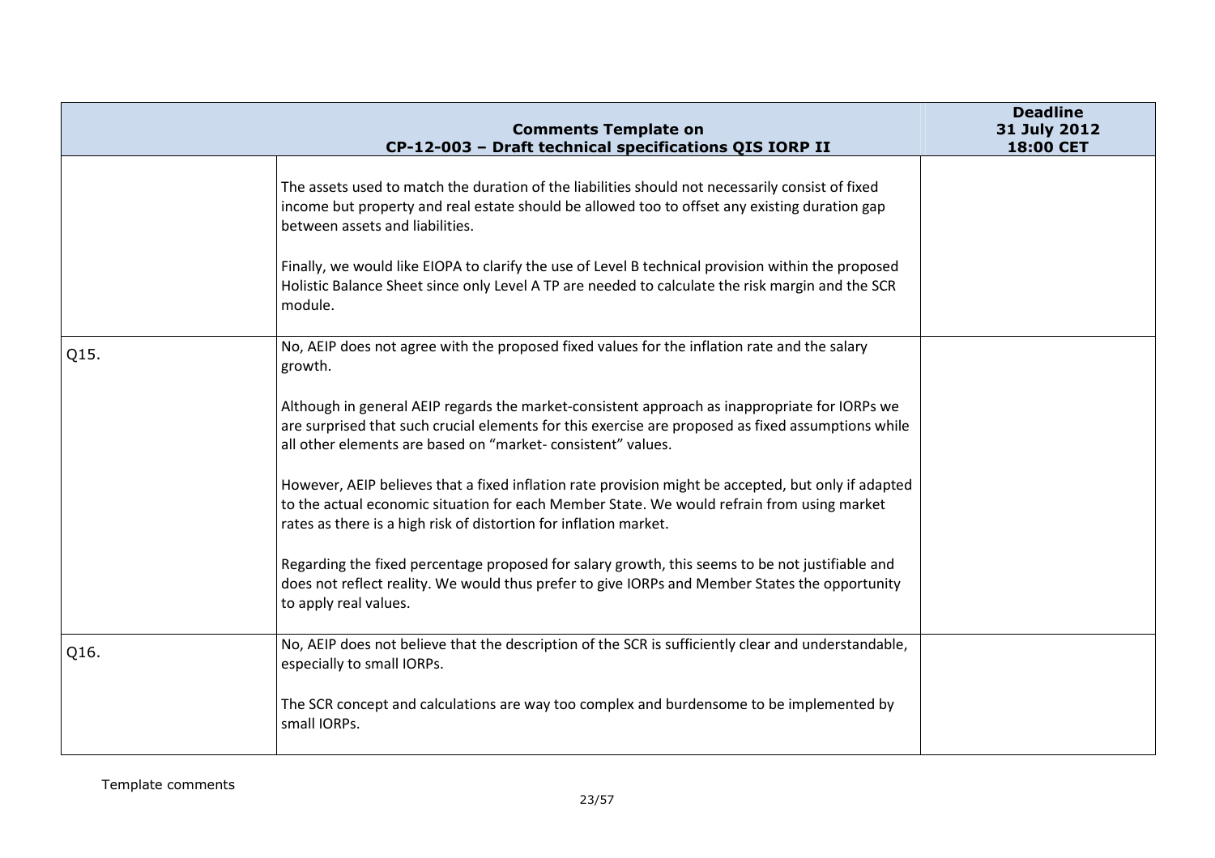| Comments Template on CP-12-003 – Draft technical specifications QIS IORP II | | Deadline 31 July 2012 18:00 CET |
|---|---|---|
| | The assets used to match the duration of the liabilities should not necessarily consist of fixed income but property and real estate should be allowed too to offset any existing duration gap between assets and liabilities.<br><br>Finally, we would like EIOPA to clarify the use of Level B technical provision within the proposed Holistic Balance Sheet since only Level A TP are needed to calculate the risk margin and the SCR module. | |
| Q15. | No, AEIP does not agree with the proposed fixed values for the inflation rate and the salary growth.<br><br>Although in general AEIP regards the market-consistent approach as inappropriate for IORPs we are surprised that such crucial elements for this exercise are proposed as fixed assumptions while all other elements are based on "market- consistent" values.<br><br>However, AEIP believes that a fixed inflation rate provision might be accepted, but only if adapted to the actual economic situation for each Member State. We would refrain from using market rates as there is a high risk of distortion for inflation market.<br><br>Regarding the fixed percentage proposed for salary growth, this seems to be not justifiable and does not reflect reality. We would thus prefer to give IORPs and Member States the opportunity to apply real values. | |
| Q16. | No, AEIP does not believe that the description of the SCR is sufficiently clear and understandable, especially to small IORPs.<br><br>The SCR concept and calculations are way too complex and burdensome to be implemented by small IORPs. | |

Template comments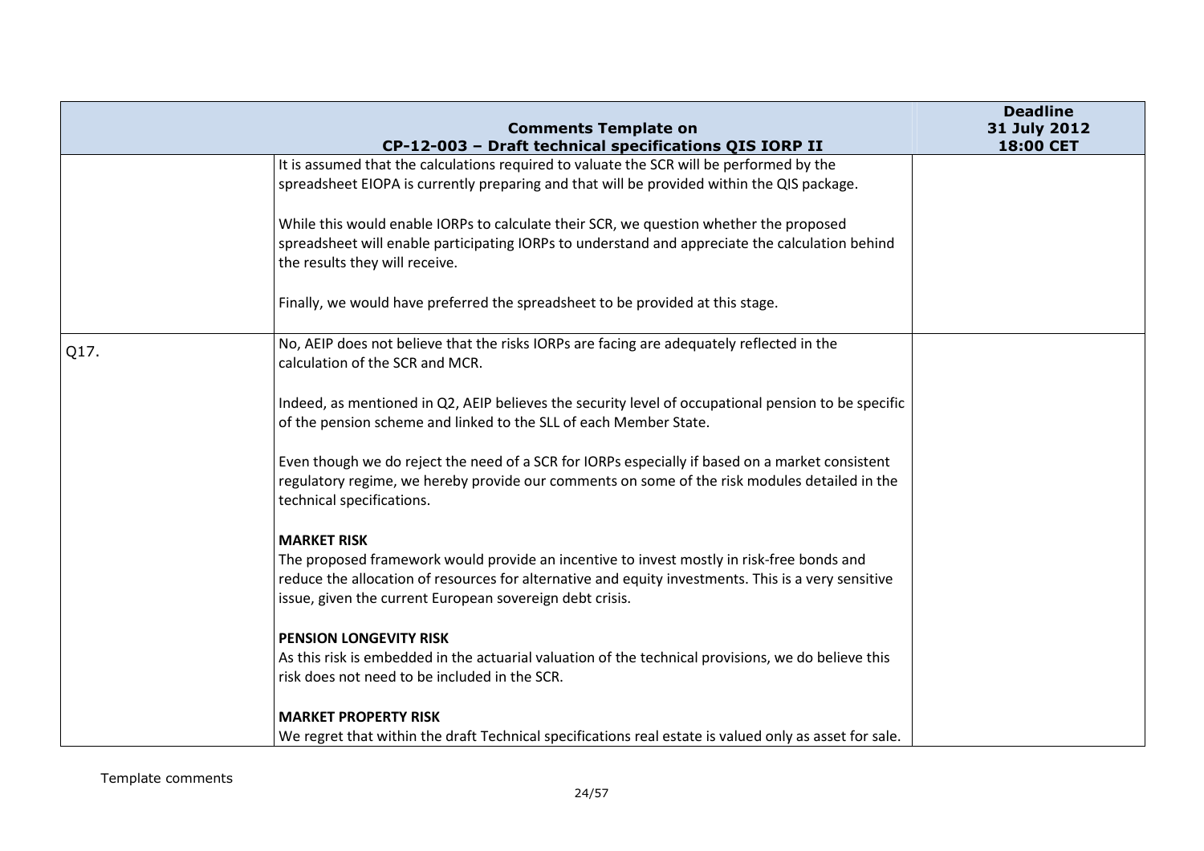| Comments Template on CP-12-003 – Draft technical specifications QIS IORP II | | Deadline 31 July 2012 18:00 CET |
|---|---|---|
| | It is assumed that the calculations required to valuate the SCR will be performed by the spreadsheet EIOPA is currently preparing and that will be provided within the QIS package.<br><br>While this would enable IORPs to calculate their SCR, we question whether the proposed spreadsheet will enable participating IORPs to understand and appreciate the calculation behind the results they will receive.<br><br>Finally, we would have preferred the spreadsheet to be provided at this stage. | |
| Q17. | No, AEIP does not believe that the risks IORPs are facing are adequately reflected in the calculation of the SCR and MCR.<br><br>Indeed, as mentioned in Q2, AEIP believes the security level of occupational pension to be specific of the pension scheme and linked to the SLL of each Member State.<br><br>Even though we do reject the need of a SCR for IORPs especially if based on a market consistent regulatory regime, we hereby provide our comments on some of the risk modules detailed in the technical specifications.<br><br>**MARKET RISK**<br>The proposed framework would provide an incentive to invest mostly in risk-free bonds and reduce the allocation of resources for alternative and equity investments. This is a very sensitive issue, given the current European sovereign debt crisis.<br><br>**PENSION LONGEVITY RISK**<br>As this risk is embedded in the actuarial valuation of the technical provisions, we do believe this risk does not need to be included in the SCR.<br><br>**MARKET PROPERTY RISK**<br>We regret that within the draft Technical specifications real estate is valued only as asset for sale. | |

Template comments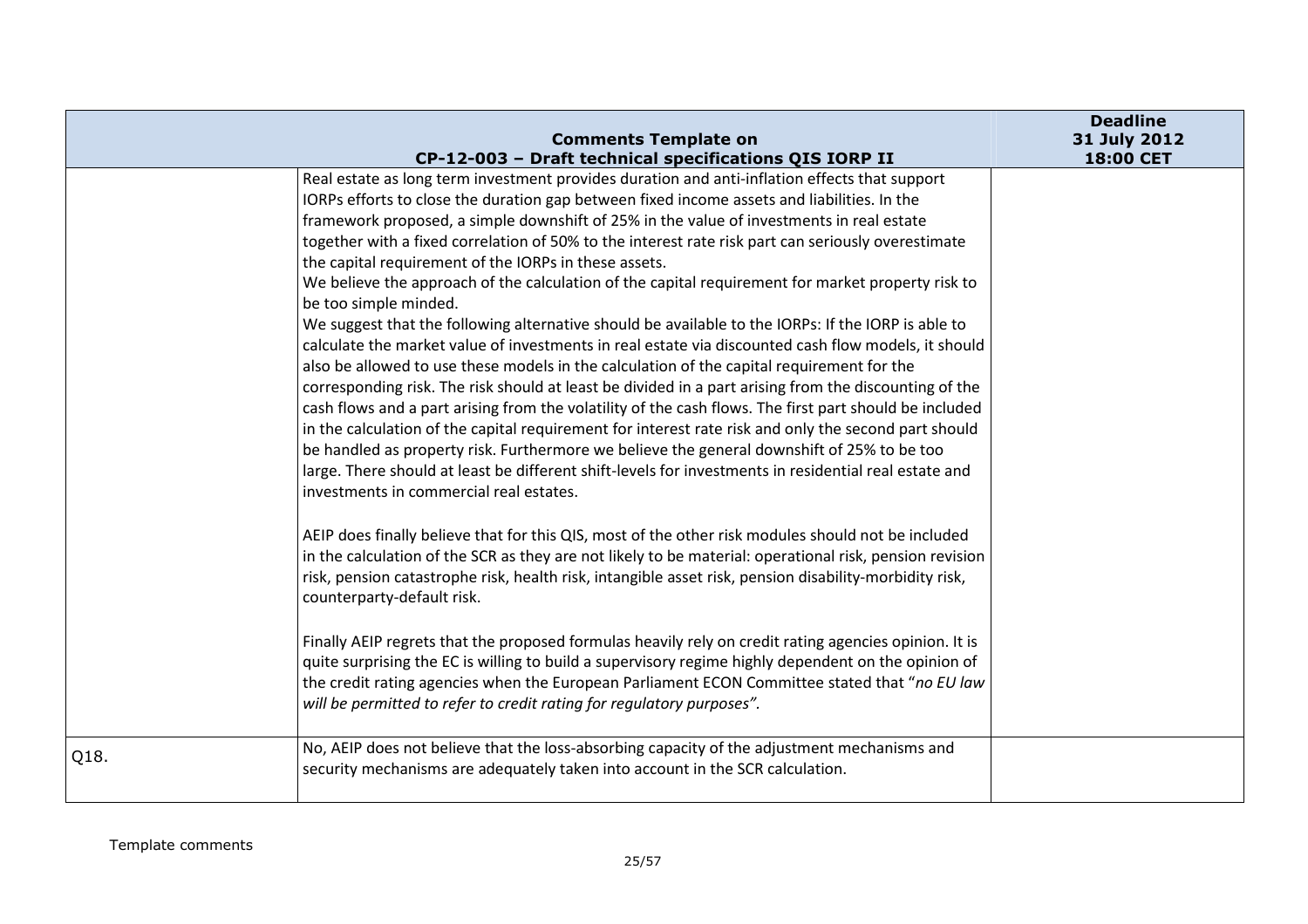| Comments Template on CP-12-003 – Draft technical specifications QIS IORP II | | Deadline 31 July 2012 18:00 CET |
|---|---|---|
| | Real estate as long term investment provides duration and anti-inflation effects that support IORPs efforts to close the duration gap between fixed income assets and liabilities. In the framework proposed, a simple downshift of 25% in the value of investments in real estate together with a fixed correlation of 50% to the interest rate risk part can seriously overestimate the capital requirement of the IORPs in these assets.<br>We believe the approach of the calculation of the capital requirement for market property risk to be too simple minded.<br>We suggest that the following alternative should be available to the IORPs: If the IORP is able to calculate the market value of investments in real estate via discounted cash flow models, it should also be allowed to use these models in the calculation of the capital requirement for the corresponding risk. The risk should at least be divided in a part arising from the discounting of the cash flows and a part arising from the volatility of the cash flows. The first part should be included in the calculation of the capital requirement for interest rate risk and only the second part should be handled as property risk. Furthermore we believe the general downshift of 25% to be too large. There should at least be different shift-levels for investments in residential real estate and investments in commercial real estates.<br><br>AEIP does finally believe that for this QIS, most of the other risk modules should not be included in the calculation of the SCR as they are not likely to be material: operational risk, pension revision risk, pension catastrophe risk, health risk, intangible asset risk, pension disability-morbidity risk, counterparty-default risk.<br><br>Finally AEIP regrets that the proposed formulas heavily rely on credit rating agencies opinion. It is quite surprising the EC is willing to build a supervisory regime highly dependent on the opinion of the credit rating agencies when the European Parliament ECON Committee stated that "*no EU law will be permitted to refer to credit rating for regulatory purposes*". | |
| Q18. | No, AEIP does not believe that the loss-absorbing capacity of the adjustment mechanisms and security mechanisms are adequately taken into account in the SCR calculation. | |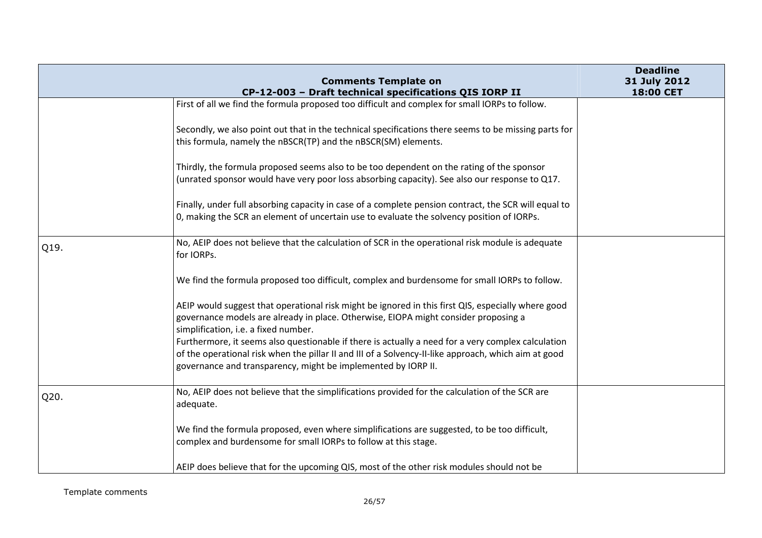| Comments Template on CP-12-003 – Draft technical specifications QIS IORP II | | Deadline 31 July 2012 18:00 CET |
|---|---|---|
| | First of all we find the formula proposed too difficult and complex for small IORPs to follow.<br><br>Secondly, we also point out that in the technical specifications there seems to be missing parts for this formula, namely the nBSCR(TP) and the nBSCR(SM) elements.<br><br>Thirdly, the formula proposed seems also to be too dependent on the rating of the sponsor (unrated sponsor would have very poor loss absorbing capacity). See also our response to Q17.<br><br>Finally, under full absorbing capacity in case of a complete pension contract, the SCR will equal to 0, making the SCR an element of uncertain use to evaluate the solvency position of IORPs. | |
| Q19. | No, AEIP does not believe that the calculation of SCR in the operational risk module is adequate for IORPs.<br><br>We find the formula proposed too difficult, complex and burdensome for small IORPs to follow.<br><br>AEIP would suggest that operational risk might be ignored in this first QIS, especially where good governance models are already in place. Otherwise, EIOPA might consider proposing a simplification, i.e. a fixed number.<br>Furthermore, it seems also questionable if there is actually a need for a very complex calculation of the operational risk when the pillar II and III of a Solvency-II-like approach, which aim at good governance and transparency, might be implemented by IORP II. | |
| Q20. | No, AEIP does not believe that the simplifications provided for the calculation of the SCR are adequate.<br><br>We find the formula proposed, even where simplifications are suggested, to be too difficult, complex and burdensome for small IORPs to follow at this stage.<br><br>AEIP does believe that for the upcoming QIS, most of the other risk modules should not be | |

Template comments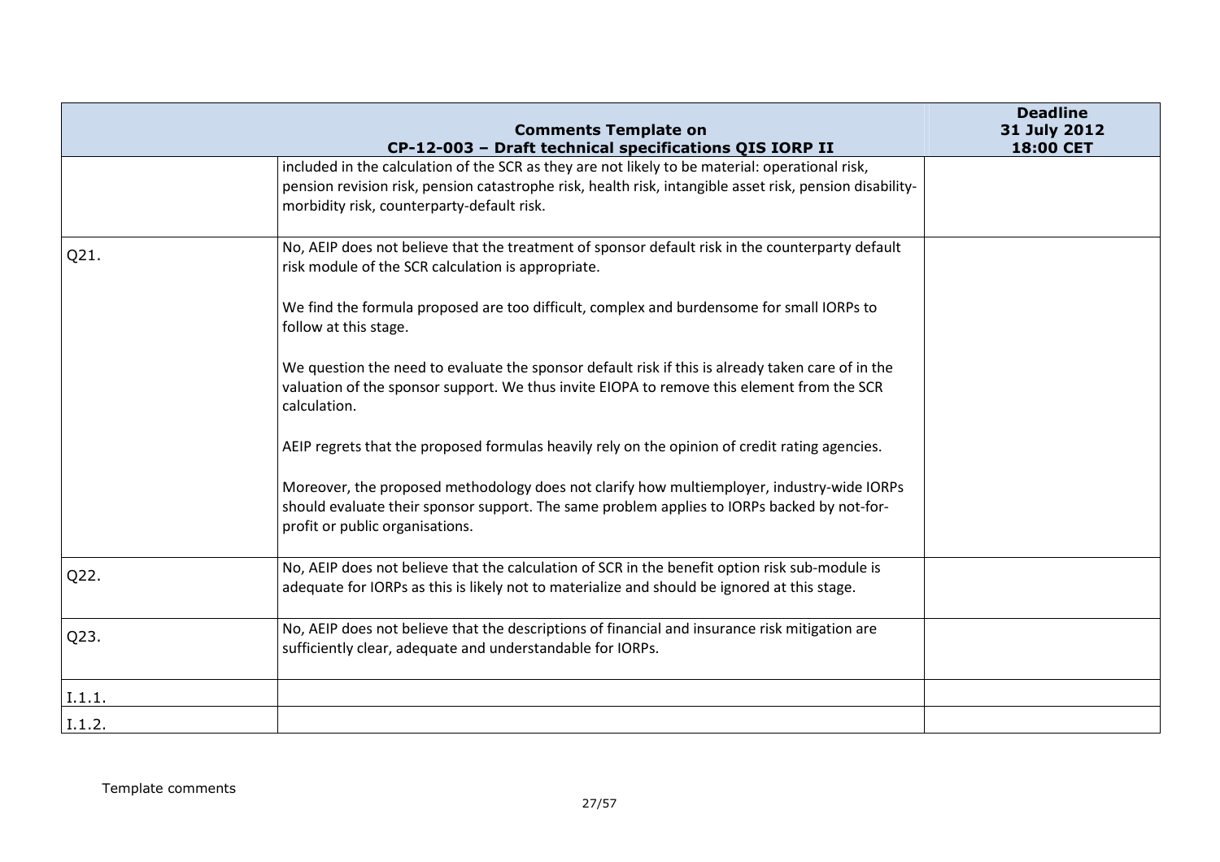| Comments Template on CP-12-003 – Draft technical specifications QIS IORP II | | Deadline 31 July 2012 18:00 CET |
|---|---|---|
| | included in the calculation of the SCR as they are not likely to be material: operational risk, pension revision risk, pension catastrophe risk, health risk, intangible asset risk, pension disability-morbidity risk, counterparty-default risk. | |
| Q21. | No, AEIP does not believe that the treatment of sponsor default risk in the counterparty default risk module of the SCR calculation is appropriate.<br><br>We find the formula proposed are too difficult, complex and burdensome for small IORPs to follow at this stage.<br><br>We question the need to evaluate the sponsor default risk if this is already taken care of in the valuation of the sponsor support. We thus invite EIOPA to remove this element from the SCR calculation.<br><br>AEIP regrets that the proposed formulas heavily rely on the opinion of credit rating agencies.<br><br>Moreover, the proposed methodology does not clarify how multiemployer, industry-wide IORPs should evaluate their sponsor support. The same problem applies to IORPs backed by not-for-profit or public organisations. | |
| Q22. | No, AEIP does not believe that the calculation of SCR in the benefit option risk sub-module is adequate for IORPs as this is likely not to materialize and should be ignored at this stage. | |
| Q23. | No, AEIP does not believe that the descriptions of financial and insurance risk mitigation are sufficiently clear, adequate and understandable for IORPs. | |
| I.1.1. | | |
| I.1.2. | | |

Template comments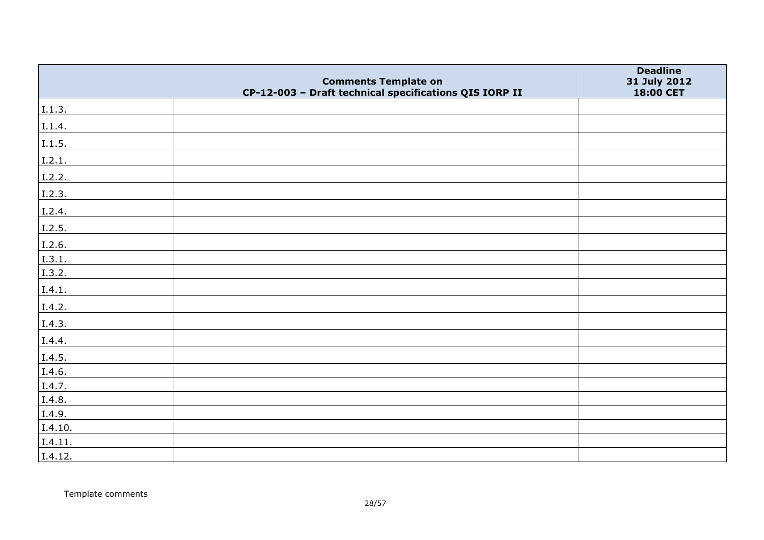|  | Comments Template on CP-12-003 – Draft technical specifications QIS IORP II | Deadline 31 July 2012 18:00 CET |
|---|---|---|
| I.1.3. |  |  |
| I.1.4. |  |  |
| I.1.5. |  |  |
| I.2.1. |  |  |
| I.2.2. |  |  |
| I.2.3. |  |  |
| I.2.4. |  |  |
| I.2.5. |  |  |
| I.2.6. |  |  |
| I.3.1. |  |  |
| I.3.2. |  |  |
| I.4.1. |  |  |
| I.4.2. |  |  |
| I.4.3. |  |  |
| I.4.4. |  |  |
| I.4.5. |  |  |
| I.4.6. |  |  |
| I.4.7. |  |  |
| I.4.8. |  |  |
| I.4.9. |  |  |
| I.4.10. |  |  |
| I.4.11. |  |  |
| I.4.12. |  |  |

Template comments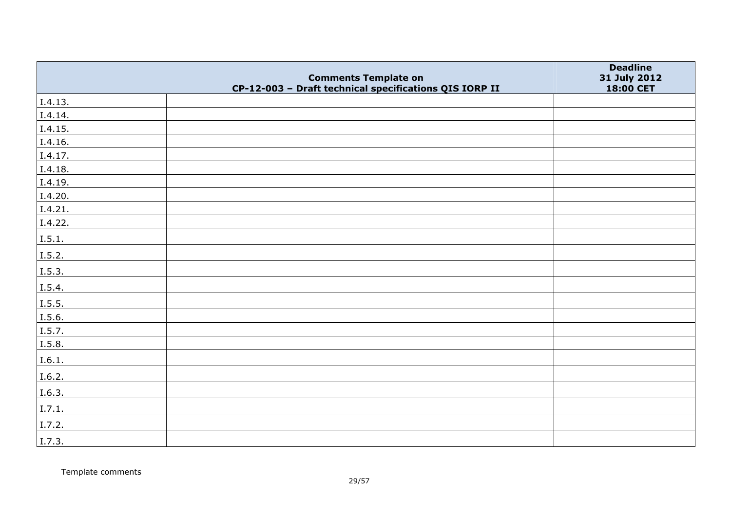| Comments Template on CP-12-003 – Draft technical specifications QIS IORP II | | Deadline 31 July 2012 18:00 CET |
|---|---|---|
| I.4.13. | | |
| I.4.14. | | |
| I.4.15. | | |
| I.4.16. | | |
| I.4.17. | | |
| I.4.18. | | |
| I.4.19. | | |
| I.4.20. | | |
| I.4.21. | | |
| I.4.22. | | |
| I.5.1. | | |
| I.5.2. | | |
| I.5.3. | | |
| I.5.4. | | |
| I.5.5. | | |
| I.5.6. | | |
| I.5.7. | | |
| I.5.8. | | |
| I.6.1. | | |
| I.6.2. | | |
| I.6.3. | | |
| I.7.1. | | |
| I.7.2. | | |
| I.7.3. | | |

Template comments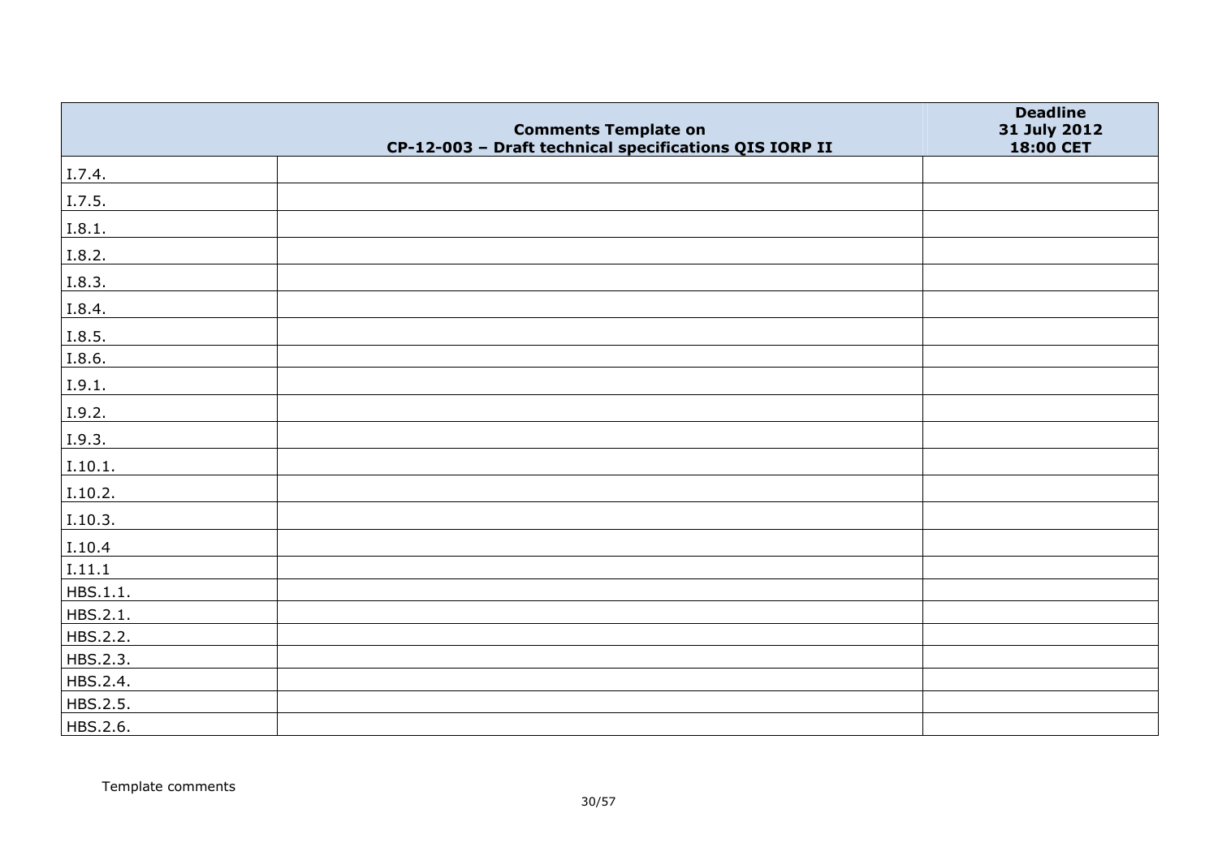|  | Comments Template on<br>CP-12-003 – Draft technical specifications QIS IORP II | Deadline<br>31 July 2012<br>18:00 CET |
|---|---|---|
| I.7.4. | | |
| I.7.5. | | |
| I.8.1. | | |
| I.8.2. | | |
| I.8.3. | | |
| I.8.4. | | |
| I.8.5. | | |
| I.8.6. | | |
| I.9.1. | | |
| I.9.2. | | |
| I.9.3. | | |
| I.10.1. | | |
| I.10.2. | | |
| I.10.3. | | |
| I.10.4 | | |
| I.11.1 | | |
| HBS.1.1. | | |
| HBS.2.1. | | |
| HBS.2.2. | | |
| HBS.2.3. | | |
| HBS.2.4. | | |
| HBS.2.5. | | |
| HBS.2.6. | | |

Template comments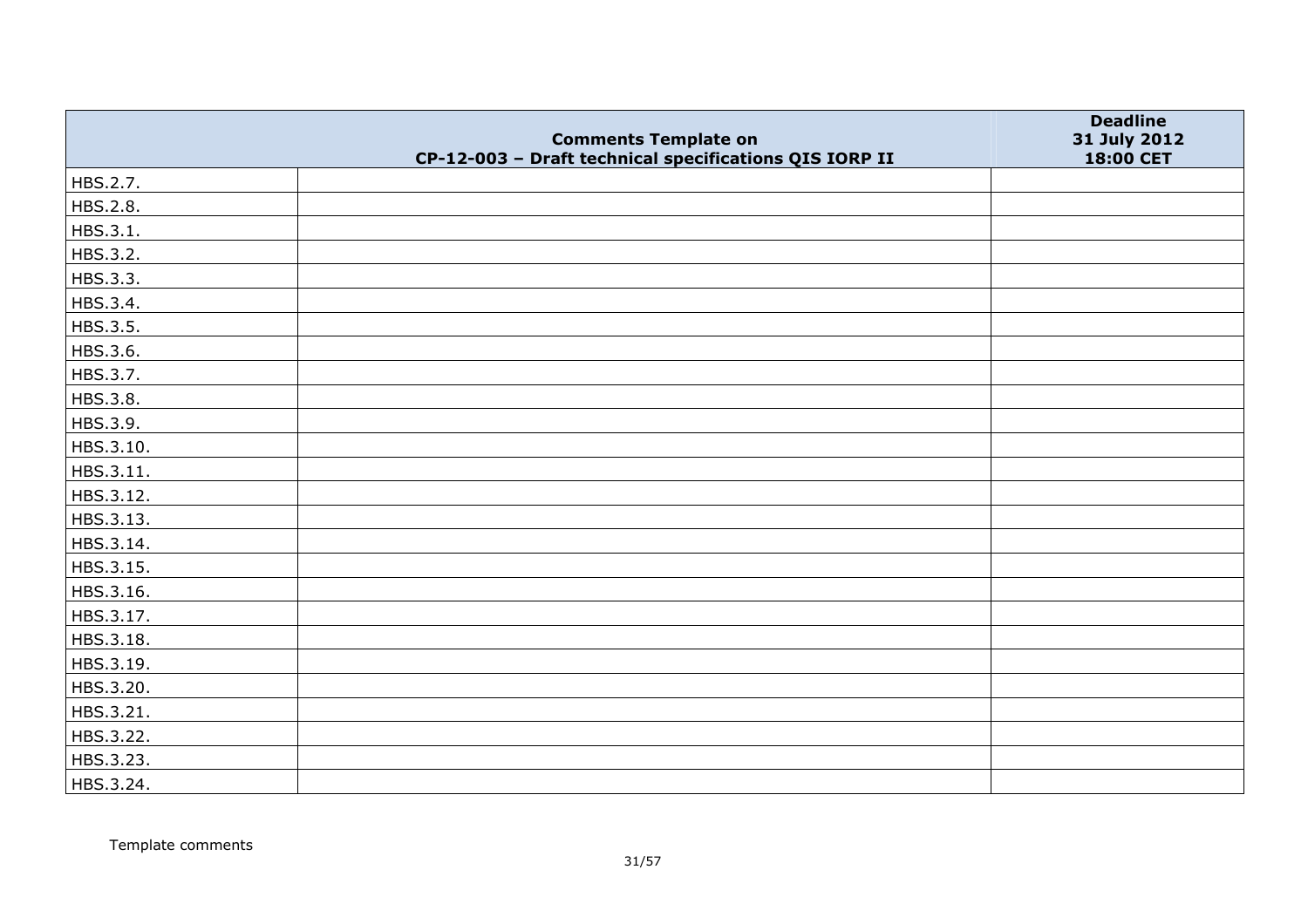|  | Comments Template on CP-12-003 – Draft technical specifications QIS IORP II | Deadline 31 July 2012 18:00 CET |
|---|---|---|
| HBS.2.7. |  |  |
| HBS.2.8. |  |  |
| HBS.3.1. |  |  |
| HBS.3.2. |  |  |
| HBS.3.3. |  |  |
| HBS.3.4. |  |  |
| HBS.3.5. |  |  |
| HBS.3.6. |  |  |
| HBS.3.7. |  |  |
| HBS.3.8. |  |  |
| HBS.3.9. |  |  |
| HBS.3.10. |  |  |
| HBS.3.11. |  |  |
| HBS.3.12. |  |  |
| HBS.3.13. |  |  |
| HBS.3.14. |  |  |
| HBS.3.15. |  |  |
| HBS.3.16. |  |  |
| HBS.3.17. |  |  |
| HBS.3.18. |  |  |
| HBS.3.19. |  |  |
| HBS.3.20. |  |  |
| HBS.3.21. |  |  |
| HBS.3.22. |  |  |
| HBS.3.23. |  |  |
| HBS.3.24. |  |  |

Template comments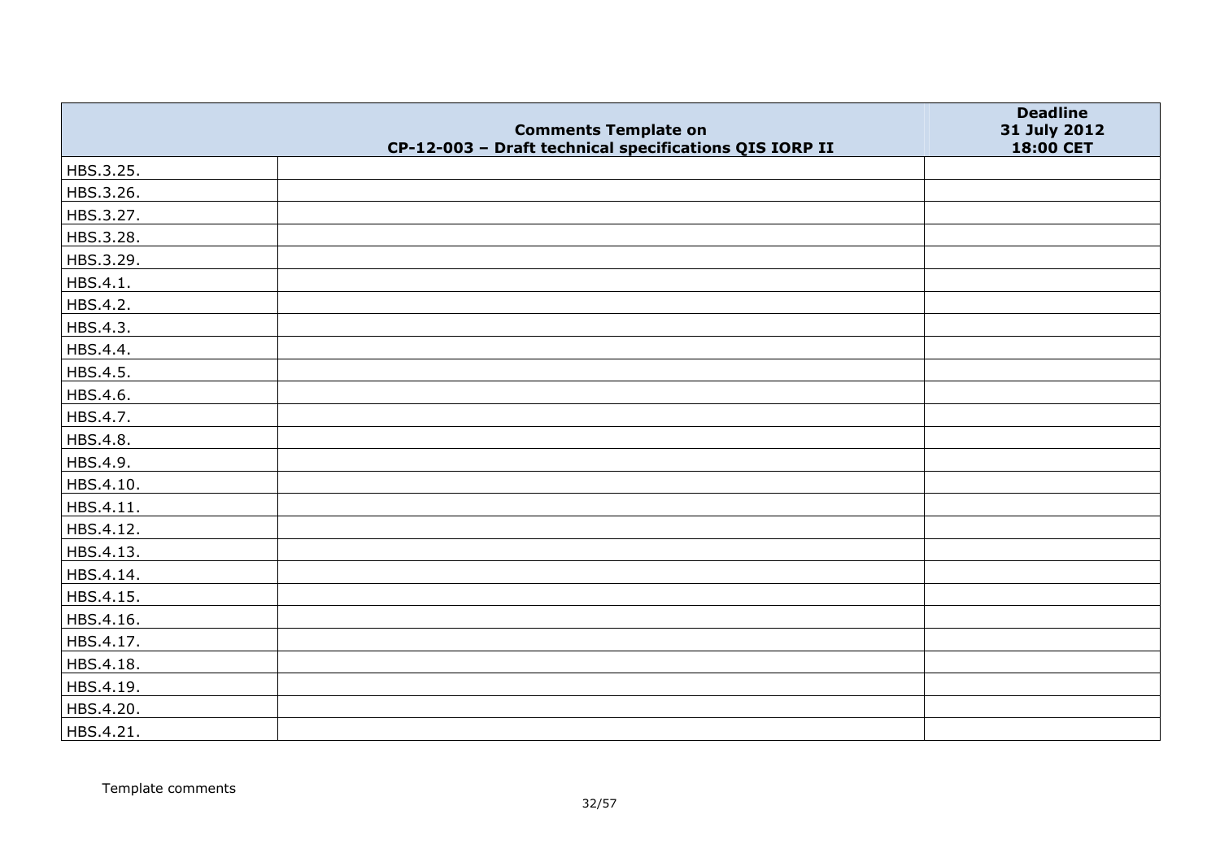| | Comments Template on CP-12-003 – Draft technical specifications QIS IORP II | Deadline 31 July 2012 18:00 CET |
|---|---|---|
| HBS.3.25. | | |
| HBS.3.26. | | |
| HBS.3.27. | | |
| HBS.3.28. | | |
| HBS.3.29. | | |
| HBS.4.1. | | |
| HBS.4.2. | | |
| HBS.4.3. | | |
| HBS.4.4. | | |
| HBS.4.5. | | |
| HBS.4.6. | | |
| HBS.4.7. | | |
| HBS.4.8. | | |
| HBS.4.9. | | |
| HBS.4.10. | | |
| HBS.4.11. | | |
| HBS.4.12. | | |
| HBS.4.13. | | |
| HBS.4.14. | | |
| HBS.4.15. | | |
| HBS.4.16. | | |
| HBS.4.17. | | |
| HBS.4.18. | | |
| HBS.4.19. | | |
| HBS.4.20. | | |
| HBS.4.21. | | |

Template comments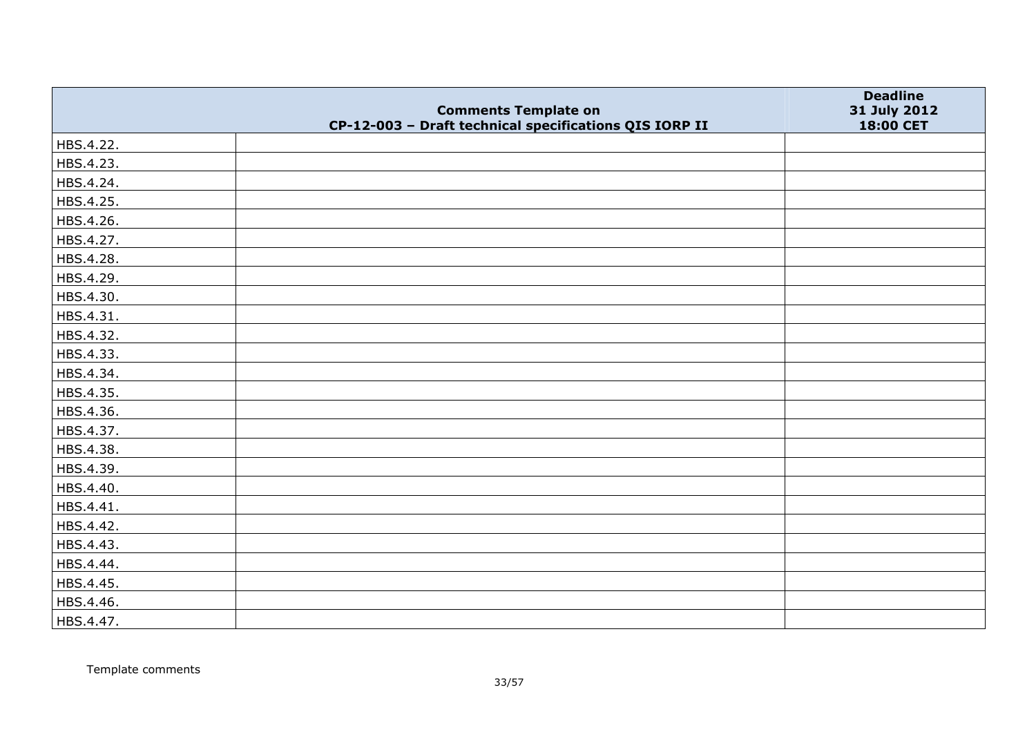| | Comments Template on CP-12-003 – Draft technical specifications QIS IORP II | Deadline 31 July 2012 18:00 CET |
|---|---|---|
| HBS.4.22. | | |
| HBS.4.23. | | |
| HBS.4.24. | | |
| HBS.4.25. | | |
| HBS.4.26. | | |
| HBS.4.27. | | |
| HBS.4.28. | | |
| HBS.4.29. | | |
| HBS.4.30. | | |
| HBS.4.31. | | |
| HBS.4.32. | | |
| HBS.4.33. | | |
| HBS.4.34. | | |
| HBS.4.35. | | |
| HBS.4.36. | | |
| HBS.4.37. | | |
| HBS.4.38. | | |
| HBS.4.39. | | |
| HBS.4.40. | | |
| HBS.4.41. | | |
| HBS.4.42. | | |
| HBS.4.43. | | |
| HBS.4.44. | | |
| HBS.4.45. | | |
| HBS.4.46. | | |
| HBS.4.47. | | |

Template comments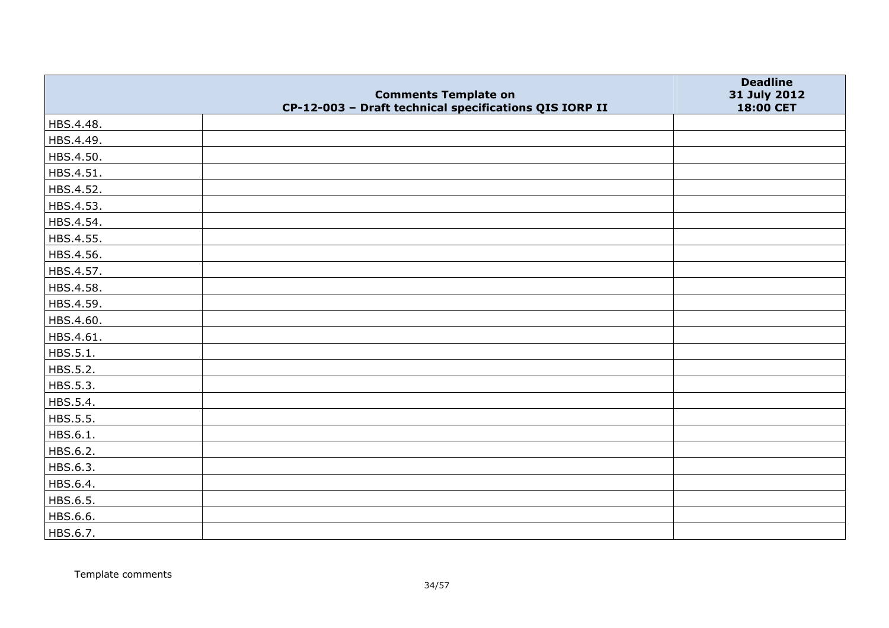| | Comments Template on CP-12-003 – Draft technical specifications QIS IORP II | Deadline 31 July 2012 18:00 CET |
|---|---|---|
| HBS.4.48. | | |
| HBS.4.49. | | |
| HBS.4.50. | | |
| HBS.4.51. | | |
| HBS.4.52. | | |
| HBS.4.53. | | |
| HBS.4.54. | | |
| HBS.4.55. | | |
| HBS.4.56. | | |
| HBS.4.57. | | |
| HBS.4.58. | | |
| HBS.4.59. | | |
| HBS.4.60. | | |
| HBS.4.61. | | |
| HBS.5.1. | | |
| HBS.5.2. | | |
| HBS.5.3. | | |
| HBS.5.4. | | |
| HBS.5.5. | | |
| HBS.6.1. | | |
| HBS.6.2. | | |
| HBS.6.3. | | |
| HBS.6.4. | | |
| HBS.6.5. | | |
| HBS.6.6. | | |
| HBS.6.7. | | |

Template comments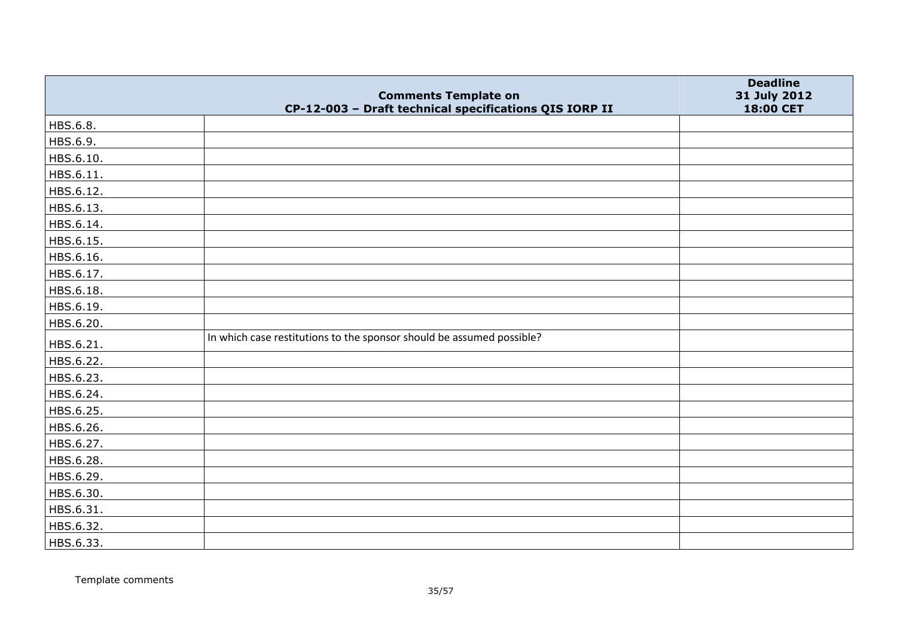| | Comments Template on CP-12-003 – Draft technical specifications QIS IORP II | Deadline 31 July 2012 18:00 CET |
|---|---|---|
| HBS.6.8. | | |
| HBS.6.9. | | |
| HBS.6.10. | | |
| HBS.6.11. | | |
| HBS.6.12. | | |
| HBS.6.13. | | |
| HBS.6.14. | | |
| HBS.6.15. | | |
| HBS.6.16. | | |
| HBS.6.17. | | |
| HBS.6.18. | | |
| HBS.6.19. | | |
| HBS.6.20. | | |
| HBS.6.21. | In which case restitutions to the sponsor should be assumed possible? | |
| HBS.6.22. | | |
| HBS.6.23. | | |
| HBS.6.24. | | |
| HBS.6.25. | | |
| HBS.6.26. | | |
| HBS.6.27. | | |
| HBS.6.28. | | |
| HBS.6.29. | | |
| HBS.6.30. | | |
| HBS.6.31. | | |
| HBS.6.32. | | |
| HBS.6.33. | | |

Template comments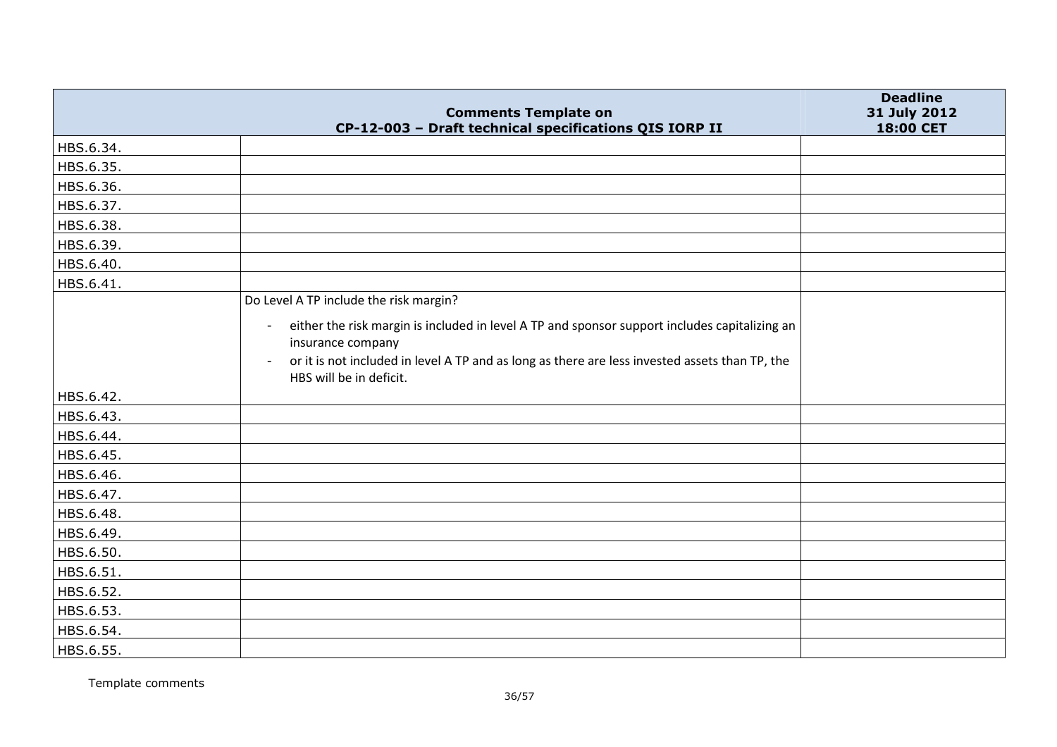| | Comments Template on CP-12-003 – Draft technical specifications QIS IORP II | Deadline 31 July 2012 18:00 CET |
|---|---|---|
| HBS.6.34. | | |
| HBS.6.35. | | |
| HBS.6.36. | | |
| HBS.6.37. | | |
| HBS.6.38. | | |
| HBS.6.39. | | |
| HBS.6.40. | | |
| HBS.6.41. | | |
| HBS.6.42. | Do Level A TP include the risk margin?<br><br>- either the risk margin is included in level A TP and sponsor support includes capitalizing an insurance company<br>- or it is not included in level A TP and as long as there are less invested assets than TP, the HBS will be in deficit. | |
| HBS.6.43. | | |
| HBS.6.44. | | |
| HBS.6.45. | | |
| HBS.6.46. | | |
| HBS.6.47. | | |
| HBS.6.48. | | |
| HBS.6.49. | | |
| HBS.6.50. | | |
| HBS.6.51. | | |
| HBS.6.52. | | |
| HBS.6.53. | | |
| HBS.6.54. | | |
| HBS.6.55. | | |

Template comments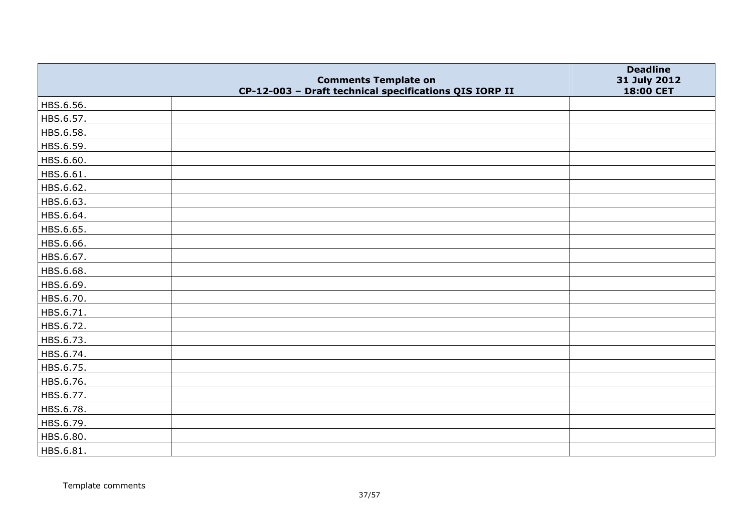| Comments Template on CP-12-003 – Draft technical specifications QIS IORP II | | Deadline 31 July 2012 18:00 CET |
|---|---|---|
| HBS.6.56. | | |
| HBS.6.57. | | |
| HBS.6.58. | | |
| HBS.6.59. | | |
| HBS.6.60. | | |
| HBS.6.61. | | |
| HBS.6.62. | | |
| HBS.6.63. | | |
| HBS.6.64. | | |
| HBS.6.65. | | |
| HBS.6.66. | | |
| HBS.6.67. | | |
| HBS.6.68. | | |
| HBS.6.69. | | |
| HBS.6.70. | | |
| HBS.6.71. | | |
| HBS.6.72. | | |
| HBS.6.73. | | |
| HBS.6.74. | | |
| HBS.6.75. | | |
| HBS.6.76. | | |
| HBS.6.77. | | |
| HBS.6.78. | | |
| HBS.6.79. | | |
| HBS.6.80. | | |
| HBS.6.81. | | |

Template comments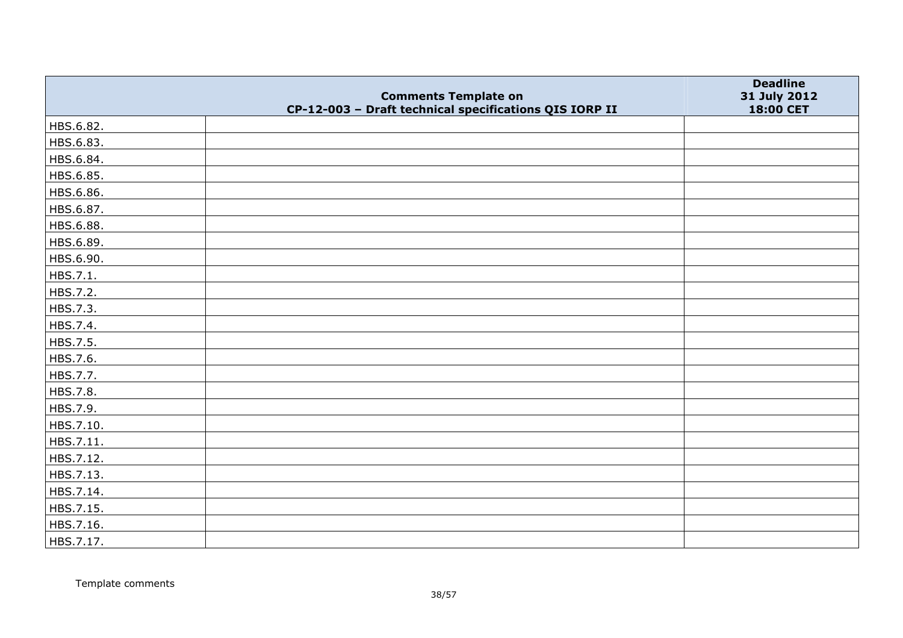| | Comments Template on CP-12-003 – Draft technical specifications QIS IORP II | Deadline 31 July 2012 18:00 CET |
|---|---|---|
| HBS.6.82. | | |
| HBS.6.83. | | |
| HBS.6.84. | | |
| HBS.6.85. | | |
| HBS.6.86. | | |
| HBS.6.87. | | |
| HBS.6.88. | | |
| HBS.6.89. | | |
| HBS.6.90. | | |
| HBS.7.1. | | |
| HBS.7.2. | | |
| HBS.7.3. | | |
| HBS.7.4. | | |
| HBS.7.5. | | |
| HBS.7.6. | | |
| HBS.7.7. | | |
| HBS.7.8. | | |
| HBS.7.9. | | |
| HBS.7.10. | | |
| HBS.7.11. | | |
| HBS.7.12. | | |
| HBS.7.13. | | |
| HBS.7.14. | | |
| HBS.7.15. | | |
| HBS.7.16. | | |
| HBS.7.17. | | |

Template comments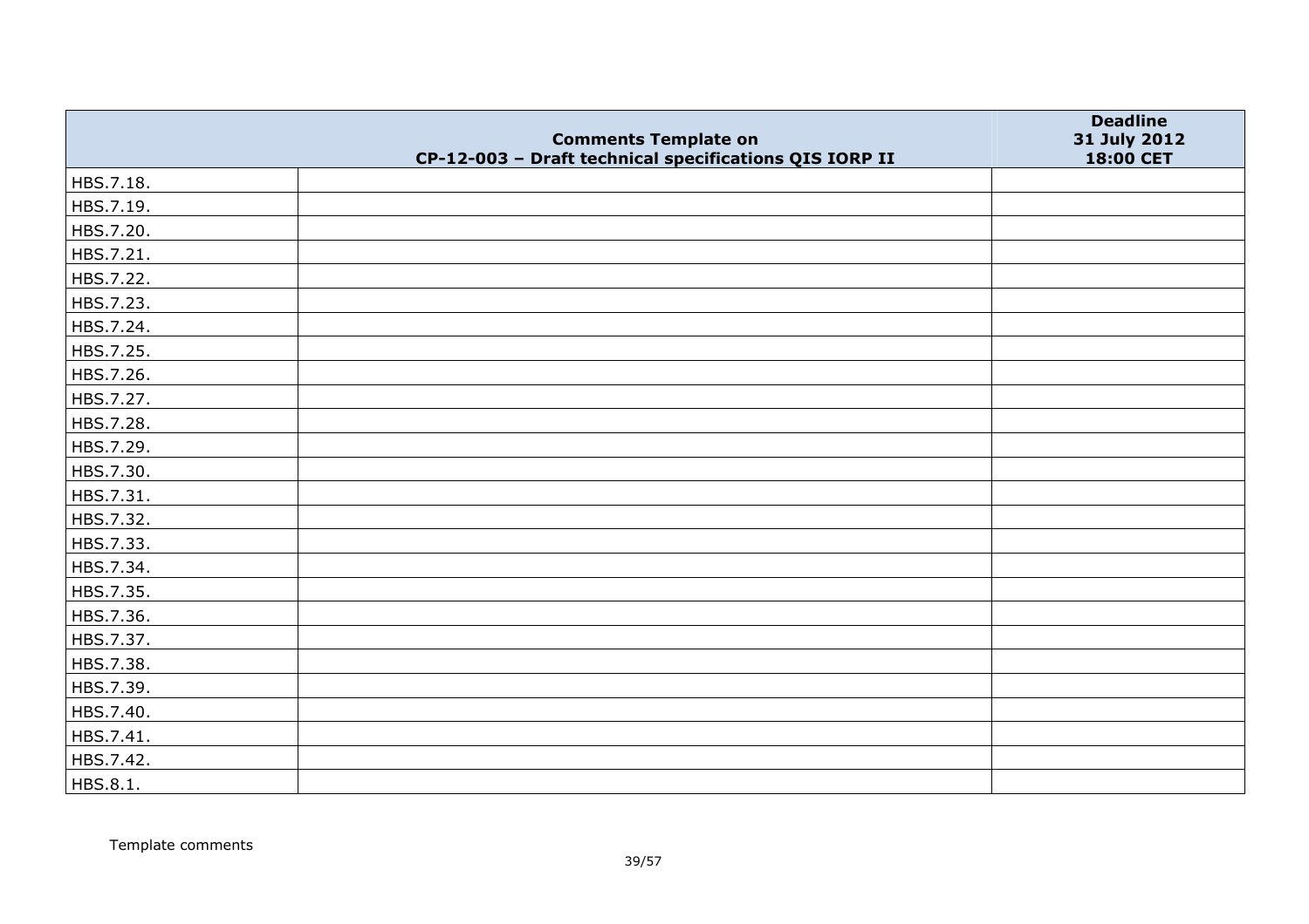| | Comments Template on CP-12-003 – Draft technical specifications QIS IORP II | Deadline 31 July 2012 18:00 CET |
|---|---|---|
| HBS.7.18. | | |
| HBS.7.19. | | |
| HBS.7.20. | | |
| HBS.7.21. | | |
| HBS.7.22. | | |
| HBS.7.23. | | |
| HBS.7.24. | | |
| HBS.7.25. | | |
| HBS.7.26. | | |
| HBS.7.27. | | |
| HBS.7.28. | | |
| HBS.7.29. | | |
| HBS.7.30. | | |
| HBS.7.31. | | |
| HBS.7.32. | | |
| HBS.7.33. | | |
| HBS.7.34. | | |
| HBS.7.35. | | |
| HBS.7.36. | | |
| HBS.7.37. | | |
| HBS.7.38. | | |
| HBS.7.39. | | |
| HBS.7.40. | | |
| HBS.7.41. | | |
| HBS.7.42. | | |
| HBS.8.1. | | |

Template comments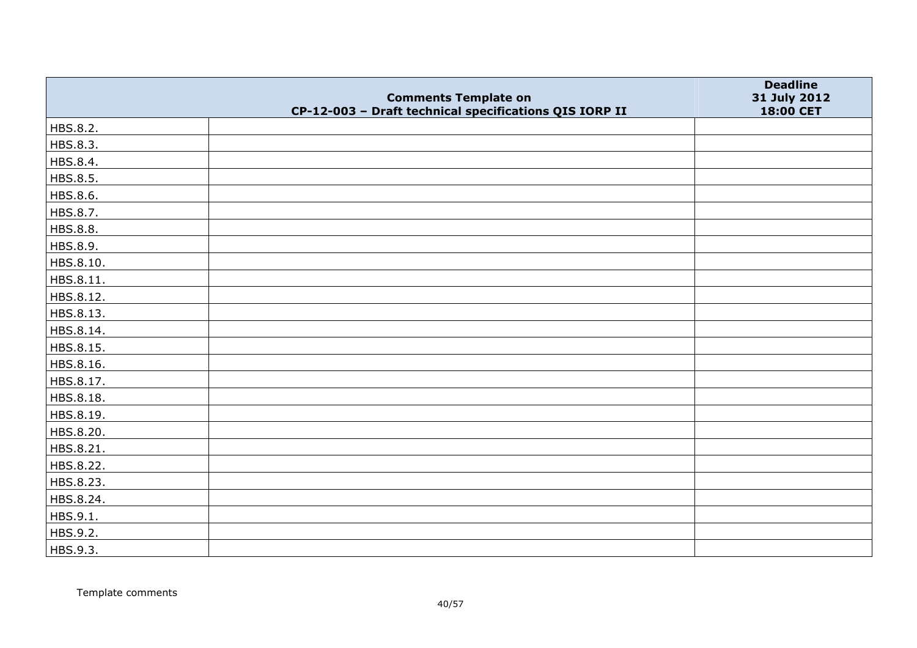| | Comments Template on CP-12-003 – Draft technical specifications QIS IORP II | Deadline 31 July 2012 18:00 CET |
|---|---|---|
| HBS.8.2. | | |
| HBS.8.3. | | |
| HBS.8.4. | | |
| HBS.8.5. | | |
| HBS.8.6. | | |
| HBS.8.7. | | |
| HBS.8.8. | | |
| HBS.8.9. | | |
| HBS.8.10. | | |
| HBS.8.11. | | |
| HBS.8.12. | | |
| HBS.8.13. | | |
| HBS.8.14. | | |
| HBS.8.15. | | |
| HBS.8.16. | | |
| HBS.8.17. | | |
| HBS.8.18. | | |
| HBS.8.19. | | |
| HBS.8.20. | | |
| HBS.8.21. | | |
| HBS.8.22. | | |
| HBS.8.23. | | |
| HBS.8.24. | | |
| HBS.9.1. | | |
| HBS.9.2. | | |
| HBS.9.3. | | |

Template comments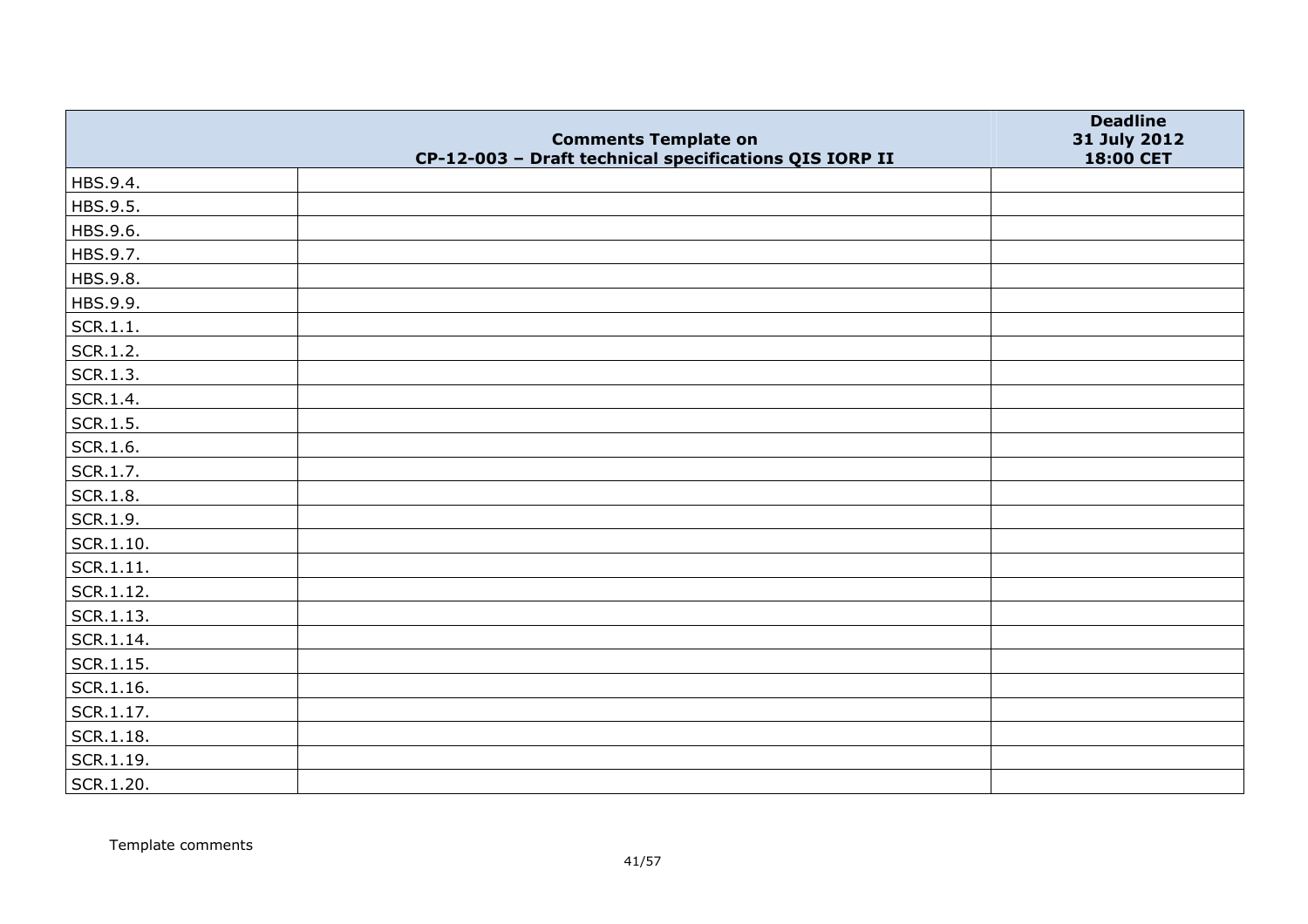|  | Comments Template on<br>CP-12-003 – Draft technical specifications QIS IORP II | Deadline<br>31 July 2012<br>18:00 CET |
|---|---|---|
| HBS.9.4. | | |
| HBS.9.5. | | |
| HBS.9.6. | | |
| HBS.9.7. | | |
| HBS.9.8. | | |
| HBS.9.9. | | |
| SCR.1.1. | | |
| SCR.1.2. | | |
| SCR.1.3. | | |
| SCR.1.4. | | |
| SCR.1.5. | | |
| SCR.1.6. | | |
| SCR.1.7. | | |
| SCR.1.8. | | |
| SCR.1.9. | | |
| SCR.1.10. | | |
| SCR.1.11. | | |
| SCR.1.12. | | |
| SCR.1.13. | | |
| SCR.1.14. | | |
| SCR.1.15. | | |
| SCR.1.16. | | |
| SCR.1.17. | | |
| SCR.1.18. | | |
| SCR.1.19. | | |
| SCR.1.20. | | |

Template comments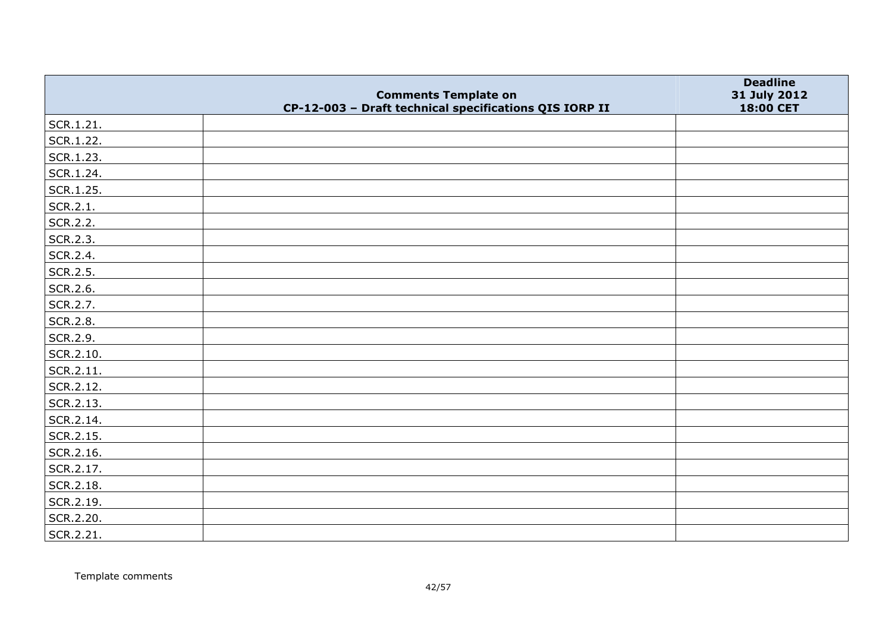| | Comments Template on CP-12-003 – Draft technical specifications QIS IORP II | Deadline 31 July 2012 18:00 CET |
|---|---|---|
| SCR.1.21. | | |
| SCR.1.22. | | |
| SCR.1.23. | | |
| SCR.1.24. | | |
| SCR.1.25. | | |
| SCR.2.1. | | |
| SCR.2.2. | | |
| SCR.2.3. | | |
| SCR.2.4. | | |
| SCR.2.5. | | |
| SCR.2.6. | | |
| SCR.2.7. | | |
| SCR.2.8. | | |
| SCR.2.9. | | |
| SCR.2.10. | | |
| SCR.2.11. | | |
| SCR.2.12. | | |
| SCR.2.13. | | |
| SCR.2.14. | | |
| SCR.2.15. | | |
| SCR.2.16. | | |
| SCR.2.17. | | |
| SCR.2.18. | | |
| SCR.2.19. | | |
| SCR.2.20. | | |
| SCR.2.21. | | |

Template comments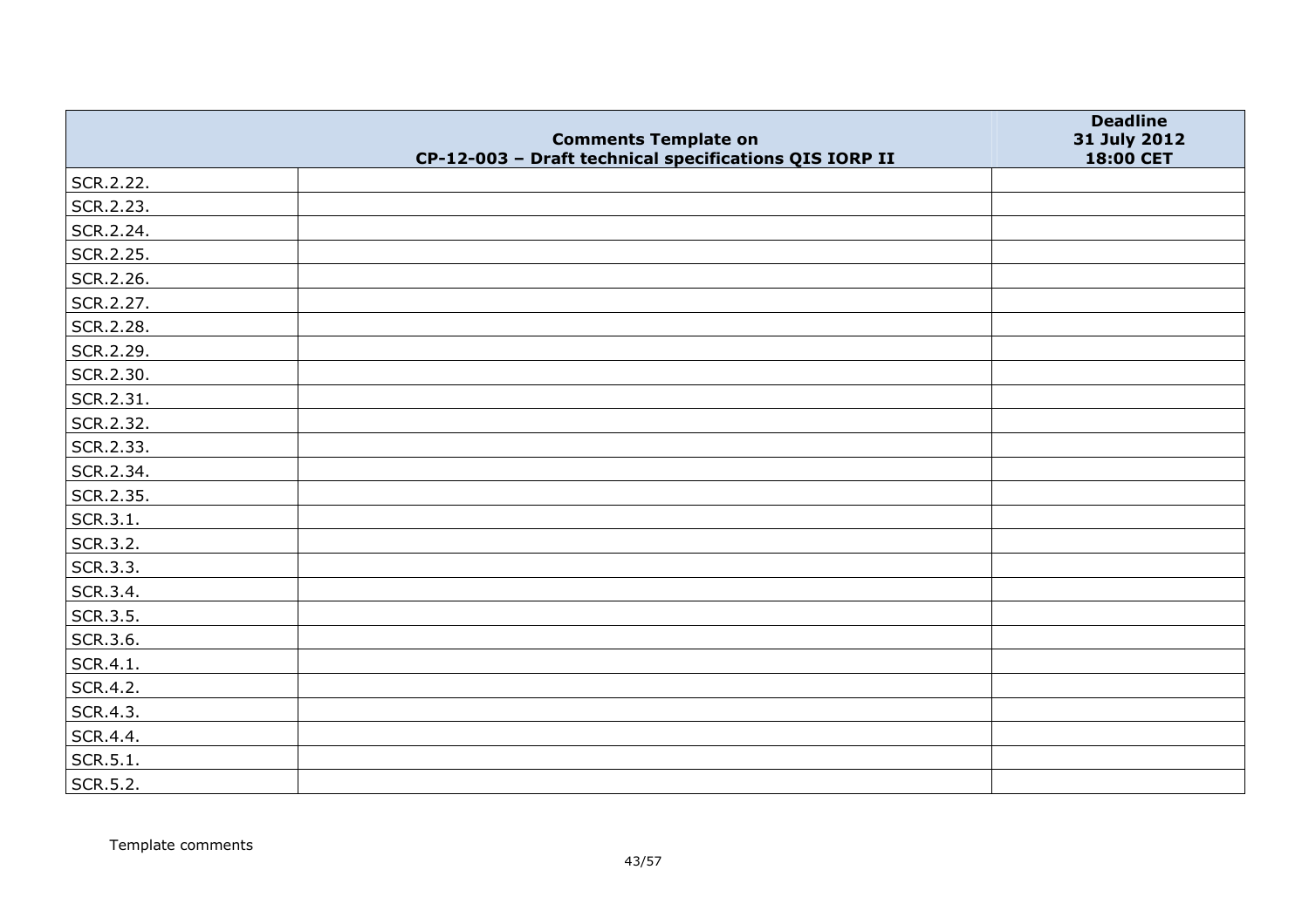| | Comments Template on CP-12-003 – Draft technical specifications QIS IORP II | Deadline 31 July 2012 18:00 CET |
|---|---|---|
| SCR.2.22. | | |
| SCR.2.23. | | |
| SCR.2.24. | | |
| SCR.2.25. | | |
| SCR.2.26. | | |
| SCR.2.27. | | |
| SCR.2.28. | | |
| SCR.2.29. | | |
| SCR.2.30. | | |
| SCR.2.31. | | |
| SCR.2.32. | | |
| SCR.2.33. | | |
| SCR.2.34. | | |
| SCR.2.35. | | |
| SCR.3.1. | | |
| SCR.3.2. | | |
| SCR.3.3. | | |
| SCR.3.4. | | |
| SCR.3.5. | | |
| SCR.3.6. | | |
| SCR.4.1. | | |
| SCR.4.2. | | |
| SCR.4.3. | | |
| SCR.4.4. | | |
| SCR.5.1. | | |
| SCR.5.2. | | |

Template comments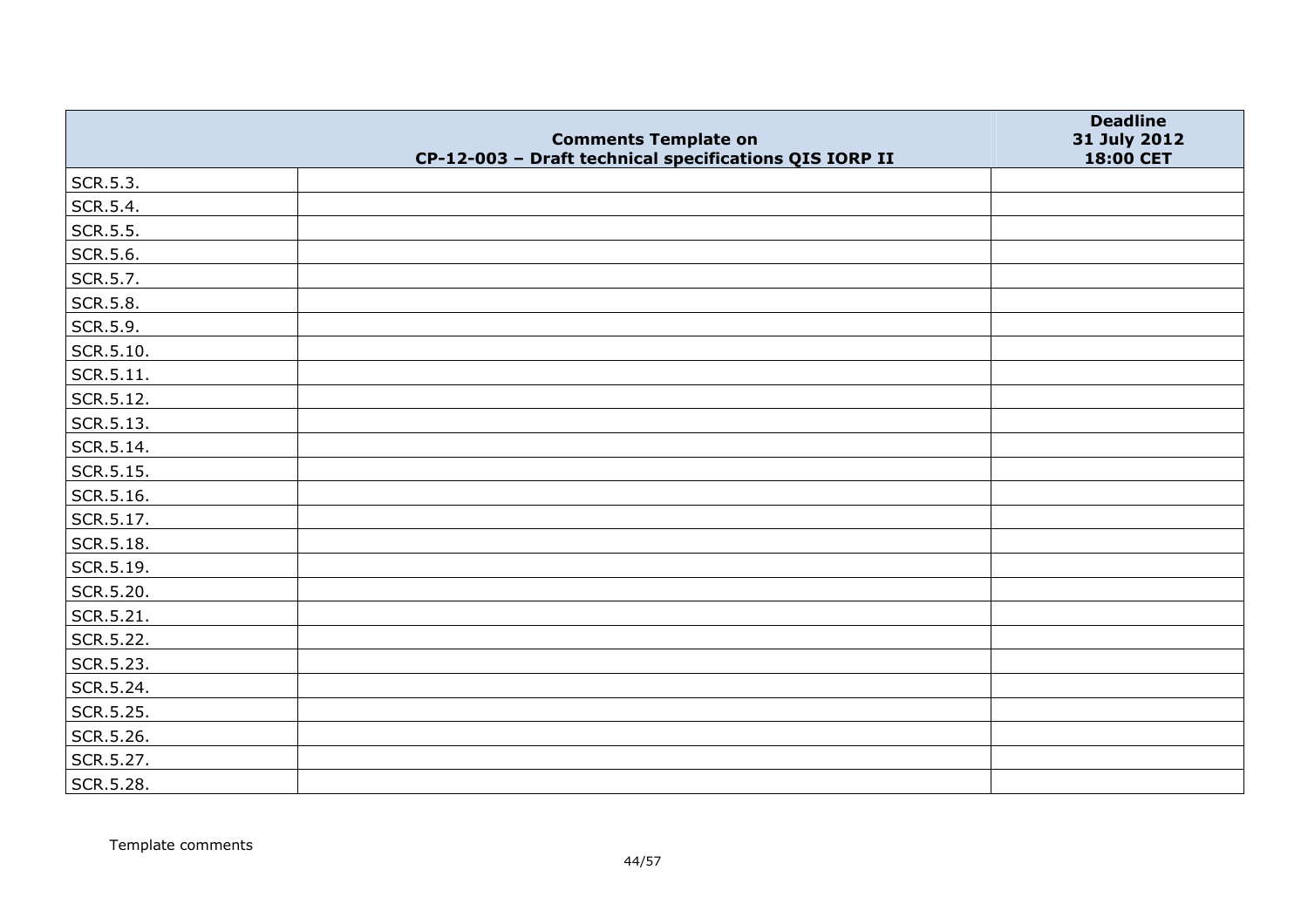| | Comments Template on CP-12-003 – Draft technical specifications QIS IORP II | Deadline 31 July 2012 18:00 CET |
|---|---|---|
| SCR.5.3. | | |
| SCR.5.4. | | |
| SCR.5.5. | | |
| SCR.5.6. | | |
| SCR.5.7. | | |
| SCR.5.8. | | |
| SCR.5.9. | | |
| SCR.5.10. | | |
| SCR.5.11. | | |
| SCR.5.12. | | |
| SCR.5.13. | | |
| SCR.5.14. | | |
| SCR.5.15. | | |
| SCR.5.16. | | |
| SCR.5.17. | | |
| SCR.5.18. | | |
| SCR.5.19. | | |
| SCR.5.20. | | |
| SCR.5.21. | | |
| SCR.5.22. | | |
| SCR.5.23. | | |
| SCR.5.24. | | |
| SCR.5.25. | | |
| SCR.5.26. | | |
| SCR.5.27. | | |
| SCR.5.28. | | |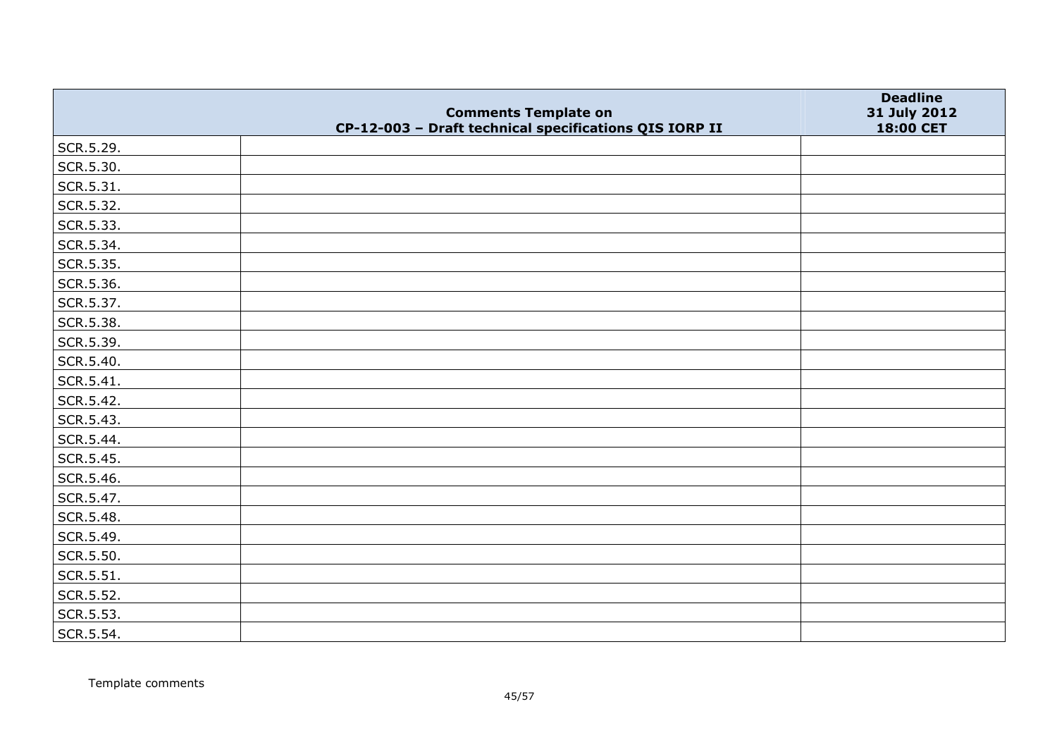|  | Comments Template on CP-12-003 – Draft technical specifications QIS IORP II | Deadline 31 July 2012 18:00 CET |
|---|---|---|
| SCR.5.29. |  |  |
| SCR.5.30. |  |  |
| SCR.5.31. |  |  |
| SCR.5.32. |  |  |
| SCR.5.33. |  |  |
| SCR.5.34. |  |  |
| SCR.5.35. |  |  |
| SCR.5.36. |  |  |
| SCR.5.37. |  |  |
| SCR.5.38. |  |  |
| SCR.5.39. |  |  |
| SCR.5.40. |  |  |
| SCR.5.41. |  |  |
| SCR.5.42. |  |  |
| SCR.5.43. |  |  |
| SCR.5.44. |  |  |
| SCR.5.45. |  |  |
| SCR.5.46. |  |  |
| SCR.5.47. |  |  |
| SCR.5.48. |  |  |
| SCR.5.49. |  |  |
| SCR.5.50. |  |  |
| SCR.5.51. |  |  |
| SCR.5.52. |  |  |
| SCR.5.53. |  |  |
| SCR.5.54. |  |  |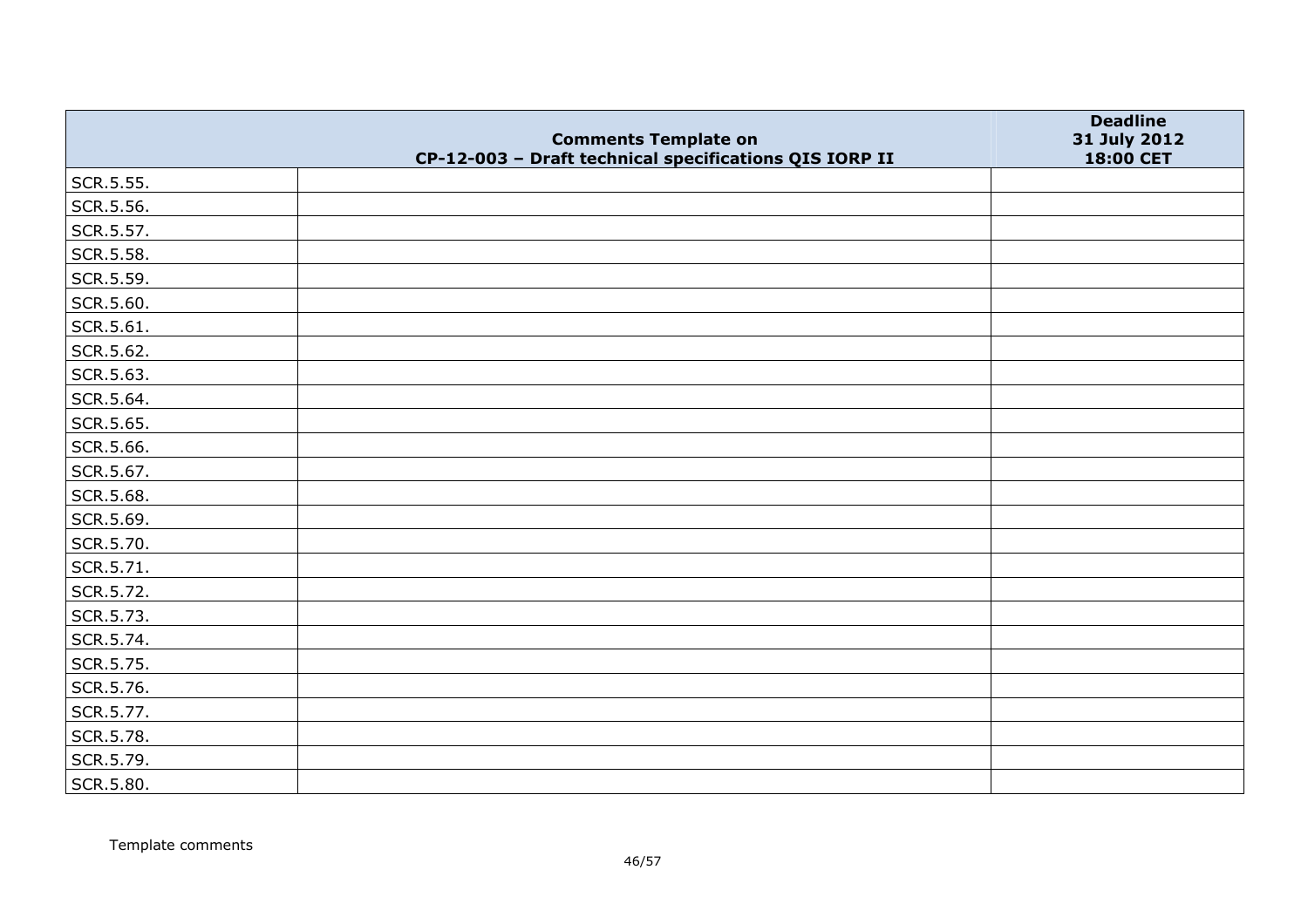|  | Comments Template on CP-12-003 – Draft technical specifications QIS IORP II | Deadline 31 July 2012 18:00 CET |
|---|---|---|
| SCR.5.55. |  |  |
| SCR.5.56. |  |  |
| SCR.5.57. |  |  |
| SCR.5.58. |  |  |
| SCR.5.59. |  |  |
| SCR.5.60. |  |  |
| SCR.5.61. |  |  |
| SCR.5.62. |  |  |
| SCR.5.63. |  |  |
| SCR.5.64. |  |  |
| SCR.5.65. |  |  |
| SCR.5.66. |  |  |
| SCR.5.67. |  |  |
| SCR.5.68. |  |  |
| SCR.5.69. |  |  |
| SCR.5.70. |  |  |
| SCR.5.71. |  |  |
| SCR.5.72. |  |  |
| SCR.5.73. |  |  |
| SCR.5.74. |  |  |
| SCR.5.75. |  |  |
| SCR.5.76. |  |  |
| SCR.5.77. |  |  |
| SCR.5.78. |  |  |
| SCR.5.79. |  |  |
| SCR.5.80. |  |  |

Template comments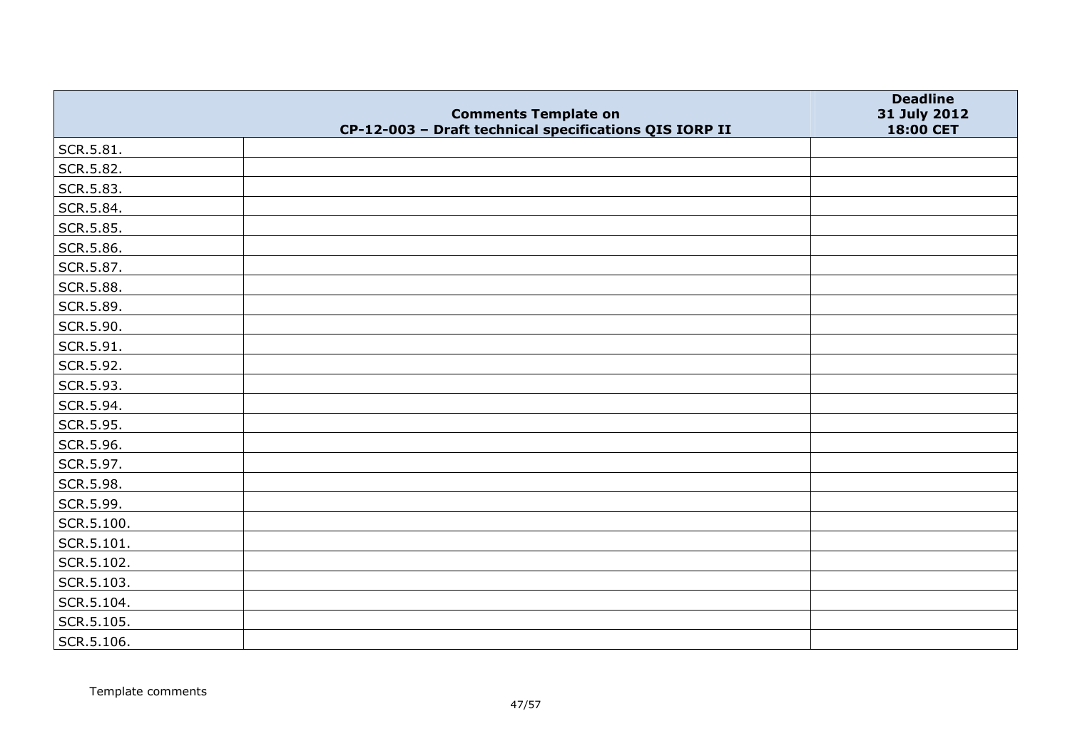| | Comments Template on CP-12-003 – Draft technical specifications QIS IORP II | Deadline 31 July 2012 18:00 CET |
|---|---|---|
| SCR.5.81. | | |
| SCR.5.82. | | |
| SCR.5.83. | | |
| SCR.5.84. | | |
| SCR.5.85. | | |
| SCR.5.86. | | |
| SCR.5.87. | | |
| SCR.5.88. | | |
| SCR.5.89. | | |
| SCR.5.90. | | |
| SCR.5.91. | | |
| SCR.5.92. | | |
| SCR.5.93. | | |
| SCR.5.94. | | |
| SCR.5.95. | | |
| SCR.5.96. | | |
| SCR.5.97. | | |
| SCR.5.98. | | |
| SCR.5.99. | | |
| SCR.5.100. | | |
| SCR.5.101. | | |
| SCR.5.102. | | |
| SCR.5.103. | | |
| SCR.5.104. | | |
| SCR.5.105. | | |
| SCR.5.106. | | |

Template comments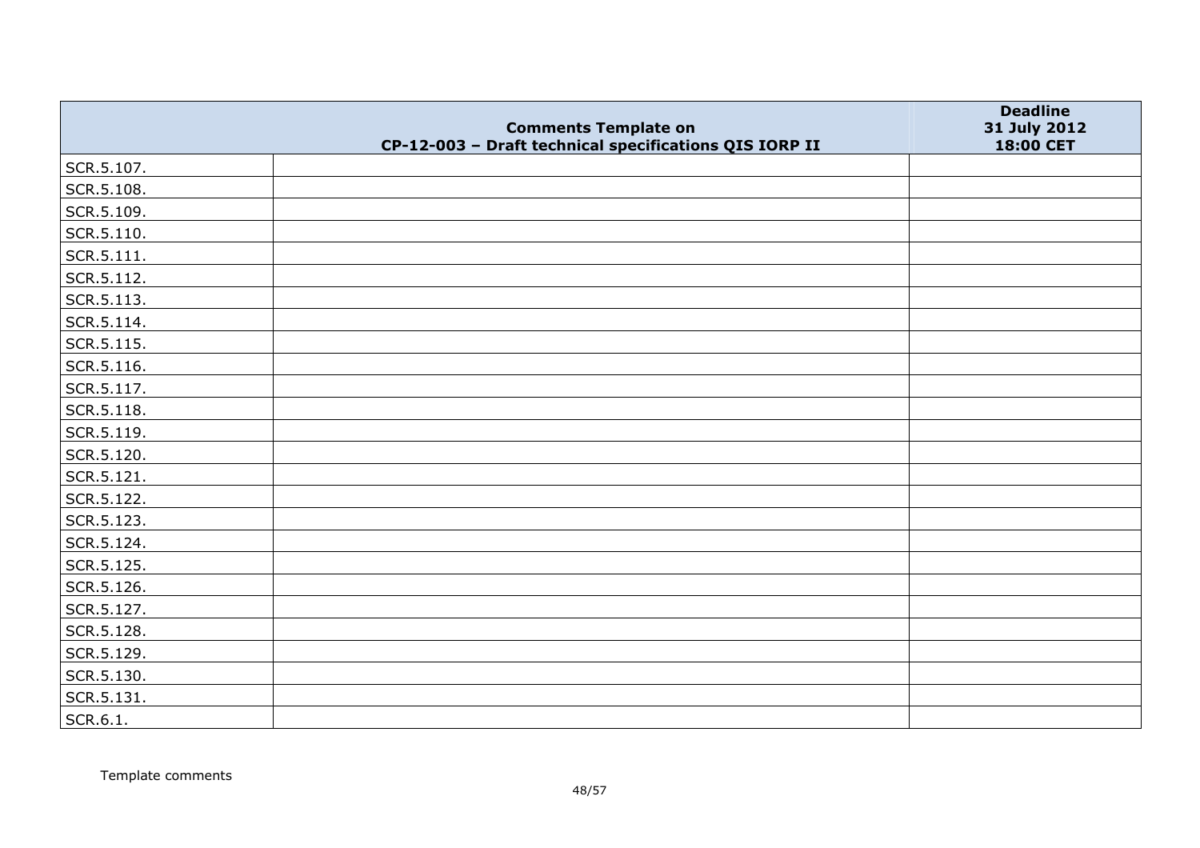| Comments Template on CP-12-003 – Draft technical specifications QIS IORP II | | Deadline 31 July 2012 18:00 CET |
|---|---|---|
| SCR.5.107. | | |
| SCR.5.108. | | |
| SCR.5.109. | | |
| SCR.5.110. | | |
| SCR.5.111. | | |
| SCR.5.112. | | |
| SCR.5.113. | | |
| SCR.5.114. | | |
| SCR.5.115. | | |
| SCR.5.116. | | |
| SCR.5.117. | | |
| SCR.5.118. | | |
| SCR.5.119. | | |
| SCR.5.120. | | |
| SCR.5.121. | | |
| SCR.5.122. | | |
| SCR.5.123. | | |
| SCR.5.124. | | |
| SCR.5.125. | | |
| SCR.5.126. | | |
| SCR.5.127. | | |
| SCR.5.128. | | |
| SCR.5.129. | | |
| SCR.5.130. | | |
| SCR.5.131. | | |
| SCR.6.1. | | |

Template comments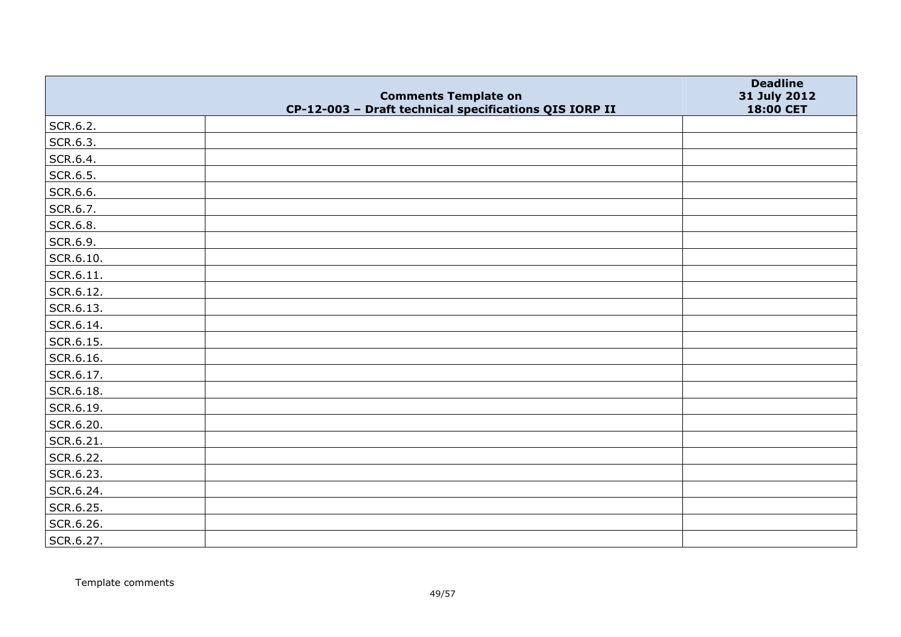| | Comments Template on CP-12-003 – Draft technical specifications QIS IORP II | Deadline 31 July 2012 18:00 CET |
|---|---|---|
| SCR.6.2. | | |
| SCR.6.3. | | |
| SCR.6.4. | | |
| SCR.6.5. | | |
| SCR.6.6. | | |
| SCR.6.7. | | |
| SCR.6.8. | | |
| SCR.6.9. | | |
| SCR.6.10. | | |
| SCR.6.11. | | |
| SCR.6.12. | | |
| SCR.6.13. | | |
| SCR.6.14. | | |
| SCR.6.15. | | |
| SCR.6.16. | | |
| SCR.6.17. | | |
| SCR.6.18. | | |
| SCR.6.19. | | |
| SCR.6.20. | | |
| SCR.6.21. | | |
| SCR.6.22. | | |
| SCR.6.23. | | |
| SCR.6.24. | | |
| SCR.6.25. | | |
| SCR.6.26. | | |
| SCR.6.27. | | |

Template comments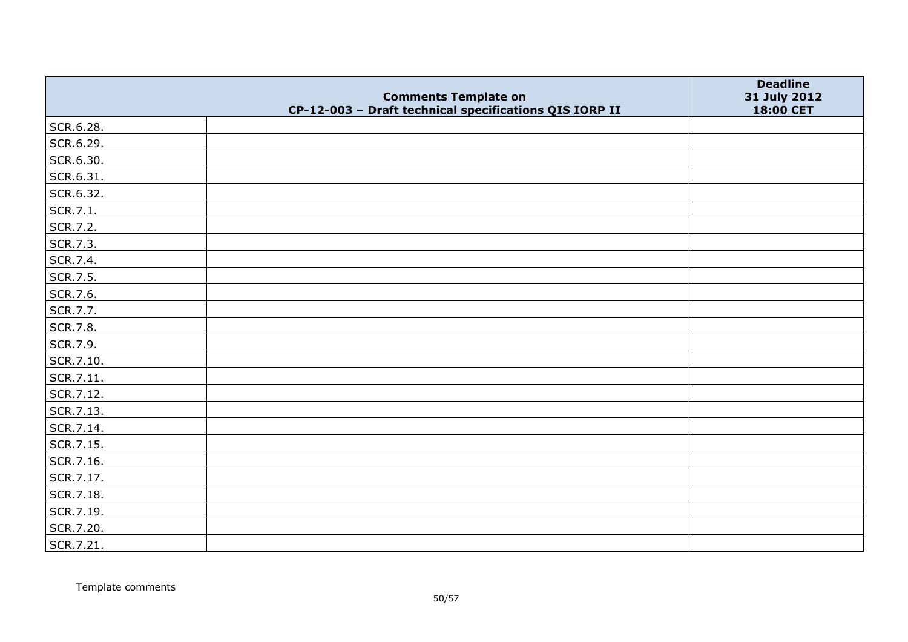| | Comments Template on CP-12-003 – Draft technical specifications QIS IORP II | Deadline 31 July 2012 18:00 CET |
|---|---|---|
| SCR.6.28. | | |
| SCR.6.29. | | |
| SCR.6.30. | | |
| SCR.6.31. | | |
| SCR.6.32. | | |
| SCR.7.1. | | |
| SCR.7.2. | | |
| SCR.7.3. | | |
| SCR.7.4. | | |
| SCR.7.5. | | |
| SCR.7.6. | | |
| SCR.7.7. | | |
| SCR.7.8. | | |
| SCR.7.9. | | |
| SCR.7.10. | | |
| SCR.7.11. | | |
| SCR.7.12. | | |
| SCR.7.13. | | |
| SCR.7.14. | | |
| SCR.7.15. | | |
| SCR.7.16. | | |
| SCR.7.17. | | |
| SCR.7.18. | | |
| SCR.7.19. | | |
| SCR.7.20. | | |
| SCR.7.21. | | |

Template comments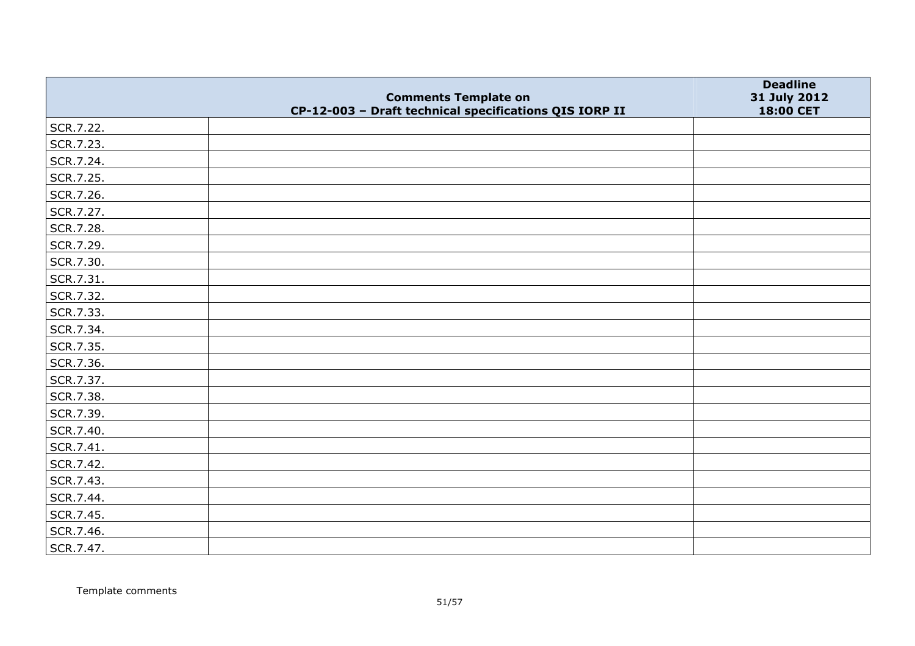| | Comments Template on CP-12-003 – Draft technical specifications QIS IORP II | Deadline 31 July 2012 18:00 CET |
|---|---|---|
| SCR.7.22. | | |
| SCR.7.23. | | |
| SCR.7.24. | | |
| SCR.7.25. | | |
| SCR.7.26. | | |
| SCR.7.27. | | |
| SCR.7.28. | | |
| SCR.7.29. | | |
| SCR.7.30. | | |
| SCR.7.31. | | |
| SCR.7.32. | | |
| SCR.7.33. | | |
| SCR.7.34. | | |
| SCR.7.35. | | |
| SCR.7.36. | | |
| SCR.7.37. | | |
| SCR.7.38. | | |
| SCR.7.39. | | |
| SCR.7.40. | | |
| SCR.7.41. | | |
| SCR.7.42. | | |
| SCR.7.43. | | |
| SCR.7.44. | | |
| SCR.7.45. | | |
| SCR.7.46. | | |
| SCR.7.47. | | |

Template comments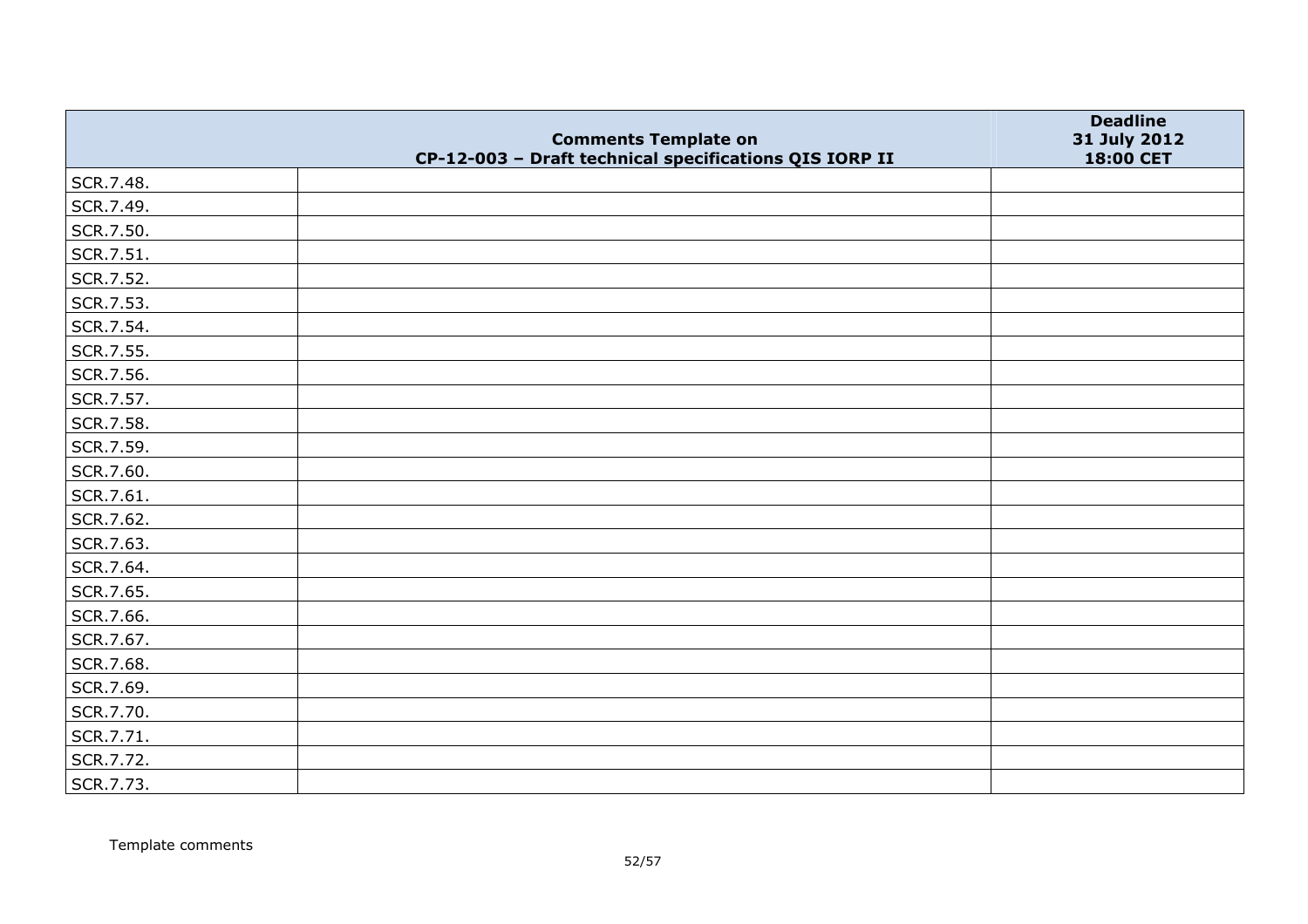|  | Comments Template on CP-12-003 – Draft technical specifications QIS IORP II | Deadline 31 July 2012 18:00 CET |
|---|---|---|
| SCR.7.48. |  |  |
| SCR.7.49. |  |  |
| SCR.7.50. |  |  |
| SCR.7.51. |  |  |
| SCR.7.52. |  |  |
| SCR.7.53. |  |  |
| SCR.7.54. |  |  |
| SCR.7.55. |  |  |
| SCR.7.56. |  |  |
| SCR.7.57. |  |  |
| SCR.7.58. |  |  |
| SCR.7.59. |  |  |
| SCR.7.60. |  |  |
| SCR.7.61. |  |  |
| SCR.7.62. |  |  |
| SCR.7.63. |  |  |
| SCR.7.64. |  |  |
| SCR.7.65. |  |  |
| SCR.7.66. |  |  |
| SCR.7.67. |  |  |
| SCR.7.68. |  |  |
| SCR.7.69. |  |  |
| SCR.7.70. |  |  |
| SCR.7.71. |  |  |
| SCR.7.72. |  |  |
| SCR.7.73. |  |  |

Template comments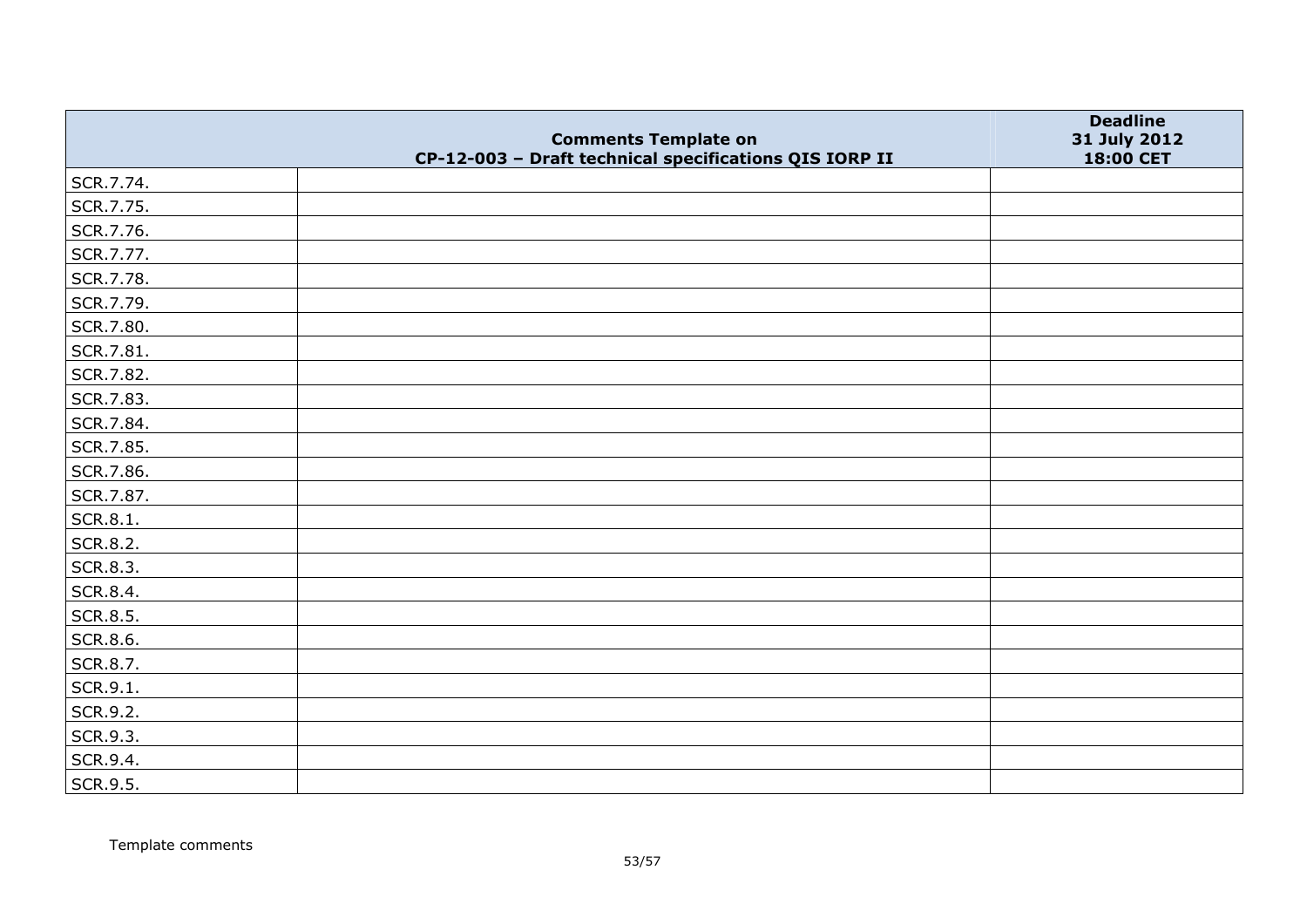| | Comments Template on CP-12-003 – Draft technical specifications QIS IORP II | Deadline 31 July 2012 18:00 CET |
|---|---|---|
| SCR.7.74. | | |
| SCR.7.75. | | |
| SCR.7.76. | | |
| SCR.7.77. | | |
| SCR.7.78. | | |
| SCR.7.79. | | |
| SCR.7.80. | | |
| SCR.7.81. | | |
| SCR.7.82. | | |
| SCR.7.83. | | |
| SCR.7.84. | | |
| SCR.7.85. | | |
| SCR.7.86. | | |
| SCR.7.87. | | |
| SCR.8.1. | | |
| SCR.8.2. | | |
| SCR.8.3. | | |
| SCR.8.4. | | |
| SCR.8.5. | | |
| SCR.8.6. | | |
| SCR.8.7. | | |
| SCR.9.1. | | |
| SCR.9.2. | | |
| SCR.9.3. | | |
| SCR.9.4. | | |
| SCR.9.5. | | |

Template comments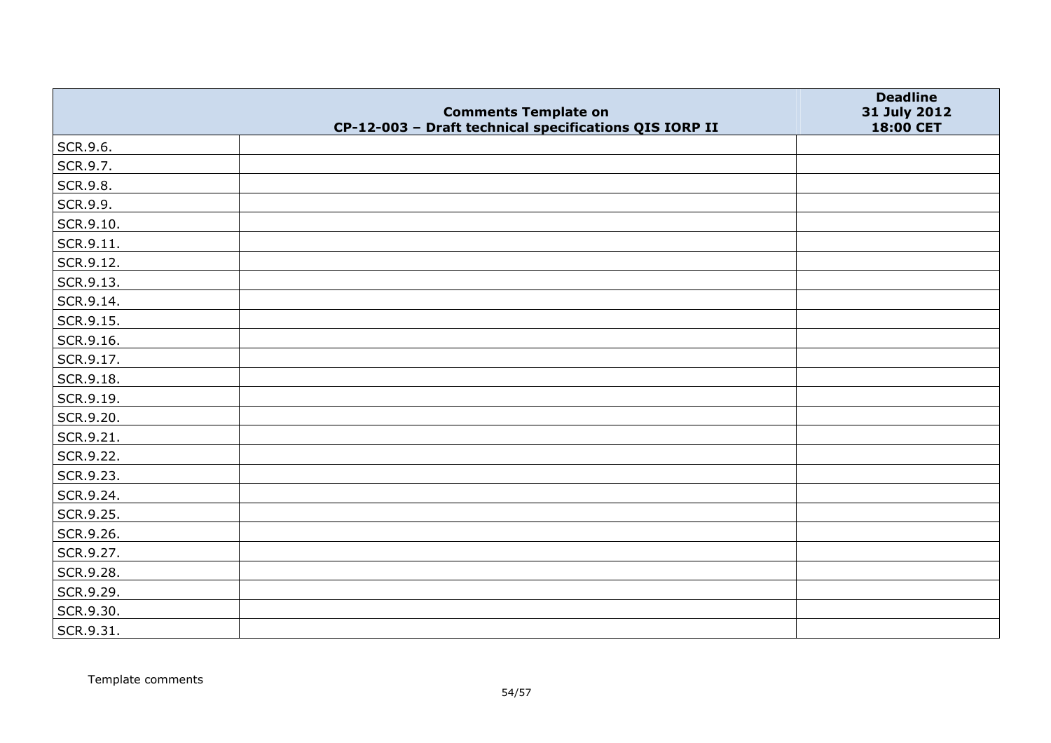| | Comments Template on CP-12-003 – Draft technical specifications QIS IORP II | Deadline 31 July 2012 18:00 CET |
|---|---|---|
| SCR.9.6. | | |
| SCR.9.7. | | |
| SCR.9.8. | | |
| SCR.9.9. | | |
| SCR.9.10. | | |
| SCR.9.11. | | |
| SCR.9.12. | | |
| SCR.9.13. | | |
| SCR.9.14. | | |
| SCR.9.15. | | |
| SCR.9.16. | | |
| SCR.9.17. | | |
| SCR.9.18. | | |
| SCR.9.19. | | |
| SCR.9.20. | | |
| SCR.9.21. | | |
| SCR.9.22. | | |
| SCR.9.23. | | |
| SCR.9.24. | | |
| SCR.9.25. | | |
| SCR.9.26. | | |
| SCR.9.27. | | |
| SCR.9.28. | | |
| SCR.9.29. | | |
| SCR.9.30. | | |
| SCR.9.31. | | |

Template comments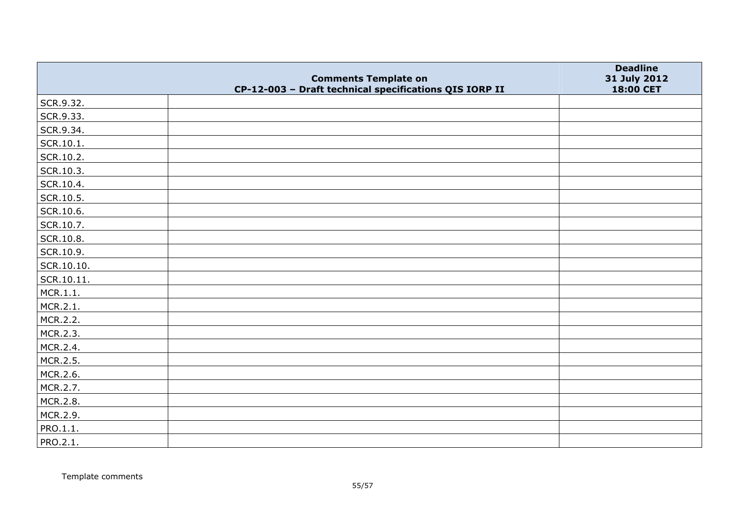| | Comments Template on CP-12-003 – Draft technical specifications QIS IORP II | Deadline 31 July 2012 18:00 CET |
|---|---|---|
| SCR.9.32. | | |
| SCR.9.33. | | |
| SCR.9.34. | | |
| SCR.10.1. | | |
| SCR.10.2. | | |
| SCR.10.3. | | |
| SCR.10.4. | | |
| SCR.10.5. | | |
| SCR.10.6. | | |
| SCR.10.7. | | |
| SCR.10.8. | | |
| SCR.10.9. | | |
| SCR.10.10. | | |
| SCR.10.11. | | |
| MCR.1.1. | | |
| MCR.2.1. | | |
| MCR.2.2. | | |
| MCR.2.3. | | |
| MCR.2.4. | | |
| MCR.2.5. | | |
| MCR.2.6. | | |
| MCR.2.7. | | |
| MCR.2.8. | | |
| MCR.2.9. | | |
| PRO.1.1. | | |
| PRO.2.1. | | |

Template comments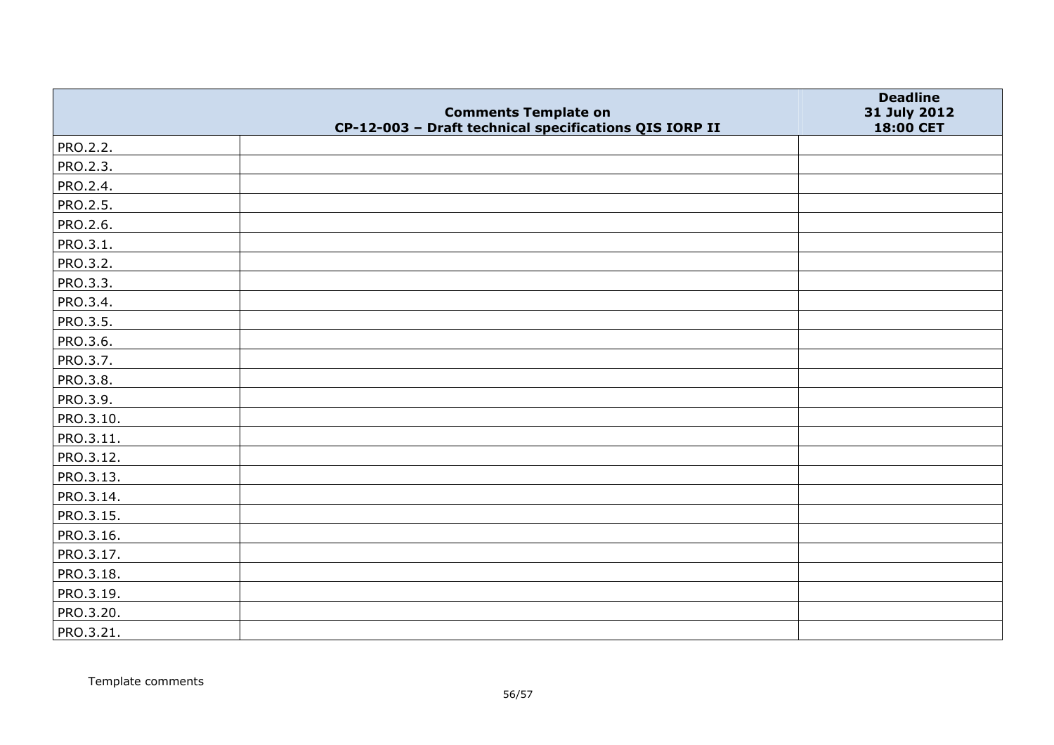|  | Comments Template on CP-12-003 – Draft technical specifications QIS IORP II | Deadline 31 July 2012 18:00 CET |
|---|---|---|
| PRO.2.2. |  |  |
| PRO.2.3. |  |  |
| PRO.2.4. |  |  |
| PRO.2.5. |  |  |
| PRO.2.6. |  |  |
| PRO.3.1. |  |  |
| PRO.3.2. |  |  |
| PRO.3.3. |  |  |
| PRO.3.4. |  |  |
| PRO.3.5. |  |  |
| PRO.3.6. |  |  |
| PRO.3.7. |  |  |
| PRO.3.8. |  |  |
| PRO.3.9. |  |  |
| PRO.3.10. |  |  |
| PRO.3.11. |  |  |
| PRO.3.12. |  |  |
| PRO.3.13. |  |  |
| PRO.3.14. |  |  |
| PRO.3.15. |  |  |
| PRO.3.16. |  |  |
| PRO.3.17. |  |  |
| PRO.3.18. |  |  |
| PRO.3.19. |  |  |
| PRO.3.20. |  |  |
| PRO.3.21. |  |  |

Template comments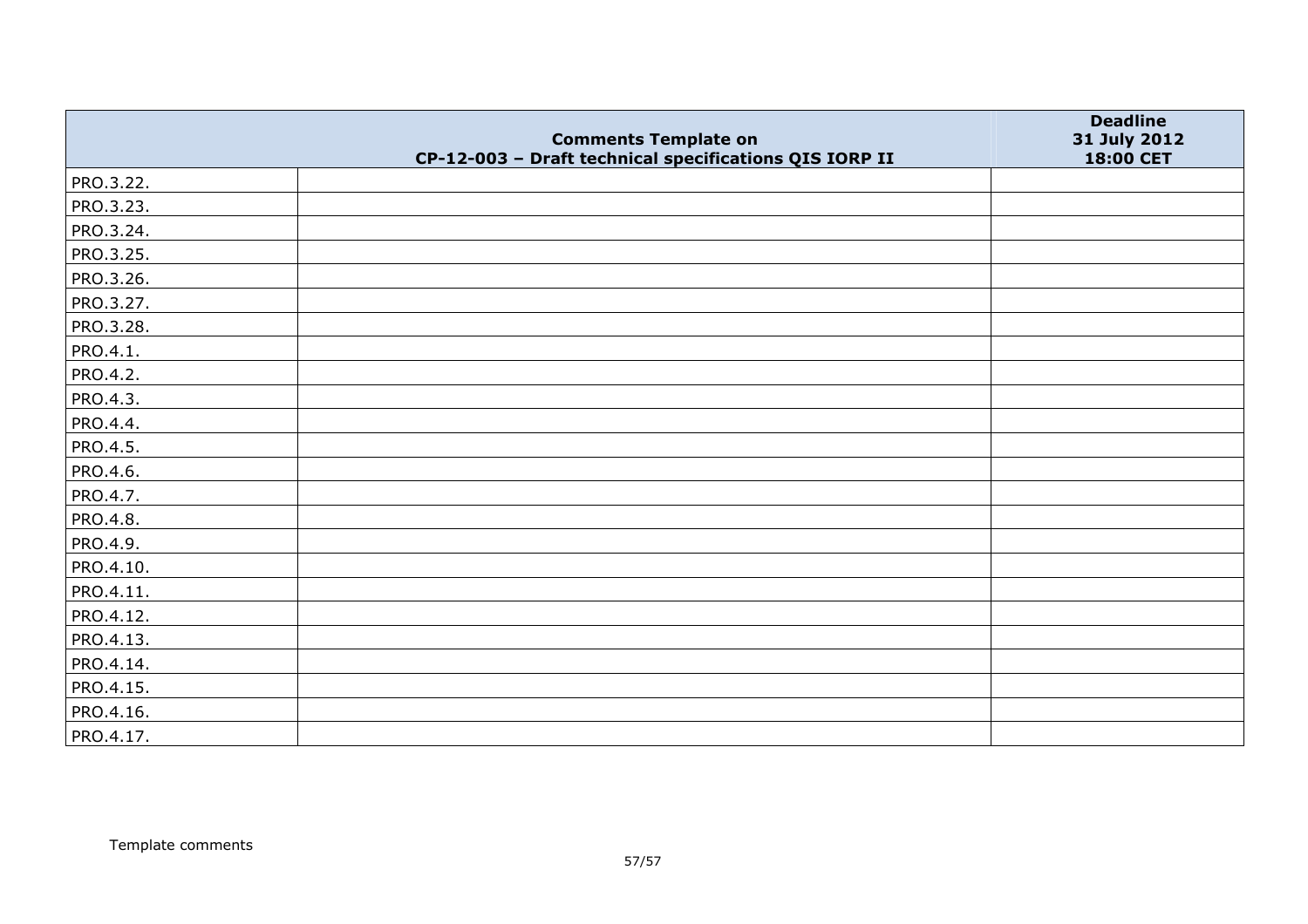| | Comments Template on CP-12-003 – Draft technical specifications QIS IORP II | Deadline 31 July 2012 18:00 CET |
|---|---|---|
| PRO.3.22. | | |
| PRO.3.23. | | |
| PRO.3.24. | | |
| PRO.3.25. | | |
| PRO.3.26. | | |
| PRO.3.27. | | |
| PRO.3.28. | | |
| PRO.4.1. | | |
| PRO.4.2. | | |
| PRO.4.3. | | |
| PRO.4.4. | | |
| PRO.4.5. | | |
| PRO.4.6. | | |
| PRO.4.7. | | |
| PRO.4.8. | | |
| PRO.4.9. | | |
| PRO.4.10. | | |
| PRO.4.11. | | |
| PRO.4.12. | | |
| PRO.4.13. | | |
| PRO.4.14. | | |
| PRO.4.15. | | |
| PRO.4.16. | | |
| PRO.4.17. | | |

Template comments